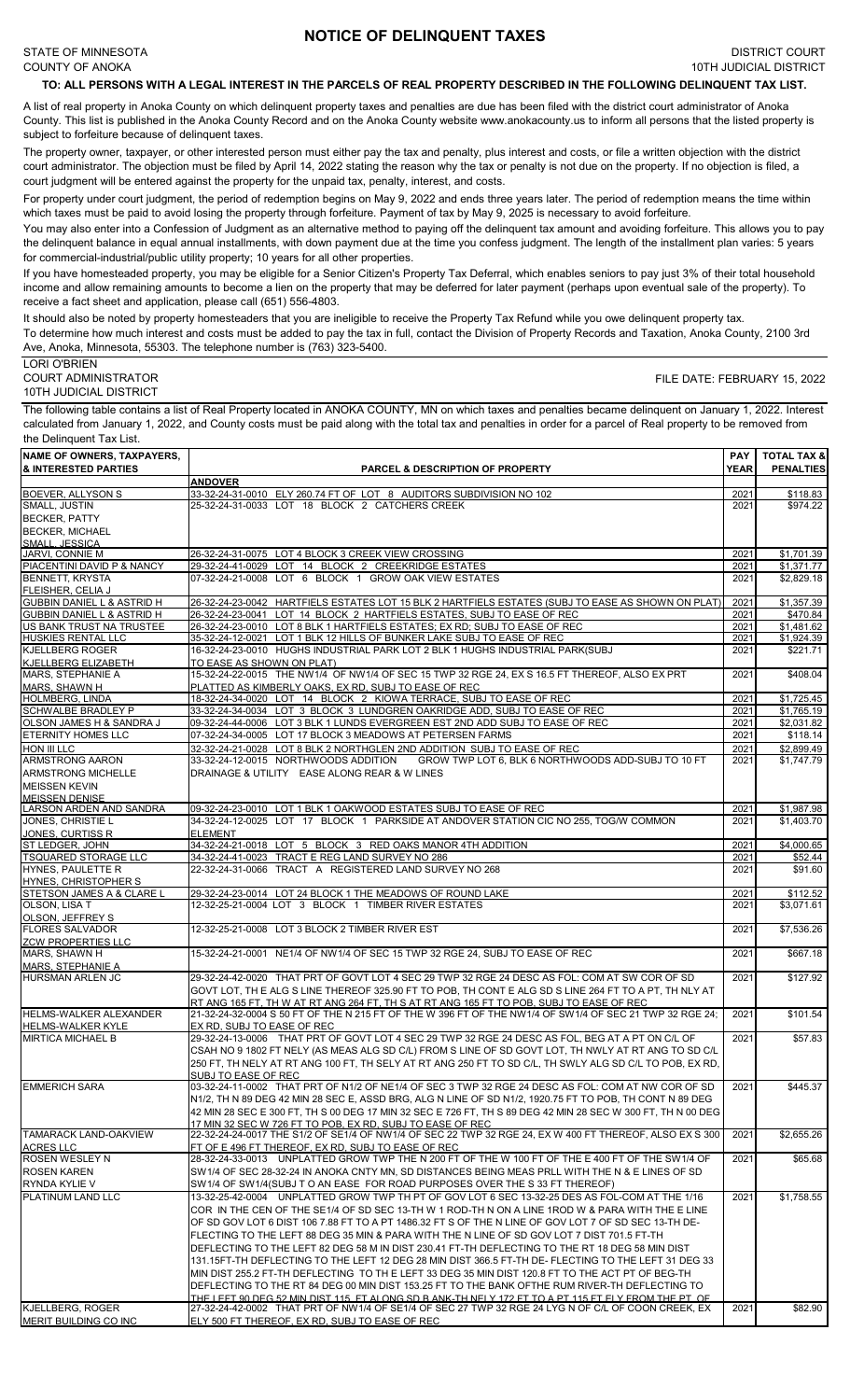# NOTICE OF DELINQUENT TAXES

STATE OF MINNESOTA
COUNTY OF ANOKA

DISTRICT COURT
10TH JUDICIAL DISTRICT

**TO: ALL PERSONS WITH A LEGAL INTEREST IN THE PARCELS OF REAL PROPERTY DESCRIBED IN THE FOLLOWING DELINQUENT TAX LIST.**

A list of real property in Anoka County on which delinquent property taxes and penalties are due has been filed with the district court administrator of Anoka County. This list is published in the Anoka County Record and on the Anoka County website www.anokacounty.us to inform all persons that the listed property is subject to forfeiture because of delinquent taxes.

The property owner, taxpayer, or other interested person must either pay the tax and penalty, plus interest and costs, or file a written objection with the district court administrator. The objection must be filed by April 14, 2022 stating the reason why the tax or penalty is not due on the property. If no objection is filed, a court judgment will be entered against the property for the unpaid tax, penalty, interest, and costs.

For property under court judgment, the period of redemption begins on May 9, 2022 and ends three years later. The period of redemption means the time within which taxes must be paid to avoid losing the property through forfeiture. Payment of tax by May 9, 2025 is necessary to avoid forfeiture.

You may also enter into a Confession of Judgment as an alternative method to paying off the delinquent tax amount and avoiding forfeiture. This allows you to pay the delinquent balance in equal annual installments, with down payment due at the time you confess judgment. The length of the installment plan varies: 5 years for commercial-industrial/public utility property; 10 years for all other properties.

If you have homesteaded property, you may be eligible for a Senior Citizen's Property Tax Deferral, which enables seniors to pay just 3% of their total household income and allow remaining amounts to become a lien on the property that may be deferred for later payment (perhaps upon eventual sale of the property). To receive a fact sheet and application, please call (651) 556-4803.

It should also be noted by property homesteaders that you are ineligible to receive the Property Tax Refund while you owe delinquent property tax.

To determine how much interest and costs must be added to pay the tax in full, contact the Division of Property Records and Taxation, Anoka County, 2100 3rd Ave, Anoka, Minnesota, 55303. The telephone number is (763) 323-5400.

LORI O'BRIEN
COURT ADMINISTRATOR
10TH JUDICIAL DISTRICT

FILE DATE: FEBRUARY 15, 2022

The following table contains a list of Real Property located in ANOKA COUNTY, MN on which taxes and penalties became delinquent on January 1, 2022. Interest calculated from January 1, 2022, and County costs must be paid along with the total tax and penalties in order for a parcel of Real property to be removed from the Delinquent Tax List.

| NAME OF OWNERS, TAXPAYERS, & INTERESTED PARTIES | PARCEL & DESCRIPTION OF PROPERTY | PAY YEAR | TOTAL TAX & PENALTIES |
|---|---|---|---|
| | **ANDOVER** | | |
| BOEVER, ALLYSON S | 33-32-24-31-0010 ELY 260.74 FT OF LOT 8 AUDITORS SUBDIVISION NO 102 | 2021 | $118.83 |
| SMALL, JUSTIN | 25-32-24-31-0033 LOT 18 BLOCK 2 CATCHERS CREEK | 2021 | $974.22 |
| BECKER, PATTY | | | |
| BECKER, MICHAEL | | | |
| SMALL, JESSICA | | | |
| JARVI, CONNIE M | 26-32-24-31-0075 LOT 4 BLOCK 3 CREEK VIEW CROSSING | 2021 | $1,701.39 |
| PIACENTINI DAVID P & NANCY | 29-32-24-41-0029 LOT 14 BLOCK 2 CREEKRIDGE ESTATES | 2021 | $1,371.77 |
| BENNETT, KRYSTA | 07-32-24-21-0008 LOT 6 BLOCK 1 GROW OAK VIEW ESTATES | 2021 | $2,829.18 |
| FLEISHER, CELIA J | | | |
| GUBBIN DANIEL L & ASTRID H | 26-32-24-23-0042 HARTFIELS ESTATES LOT 15 BLK 2 HARTFIELS ESTATES (SUBJ TO EASE AS SHOWN ON PLAT) | 2021 | $1,357.39 |
| GUBBIN DANIEL L & ASTRID H | 26-32-24-23-0041 LOT 14 BLOCK 2 HARTFIELS ESTATES, SUBJ TO EASE OF REC | 2021 | $470.84 |
| US BANK TRUST NA TRUSTEE | 26-32-24-23-0010 LOT 8 BLK 1 HARTFIELS ESTATES; EX RD; SUBJ TO EASE OF REC | 2021 | $1,481.62 |
| HUSKIES RENTAL LLC | 35-32-24-12-0021 LOT 1 BLK 12 HILLS OF BUNKER LAKE SUBJ TO EASE OF REC | 2021 | $1,924.39 |
| KJELLBERG ROGER | 16-32-24-23-0010 HUGHS INDUSTRIAL PARK LOT 2 BLK 1 HUGHS INDUSTRIAL PARK(SUBJ | 2021 | $221.71 |
| KJELLBERG ELIZABETH | TO EASE AS SHOWN ON PLAT) | | |
| MARS, STEPHANIE A | 15-32-24-22-0015 THE NW1/4 OF NW1/4 OF SEC 15 TWP 32 RGE 24, EX S 16.5 FT THEREOF, ALSO EX PRT | 2021 | $408.04 |
| MARS, SHAWN H | PLATTED AS KIMBERLY OAKS, EX RD, SUBJ TO EASE OF REC | | |
| HOLMBERG, LINDA | 18-32-24-34-0020 LOT 14 BLOCK 2 KIOWA TERRACE, SUBJ TO EASE OF REC | 2021 | $1,725.45 |
| SCHWALBE BRADLEY P | 33-32-24-34-0034 LOT 3 BLOCK 3 LUNDGREN OAKRIDGE ADD, SUBJ TO EASE OF REC | 2021 | $1,765.19 |
| OLSON JAMES H & SANDRA J | 09-32-24-44-0006 LOT 3 BLK 1 LUNDS EVERGREEN EST 2ND ADD SUBJ TO EASE OF REC | 2021 | $2,031.82 |
| ETERNITY HOMES LLC | 07-32-24-34-0005 LOT 17 BLOCK 3 MEADOWS AT PETERSEN FARMS | 2021 | $118.14 |
| HON III LLC | 32-32-24-21-0028 LOT 8 BLK 2 NORTHGLEN 2ND ADDITION SUBJ TO EASE OF REC | 2021 | $2,899.49 |
| ARMSTRONG AARON | 33-32-24-12-0015 NORTHWOODS ADDITION GROW TWP LOT 6, BLK 6 NORTHWOODS ADD-SUBJ TO 10 FT | 2021 | $1,747.79 |
| ARMSTRONG MICHELLE | DRAINAGE & UTILITY EASE ALONG REAR & W LINES | | |
| MEISSEN KEVIN | | | |
| MEISSEN DENISE | | | |
| LARSON ARDEN AND SANDRA | 09-32-24-23-0010 LOT 1 BLK 1 OAKWOOD ESTATES SUBJ TO EASE OF REC | 2021 | $1,987.98 |
| JONES, CHRISTIE L | 34-32-24-12-0025 LOT 17 BLOCK 1 PARKSIDE AT ANDOVER STATION CIC NO 255, TOG/W COMMON | 2021 | $1,403.70 |
| JONES, CURTISS R | ELEMENT | | |
| ST LEDGER, JOHN | 34-32-24-21-0018 LOT 5 BLOCK 3 RED OAKS MANOR 4TH ADDITION | 2021 | $4,000.65 |
| TSQUARED STORAGE LLC | 34-32-24-41-0023 TRACT E REG LAND SURVEY NO 286 | 2021 | $52.44 |
| HYNES, PAULETTE R | 22-32-24-31-0066 TRACT A REGISTERED LAND SURVEY NO 268 | 2021 | $91.60 |
| HYNES, CHRISTOPHER S | | | |
| STETSON JAMES A & CLARE L | 29-32-24-23-0014 LOT 24 BLOCK 1 THE MEADOWS OF ROUND LAKE | 2021 | $112.52 |
| OLSON, LISA T | 12-32-25-21-0004 LOT 3 BLOCK 1 TIMBER RIVER ESTATES | 2021 | $3,071.61 |
| OLSON, JEFFREY S | | | |
| FLORES SALVADOR | 12-32-25-21-0008 LOT 3 BLOCK 2 TIMBER RIVER EST | 2021 | $7,536.26 |
| ZCW PROPERTIES LLC | | | |
| MARS, SHAWN H | 15-32-24-21-0001 NE1/4 OF NW1/4 OF SEC 15 TWP 32 RGE 24, SUBJ TO EASE OF REC | 2021 | $667.18 |
| MARS, STEPHANIE A | | | |
| HURSMAN ARLEN JC | 29-32-24-42-0020 THAT PRT OF GOVT LOT 4 SEC 29 TWP 32 RGE 24 DESC AS FOL: COM AT SW COR OF SD GOVT LOT, TH E ALG S LINE THEREOF 325.90 FT TO POB, TH CONT E ALG SD S LINE 264 FT TO A PT, TH NLY AT RT ANG 165 FT, TH W AT RT ANG 264 FT, TH S AT RT ANG 165 FT TO POB, SUBJ TO EASE OF REC | 2021 | $127.92 |
| HELMS-WALKER ALEXANDER | 21-32-24-32-0004 S 50 FT OF THE N 215 FT OF THE W 396 FT OF THE NW1/4 OF SW1/4 OF SEC 21 TWP 32 RGE 24; | 2021 | $101.54 |
| HELMS-WALKER KYLE | EX RD, SUBJ TO EASE OF REC | | |
| MIRTICA MICHAEL B | 29-32-24-13-0006 THAT PRT OF GOVT LOT 4 SEC 29 TWP 32 RGE 24 DESC AS FOL, BEG AT A PT ON C/L OF CSAH NO 9 1802 FT NELY (AS MEAS ALG SD C/L) FROM S LINE OF SD GOVT LOT, TH NWLY AT RT ANG TO SD C/L 250 FT, TH NELY AT RT ANG 100 FT, TH SELY AT RT ANG 250 FT TO SD C/L, TH SWLY ALG SD C/L TO POB, EX RD, SUBJ TO EASE OF REC | 2021 | $57.83 |
| EMMERICH SARA | 03-32-24-11-0002 THAT PRT OF N1/2 OF NE1/4 OF SEC 3 TWP 32 RGE 24 DESC AS FOL: COM AT NW COR OF SD N1/2, TH N 89 DEG 42 MIN 28 SEC E, ASSD BRG, ALG N LINE OF SD N1/2, 1920.75 FT TO POB, TH CONT N 89 DEG 42 MIN 28 SEC E 300 FT, TH S 00 DEG 17 MIN 32 SEC E 726 FT, TH S 89 DEG 42 MIN 28 SEC W 300 FT, TH N 00 DEG 17 MIN 32 SEC W 726 FT TO POB, EX RD, SUBJ TO EASE OF REC | 2021 | $445.37 |
| TAMARACK LAND-OAKVIEW | 22-32-24-24-0017 THE S1/2 OF SE1/4 OF NW1/4 OF SEC 22 TWP 32 RGE 24, EX W 400 FT THEREOF, ALSO EX S 300 | 2021 | $2,655.26 |
| ACRES LLC | FT OF E 496 FT THEREOF, EX RD, SUBJ TO EASE OF REC | | |
| ROSEN WESLEY N | 28-32-24-33-0013 UNPLATTED GROW TWP THE N 200 FT OF THE W 100 FT OF THE E 400 FT OF THE SW1/4 OF | 2021 | $65.68 |
| ROSEN KAREN | SW1/4 OF SEC 28-32-24 IN ANOKA CNTY MN, SD DISTANCES BEING MEAS PRLL WITH THE N & E LINES OF SD | | |
| RYNDA KYLIE V | SW1/4 OF SW1/4(SUBJ T O AN EASE FOR ROAD PURPOSES OVER THE S 33 FT THEREOF) | | |
| PLATINUM LAND LLC | 13-32-25-42-0004 UNPLATTED GROW TWP TH PT OF GOV LOT 6 SEC 13-32-25 DES AS FOL-COM AT THE 1/16 COR IN THE CEN OF THE SE1/4 OF SD SEC 13-TH W 1 ROD-TH N ON A LINE 1ROD W & PARA WITH THE E LINE OF SD GOV LOT 6 DIST 106 7.88 FT TO A PT 1486.32 FT S OF THE N LINE OF GOV LOT 7 OF SD SEC 13-TH DE-FLECTING TO THE LEFT 88 DEG 35 MIN & PARA WITH THE N LINE OF SD GOV LOT 7 DIST 701.5 FT-TH DEFLECTING TO THE LEFT 82 DEG 58 M IN DIST 230.41 FT-TH DEFLECTING TO THE RT 18 DEG 58 MIN DIST 131.15FT-TH DEFLECTING TO THE LEFT 12 DEG 28 MIN DIST 366.5 FT-TH DE- FLECTING TO THE LEFT 31 DEG 33 MIN DIST 255.2 FT-TH DEFLECTING TO TH E LEFT 33 DEG 35 MIN DIST 120.8 FT TO THE ACT PT OF BEG-TH DEFLECTING TO THE RT 84 DEG 00 MIN DIST 153.25 FT TO THE BANK OFTHE RUM RIVER-TH DEFLECTING TO THE LEFT 90 DEG 52 MIN DIST 115 FT ALONG SD B ANK-TH NELY 172 FT TO A PT 115 FT ELY FROM THE PT OF | 2021 | $1,758.55 |
| KJELLBERG, ROGER | 27-32-24-42-0002 THAT PRT OF NW1/4 OF SE1/4 OF SEC 27 TWP 32 RGE 24 LYG N OF C/L OF COON CREEK, EX | 2021 | $82.90 |
| MERIT BUILDING CO INC | ELY 500 FT THEREOF, EX RD, SUBJ TO EASE OF REC | | |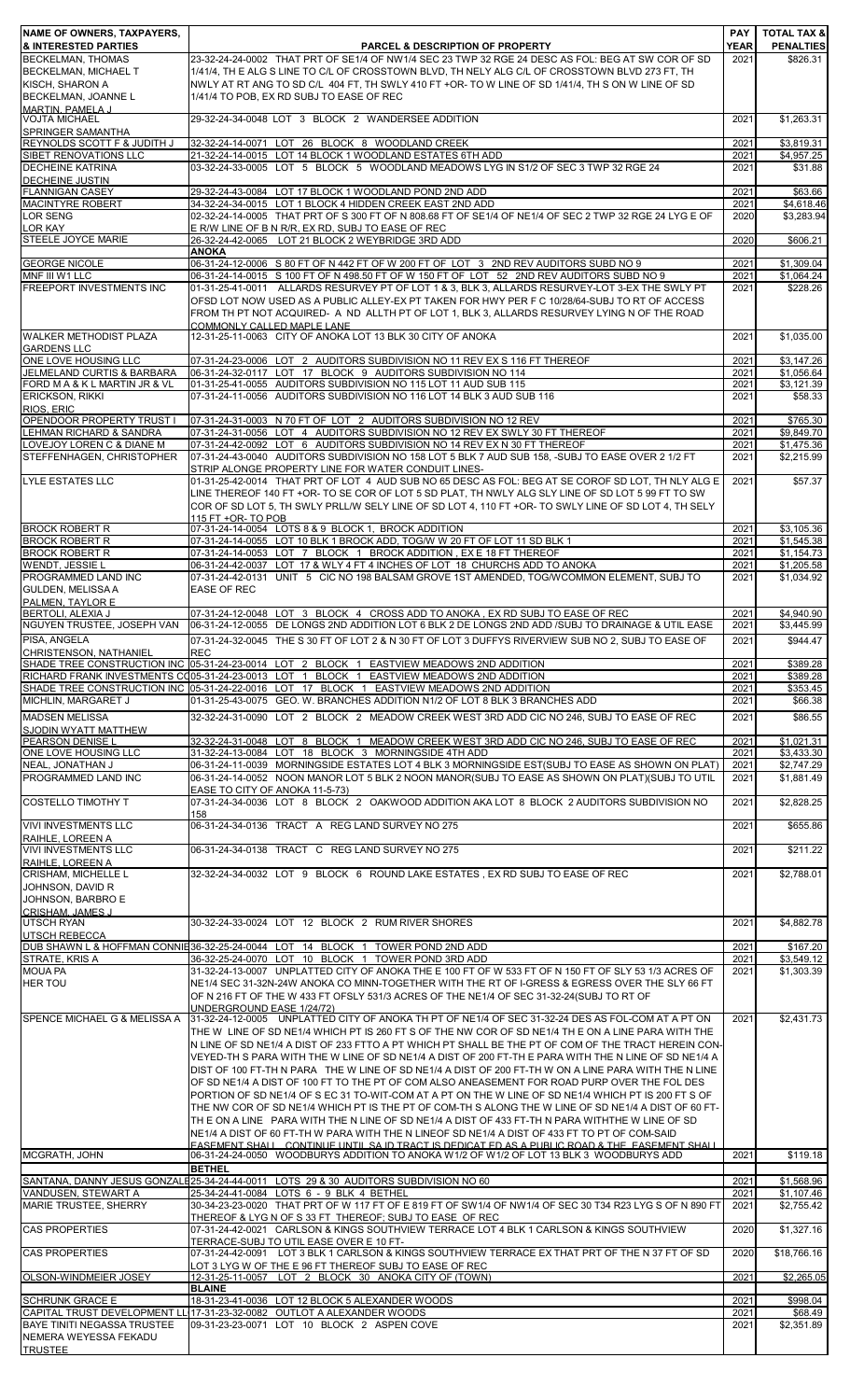| NAME OF OWNERS, TAXPAYERS, & INTERESTED PARTIES | PARCEL & DESCRIPTION OF PROPERTY | PAY YEAR | TOTAL TAX & PENALTIES |
|---|---|---|---|
| BECKELMAN, THOMAS<br>BECKELMAN, MICHAEL T<br>KISCH, SHARON A<br>BECKELMAN, JOANNE L<br>MARTIN, PAMELA J | 23-32-24-24-0002 THAT PRT OF SE1/4 OF NW1/4 SEC 23 TWP 32 RGE 24 DESC AS FOL: BEG AT SW COR OF SD 1/41/4, TH E ALG S LINE TO C/L OF CROSSTOWN BLVD, TH NELY ALG C/L OF CROSSTOWN BLVD 273 FT, TH NWLY AT RT ANG TO SD C/L 404 FT, TH SWLY 410 FT +OR- TO W LINE OF SD 1/41/4, TH S ON W LINE OF SD 1/41/4 TO POB, EX RD SUBJ TO EASE OF REC | 2021 | $826.31 |
| VOJTA MICHAEL<br>SPRINGER SAMANTHA | 29-32-24-34-0048 LOT 3 BLOCK 2 WANDERSEE ADDITION | 2021 | $1,263.31 |
| REYNOLDS SCOTT F & JUDITH J | 32-32-24-14-0071 LOT 26 BLOCK 8 WOODLAND CREEK | 2021 | $3,819.31 |
| SIBET RENOVATIONS LLC | 21-32-24-14-0015 LOT 14 BLOCK 1 WOODLAND ESTATES 6TH ADD | 2021 | $4,957.25 |
| DECHEINE KATRINA<br>DECHEINE JUSTIN | 03-32-24-33-0005 LOT 5 BLOCK 5 WOODLAND MEADOWS LYG IN S1/2 OF SEC 3 TWP 32 RGE 24 | 2021 | $31.88 |
| FLANNIGAN CASEY | 29-32-24-43-0084 LOT 17 BLOCK 1 WOODLAND POND 2ND ADD | 2021 | $63.66 |
| MACINTYRE ROBERT | 34-32-24-34-0015 LOT 1 BLOCK 4 HIDDEN CREEK EAST 2ND ADD | 2021 | $4,618.46 |
| LOR SENG<br>LOR KAY | 02-32-24-14-0005 THAT PRT OF S 300 FT OF N 808.68 FT OF SE1/4 OF NE1/4 OF SEC 2 TWP 32 RGE 24 LYG E OF E R/W LINE OF B N R/R, EX RD, SUBJ TO EASE OF REC | 2020 | $3,283.94 |
| STEELE JOYCE MARIE | 26-32-24-42-0065 LOT 21 BLOCK 2 WEYBRIDGE 3RD ADD | 2020 | $606.21 |
| | **ANOKA** | | |
| GEORGE NICOLE | 06-31-24-12-0006 S 80 FT OF N 442 FT OF W 200 FT OF LOT 3 2ND REV AUDITORS SUBD NO 9 | 2021 | $1,309.04 |
| MNF III W1 LLC | 06-31-24-14-0015 S 100 FT OF N 498.50 FT OF W 150 FT OF LOT 52 2ND REV AUDITORS SUBD NO 9 | 2021 | $1,064.24 |
| FREEPORT INVESTMENTS INC | 01-31-25-41-0011 ALLARDS RESURVEY PT OF LOT 1 & 3, BLK 3, ALLARDS RESURVEY-LOT 3-EX THE SWLY PT OFSD LOT NOW USED AS A PUBLIC ALLEY-EX PT TAKEN FOR HWY PER F C 10/28/64-SUBJ TO RT OF ACCESS FROM TH PT NOT ACQUIRED- A ND ALLTH PT OF LOT 1, BLK 3, ALLARDS RESURVEY LYING N OF THE ROAD COMMONLY CALLED MAPLE LANE | 2021 | $228.26 |
| WALKER METHODIST PLAZA GARDENS LLC | 12-31-25-11-0063 CITY OF ANOKA LOT 13 BLK 30 CITY OF ANOKA | 2021 | $1,035.00 |
| ONE LOVE HOUSING LLC | 07-31-24-23-0006 LOT 2 AUDITORS SUBDIVISION NO 11 REV EX S 116 FT THEREOF | 2021 | $3,147.26 |
| JELMELAND CURTIS & BARBARA | 06-31-24-32-0117 LOT 17 BLOCK 9 AUDITORS SUBDIVISION NO 114 | 2021 | $1,056.64 |
| FORD M A & K L MARTIN JR & VL | 01-31-25-41-0055 AUDITORS SUBDIVISION NO 115 LOT 11 AUD SUB 115 | 2021 | $3,121.39 |
| ERICKSON, RIKKI<br>RIOS, ERIC | 07-31-24-11-0056 AUDITORS SUBDIVISION NO 116 LOT 14 BLK 3 AUD SUB 116 | 2021 | $58.33 |
| OPENDOOR PROPERTY TRUST I | 07-31-24-31-0003 N 70 FT OF LOT 2 AUDITORS SUBDIVISION NO 12 REV | 2021 | $765.30 |
| LEHMAN RICHARD & SANDRA | 07-31-24-31-0056 LOT 4 AUDITORS SUBDIVISION NO 12 REV EX SWLY 30 FT THEREOF | 2021 | $9,849.70 |
| LOVEJOY LOREN C & DIANE M | 07-31-24-42-0092 LOT 6 AUDITORS SUBDIVISION NO 14 REV EX N 30 FT THEREOF | 2021 | $1,475.36 |
| STEFFENHAGEN, CHRISTOPHER | 07-31-24-43-0040 AUDITORS SUBDIVISION NO 158 LOT 5 BLK 7 AUD SUB 158, -SUBJ TO EASE OVER 2 1/2 FT STRIP ALONGE PROPERTY LINE FOR WATER CONDUIT LINES- | 2021 | $2,215.99 |
| LYLE ESTATES LLC | 01-31-25-42-0014 THAT PRT OF LOT 4 AUD SUB NO 65 DESC AS FOL: BEG AT SE COROF SD LOT, TH NLY ALG E LINE THEREOF 140 FT +OR- TO SE COR OF LOT 5 SD PLAT, TH NWLY ALG SLY LINE OF SD LOT 5 99 FT TO SW COR OF SD LOT 5, TH SWLY PRLL/W SELY LINE OF SD LOT 4, 110 FT +OR- TO SWLY LINE OF SD LOT 4, TH SELY 115 FT +OR- TO POB | 2021 | $57.37 |
| BROCK ROBERT R | 07-31-24-14-0054 LOTS 8 & 9 BLOCK 1, BROCK ADDITION | 2021 | $3,105.36 |
| BROCK ROBERT R | 07-31-24-14-0055 LOT 10 BLK 1 BROCK ADD, TOG/W W 20 FT OF LOT 11 SD BLK 1 | 2021 | $1,545.38 |
| BROCK ROBERT R | 07-31-24-14-0053 LOT 7 BLOCK 1 BROCK ADDITION , EX E 18 FT THEREOF | 2021 | $1,154.73 |
| WENDT, JESSIE L | 06-31-24-42-0037 LOT 17 & WLY 4 FT 4 INCHES OF LOT 18 CHURCHS ADD TO ANOKA | 2021 | $1,205.58 |
| PROGRAMMED LAND INC | 07-31-24-42-0131 UNIT 5 CIC NO 198 BALSAM GROVE 1ST AMENDED, TOG/WCOMMON ELEMENT, SUBJ TO EASE OF REC | 2021 | $1,034.92 |
| GULDEN, MELISSA A<br>PALMEN, TAYLOR E | | | |
| BERTOLI, ALEXIA J | 07-31-24-12-0048 LOT 3 BLOCK 4 CROSS ADD TO ANOKA , EX RD SUBJ TO EASE OF REC | 2021 | $4,940.90 |
| NGUYEN TRUSTEE, JOSEPH VAN | 06-31-24-12-0055 DE LONGS 2ND ADDITION LOT 6 BLK 2 DE LONGS 2ND ADD /SUBJ TO DRAINAGE & UTIL EASE | 2021 | $3,445.99 |
| PISA, ANGELA<br>CHRISTENSON, NATHANIEL | 07-31-24-32-0045 THE S 30 FT OF LOT 2 & N 30 FT OF LOT 3 DUFFYS RIVERVIEW SUB NO 2, SUBJ TO EASE OF REC | 2021 | $944.47 |
| SHADE TREE CONSTRUCTION INC | 05-31-24-23-0014 LOT 2 BLOCK 1 EASTVIEW MEADOWS 2ND ADDITION | 2021 | $389.28 |
| RICHARD FRANK INVESTMENTS CO | 05-31-24-23-0013 LOT 1 BLOCK 1 EASTVIEW MEADOWS 2ND ADDITION | 2021 | $389.28 |
| SHADE TREE CONSTRUCTION INC | 05-31-24-22-0016 LOT 17 BLOCK 1 EASTVIEW MEADOWS 2ND ADDITION | 2021 | $353.45 |
| MICHLIN, MARGARET J | 01-31-25-43-0075 GEO. W. BRANCHES ADDITION N1/2 OF LOT 8 BLK 3 BRANCHES ADD | 2021 | $66.38 |
| MADSEN MELISSA<br>SJODIN WYATT MATTHEW | 32-32-24-31-0090 LOT 2 BLOCK 2 MEADOW CREEK WEST 3RD ADD CIC NO 246, SUBJ TO EASE OF REC | 2021 | $86.55 |
| PEARSON DENISE L | 32-32-24-31-0048 LOT 8 BLOCK 1 MEADOW CREEK WEST 3RD ADD CIC NO 246, SUBJ TO EASE OF REC | 2021 | $1,021.31 |
| ONE LOVE HOUSING LLC | 31-32-24-13-0084 LOT 18 BLOCK 3 MORNINGSIDE 4TH ADD | 2021 | $3,433.30 |
| NEAL, JONATHAN J | 06-31-24-11-0039 MORNINGSIDE ESTATES LOT 4 BLK 3 MORNINGSIDE EST(SUBJ TO EASE AS SHOWN ON PLAT) | 2021 | $2,747.29 |
| PROGRAMMED LAND INC | 06-31-24-14-0052 NOON MANOR LOT 5 BLK 2 NOON MANOR(SUBJ TO EASE AS SHOWN ON PLAT)(SUBJ TO UTIL EASE TO CITY OF ANOKA 11-5-73) | 2021 | $1,881.49 |
| COSTELLO TIMOTHY T | 07-31-24-34-0036 LOT 8 BLOCK 2 OAKWOOD ADDITION AKA LOT 8 BLOCK 2 AUDITORS SUBDIVISION NO 158 | 2021 | $2,828.25 |
| VIVI INVESTMENTS LLC<br>RAIHLE, LOREEN A | 06-31-24-34-0136 TRACT A REG LAND SURVEY NO 275 | 2021 | $655.86 |
| VIVI INVESTMENTS LLC<br>RAIHLE, LOREEN A | 06-31-24-34-0138 TRACT C REG LAND SURVEY NO 275 | 2021 | $211.22 |
| CRISHAM, MICHELLE L<br>JOHNSON, DAVID R<br>JOHNSON, BARBRO E<br>CRISHAM, JAMES J | 32-32-24-34-0032 LOT 9 BLOCK 6 ROUND LAKE ESTATES , EX RD SUBJ TO EASE OF REC | 2021 | $2,788.01 |
| UTSCH RYAN<br>UTSCH REBECCA | 30-32-24-33-0024 LOT 12 BLOCK 2 RUM RIVER SHORES | 2021 | $4,882.78 |
| DUB SHAWN L & HOFFMAN CONNIE | 36-32-25-24-0044 LOT 14 BLOCK 1 TOWER POND 2ND ADD | 2021 | $167.20 |
| STRATE, KRIS A | 36-32-25-24-0070 LOT 10 BLOCK 1 TOWER POND 3RD ADD | 2021 | $3,549.12 |
| MOUA PA<br>HER TOU | 31-32-24-13-0007 UNPLATTED CITY OF ANOKA THE E 100 FT OF W 533 FT OF N 150 FT OF SLY 53 1/3 ACRES OF NE1/4 SEC 31-32N-24W ANOKA CO MINN-TOGETHER WITH THE RT OF I-GRESS & EGRESS OVER THE SLY 66 FT OF N 216 FT OF THE W 433 FT OFSLY 531/3 ACRES OF THE NE1/4 OF SEC 31-32-24(SUBJ TO RT OF UNDERGROUND EASE 1/24/72) | 2021 | $1,303.39 |
| SPENCE MICHAEL G & MELISSA A | 31-32-24-12-0005 UNPLATTED CITY OF ANOKA TH PT OF NE1/4 OF SEC 31-32-24 DES AS FOL-COM AT A PT ON THE W LINE OF SD NE1/4 WHICH PT IS 260 FT S OF THE NW COR OF SD NE1/4 TH E ON A LINE PARA WITH THE N LINE OF SD NE1/4 A DIST OF 233 FTTO A PT WHICH PT SHALL BE THE PT OF COM OF THE TRACT HEREIN CON-VEYED-TH S PARA WITH THE W LINE OF SD NE1/4 A DIST OF 200 FT-TH E PARA WITH THE N LINE OF SD NE1/4 A DIST OF 100 FT-TH N PARA THE W LINE OF SD NE1/4 A DIST OF 200 FT-TH W ON A LINE PARA WITH THE N LINE OF SD NE1/4 A DIST OF 100 FT TO THE PT OF COM ALSO ANEASEMENT FOR ROAD PURP OVER THE FOL DES PORTION OF SD NE1/4 OF S EC 31 TO-WIT-COM AT A PT ON THE W LINE OF SD NE1/4 WHICH PT IS 200 FT S OF THE NW COR OF SD NE1/4 WHICH PT IS THE PT OF COM-TH S ALONG THE W LINE OF SD NE1/4 A DIST OF 60 FT-TH E ON A LINE PARA WITH THE N LINE OF SD NE1/4 A DIST OF 433 FT-TH N PARA WITHTHE W LINE OF SD NE1/4 A DIST OF 60 FT-TH W PARA WITH THE N LINEOF SD NE1/4 A DIST OF 433 FT TO PT OF COM-SAID EASEMENT SHALL CONTINUE UNTIL SA ID TRACT IS DEDICAT ED AS A PUBLIC ROAD & THE EASEMENT SHALL | 2021 | $2,431.73 |
| MCGRATH, JOHN | 06-31-24-24-0050 WOODBURYS ADDITION TO ANOKA W1/2 OF W1/2 OF LOT 13 BLK 3 WOODBURYS ADD | 2021 | $119.18 |
| | **BETHEL** | | |
| SANTANA, DANNY JESUS GONZALEZ | 25-34-24-44-0011 LOTS 29 & 30 AUDITORS SUBDIVISION NO 60 | 2021 | $1,568.96 |
| VANDUSEN, STEWART A | 25-34-24-41-0084 LOTS 6 - 9 BLK 4 BETHEL | 2021 | $1,107.46 |
| MARIE TRUSTEE, SHERRY | 30-34-23-23-0020 THAT PRT OF W 117 FT OF E 819 FT OF SW1/4 OF NW1/4 OF SEC 30 T34 R23 LYG S OF N 890 FT THEREOF & LYG N OF S 33 FT THEREOF; SUBJ TO EASE OF REC | 2021 | $2,755.42 |
| CAS PROPERTIES | 07-31-24-42-0021 CARLSON & KINGS SOUTHVIEW TERRACE LOT 4 BLK 1 CARLSON & KINGS SOUTHVIEW TERRACE-SUBJ TO UTIL EASE OVER E 10 FT- | 2020 | $1,327.16 |
| CAS PROPERTIES | 07-31-24-42-0091 LOT 3 BLK 1 CARLSON & KINGS SOUTHVIEW TERRACE EX THAT PRT OF THE N 37 FT OF SD LOT 3 LYG W OF THE E 96 FT THEREOF SUBJ TO EASE OF REC | 2020 | $18,766.16 |
| OLSON-WINDMEIER JOSEY | 12-31-25-11-0057 LOT 2 BLOCK 30 ANOKA CITY OF (TOWN) | 2021 | $2,265.05 |
| | **BLAINE** | | |
| SCHRUNK GRACE E | 18-31-23-41-0036 LOT 12 BLOCK 5 ALEXANDER WOODS | 2021 | $998.04 |
| CAPITAL TRUST DEVELOPMENT LLC | 17-31-23-32-0082 OUTLOT A ALEXANDER WOODS | 2021 | $68.49 |
| BAYE TINITI NEGASSA TRUSTEE<br>NEMERA WEYESSA FEKADU TRUSTEE | 09-31-23-23-0071 LOT 10 BLOCK 2 ASPEN COVE | 2021 | $2,351.89 |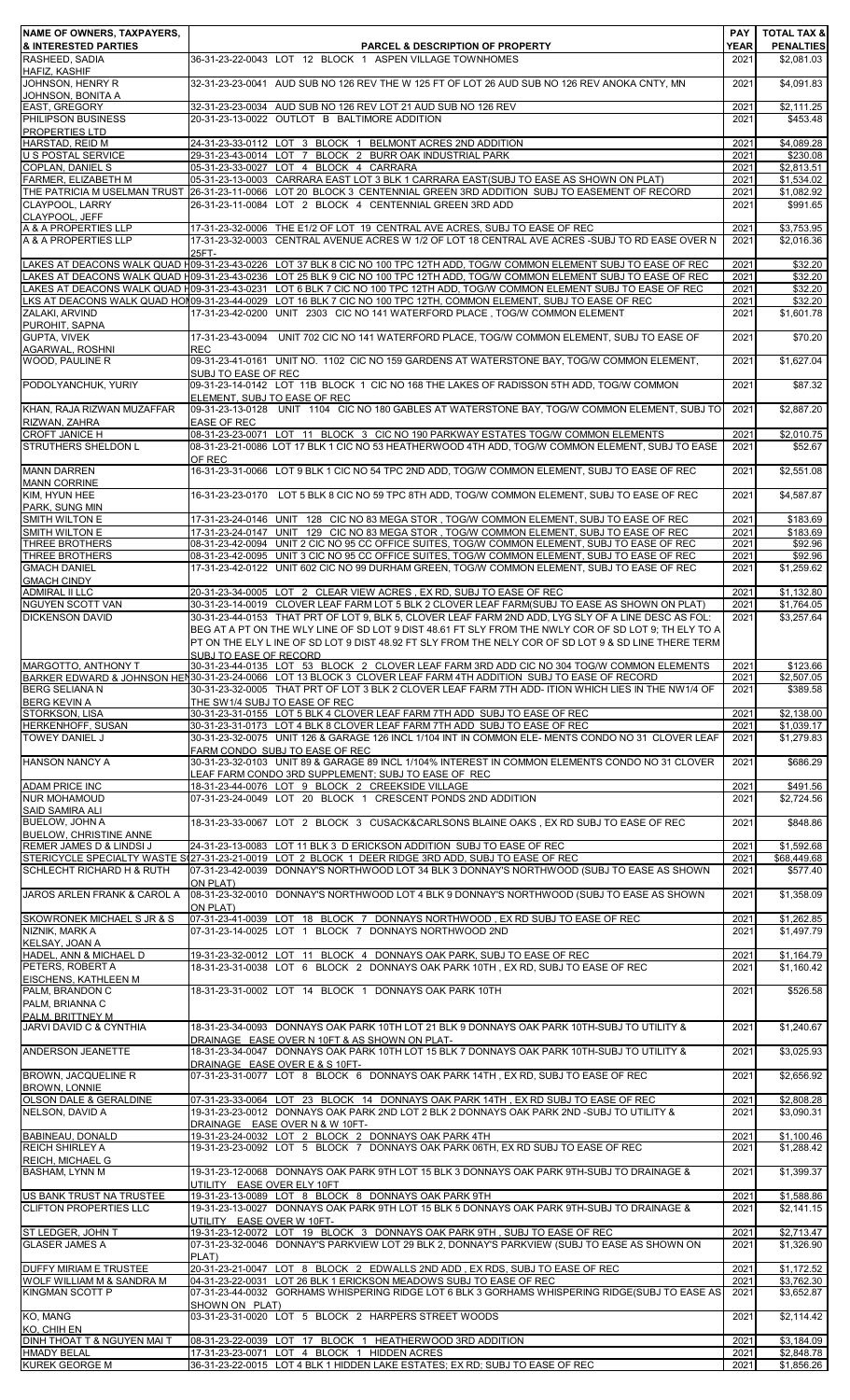| NAME OF OWNERS, TAXPAYERS, & INTERESTED PARTIES | PARCEL & DESCRIPTION OF PROPERTY | PAY YEAR | TOTAL TAX & PENALTIES |
|---|---|---|---|
| RASHEED, SADIA HAFIZ, KASHIF | 36-31-23-22-0043 LOT 12 BLOCK 1 ASPEN VILLAGE TOWNHOMES | 2021 | $2,081.03 |
| JOHNSON, HENRY R JOHNSON, BONITA A | 32-31-23-23-0041 AUD SUB NO 126 REV THE W 125 FT OF LOT 26 AUD SUB NO 126 REV ANOKA CNTY, MN | 2021 | $4,091.83 |
| EAST, GREGORY | 32-31-23-23-0034 AUD SUB NO 126 REV LOT 21 AUD SUB NO 126 REV | 2021 | $2,111.25 |
| PHILIPSON BUSINESS PROPERTIES LTD | 20-31-23-13-0022 OUTLOT B BALTIMORE ADDITION | 2021 | $453.48 |
| HARSTAD, REID M | 24-31-23-33-0112 LOT 3 BLOCK 1 BELMONT ACRES 2ND ADDITION | 2021 | $4,089.28 |
| U S POSTAL SERVICE | 29-31-23-43-0014 LOT 7 BLOCK 2 BURR OAK INDUSTRIAL PARK | 2021 | $230.08 |
| COPLAN, DANIEL S | 05-31-23-33-0027 LOT 4 BLOCK 4 CARRARA | 2021 | $2,813.51 |
| FARMER, ELIZABETH M | 05-31-23-13-0003 CARRARA EAST LOT 3 BLK 1 CARRARA EAST(SUBJ TO EASE AS SHOWN ON PLAT) | 2021 | $1,534.02 |
| THE PATRICIA M USELMAN TRUST | 26-31-23-11-0066 LOT 20 BLOCK 3 CENTENNIAL GREEN 3RD ADDITION SUBJ TO EASEMENT OF RECORD | 2021 | $1,082.92 |
| CLAYPOOL, LARRY CLAYPOOL, JEFF | 26-31-23-11-0084 LOT 2 BLOCK 4 CENTENNIAL GREEN 3RD ADD | 2021 | $991.65 |
| A & A PROPERTIES LLP | 17-31-23-32-0006 THE E1/2 OF LOT 19 CENTRAL AVE ACRES, SUBJ TO EASE OF REC | 2021 | $3,753.95 |
| A & A PROPERTIES LLP | 17-31-23-32-0003 CENTRAL AVENUE ACRES W 1/2 OF LOT 18 CENTRAL AVE ACRES -SUBJ TO RD EASE OVER N 25FT- | 2021 | $2,016.36 |
| LAKES AT DEACONS WALK QUAD H | 09-31-23-43-0226 LOT 37 BLK 8 CIC NO 100 TPC 12TH ADD, TOG/W COMMON ELEMENT SUBJ TO EASE OF REC | 2021 | $32.20 |
| LAKES AT DEACONS WALK QUAD H | 09-31-23-43-0236 LOT 25 BLK 9 CIC NO 100 TPC 12TH ADD, TOG/W COMMON ELEMENT SUBJ TO EASE OF REC | 2021 | $32.20 |
| LAKES AT DEACONS WALK QUAD H | 09-31-23-43-0231 LOT 6 BLK 7 CIC NO 100 TPC 12TH ADD, TOG/W COMMON ELEMENT SUBJ TO EASE OF REC | 2021 | $32.20 |
| LKS AT DEACONS WALK QUAD HO | 09-31-23-44-0029 LOT 16 BLK 7 CIC NO 100 TPC 12TH, COMMON ELEMENT, SUBJ TO EASE OF REC | 2021 | $32.20 |
| ZALAKI, ARVIND PUROHIT, SAPNA | 17-31-23-42-0200 UNIT 2303 CIC NO 141 WATERFORD PLACE , TOG/W COMMON ELEMENT | 2021 | $1,601.78 |
| GUPTA, VIVEK AGARWAL, ROSHNI | 17-31-23-43-0094 UNIT 702 CIC NO 141 WATERFORD PLACE, TOG/W COMMON ELEMENT, SUBJ TO EASE OF REC | 2021 | $70.20 |
| WOOD, PAULINE R | 09-31-23-41-0161 UNIT NO. 1102 CIC NO 159 GARDENS AT WATERSTONE BAY, TOG/W COMMON ELEMENT, SUBJ TO EASE OF REC | 2021 | $1,627.04 |
| PODOLYANCHUK, YURIY | 09-31-23-14-0142 LOT 11B BLOCK 1 CIC NO 168 THE LAKES OF RADISSON 5TH ADD, TOG/W COMMON ELEMENT, SUBJ TO EASE OF REC | 2021 | $87.32 |
| KHAN, RAJA RIZWAN MUZAFFAR RIZWAN, ZAHRA | 09-31-23-13-0128 UNIT 1104 CIC NO 180 GABLES AT WATERSTONE BAY, TOG/W COMMON ELEMENT, SUBJ TO EASE OF REC | 2021 | $2,887.20 |
| CROFT JANICE H | 08-31-23-23-0071 LOT 11 BLOCK 3 CIC NO 190 PARKWAY ESTATES TOG/W COMMON ELEMENTS | 2021 | $2,010.75 |
| STRUTHERS SHELDON L | 08-31-23-21-0086 LOT 17 BLK 1 CIC NO 53 HEATHERWOOD 4TH ADD, TOG/W COMMON ELEMENT, SUBJ TO EASE OF REC | 2021 | $52.67 |
| MANN DARREN MANN CORRINE | 16-31-23-31-0066 LOT 9 BLK 1 CIC NO 54 TPC 2ND ADD, TOG/W COMMON ELEMENT, SUBJ TO EASE OF REC | 2021 | $2,551.08 |
| KIM, HYUN HEE PARK, SUNG MIN | 16-31-23-23-0170 LOT 5 BLK 8 CIC NO 59 TPC 8TH ADD, TOG/W COMMON ELEMENT, SUBJ TO EASE OF REC | 2021 | $4,587.87 |
| SMITH WILTON E | 17-31-23-24-0146 UNIT 128 CIC NO 83 MEGA STOR , TOG/W COMMON ELEMENT, SUBJ TO EASE OF REC | 2021 | $183.69 |
| SMITH WILTON E | 17-31-23-24-0147 UNIT 129 CIC NO 83 MEGA STOR , TOG/W COMMON ELEMENT, SUBJ TO EASE OF REC | 2021 | $183.69 |
| THREE BROTHERS | 08-31-23-42-0094 UNIT 2 CIC NO 95 CC OFFICE SUITES, TOG/W COMMON ELEMENT, SUBJ TO EASE OF REC | 2021 | $92.96 |
| THREE BROTHERS | 08-31-23-42-0095 UNIT 3 CIC NO 95 CC OFFICE SUITES, TOG/W COMMON ELEMENT, SUBJ TO EASE OF REC | 2021 | $92.96 |
| GMACH DANIEL GMACH CINDY | 17-31-23-42-0122 UNIT 602 CIC NO 99 DURHAM GREEN, TOG/W COMMON ELEMENT, SUBJ TO EASE OF REC | 2021 | $1,259.62 |
| ADMIRAL II LLC | 20-31-23-34-0005 LOT 2 CLEAR VIEW ACRES , EX RD, SUBJ TO EASE OF REC | 2021 | $1,132.80 |
| NGUYEN SCOTT VAN | 30-31-23-14-0019 CLOVER LEAF FARM LOT 5 BLK 2 CLOVER LEAF FARM(SUBJ TO EASE AS SHOWN ON PLAT) | 2021 | $1,764.05 |
| DICKENSON DAVID | 30-31-23-44-0153 THAT PRT OF LOT 9, BLK 5, CLOVER LEAF FARM 2ND ADD, LYG SLY OF A LINE DESC AS FOL: BEG AT A PT ON THE WLY LINE OF SD LOT 9 DIST 48.61 FT SLY FROM THE NWLY COR OF SD LOT 9; TH ELY TO A PT ON THE ELY L INE OF SD LOT 9 DIST 48.92 FT SLY FROM THE NELY COR OF SD LOT 9 & SD LINE THERE TERM SUBJ TO EASE OF RECORD | 2021 | $3,257.64 |
| MARGOTTO, ANTHONY T | 30-31-23-44-0135 LOT 53 BLOCK 2 CLOVER LEAF FARM 3RD ADD CIC NO 304 TOG/W COMMON ELEMENTS | 2021 | $123.66 |
| BARKER EDWARD & JOHNSON HEI | 30-31-23-24-0066 LOT 13 BLOCK 3 CLOVER LEAF FARM 4TH ADDITION SUBJ TO EASE OF RECORD | 2021 | $2,507.05 |
| BERG SELIANA N BERG KEVIN A | 30-31-23-32-0005 THAT PRT OF LOT 3 BLK 2 CLOVER LEAF FARM 7TH ADD- ITION WHICH LIES IN THE NW1/4 OF THE SW1/4 SUBJ TO EASE OF REC | 2021 | $389.58 |
| STORKSON, LISA | 30-31-23-31-0155 LOT 5 BLK 4 CLOVER LEAF FARM 7TH ADD SUBJ TO EASE OF REC | 2021 | $2,138.00 |
| HERKENHOFF, SUSAN | 30-31-23-31-0173 LOT 4 BLK 8 CLOVER LEAF FARM 7TH ADD SUBJ TO EASE OF REC | 2021 | $1,039.17 |
| TOWEY DANIEL J | 30-31-23-32-0075 UNIT 126 & GARAGE 126 INCL 1/104 INT IN COMMON ELE- MENTS CONDO NO 31 CLOVER LEAF FARM CONDO SUBJ TO EASE OF REC | 2021 | $1,279.83 |
| HANSON NANCY A | 30-31-23-32-0103 UNIT 89 & GARAGE 89 INCL 1/104% INTEREST IN COMMON ELEMENTS CONDO NO 31 CLOVER LEAF FARM CONDO 3RD SUPPLEMENT; SUBJ TO EASE OF REC | 2021 | $686.29 |
| ADAM PRICE INC | 18-31-23-44-0076 LOT 9 BLOCK 2 CREEKSIDE VILLAGE | 2021 | $491.56 |
| NUR MOHAMOUD SAID SAMIRA ALI | 07-31-23-24-0049 LOT 20 BLOCK 1 CRESCENT PONDS 2ND ADDITION | 2021 | $2,724.56 |
| BUELOW, JOHN A BUELOW, CHRISTINE ANNE | 18-31-23-33-0067 LOT 2 BLOCK 3 CUSACK&CARLSONS BLAINE OAKS , EX RD SUBJ TO EASE OF REC | 2021 | $848.86 |
| REMER JAMES D & LINDSI J | 24-31-23-13-0083 LOT 11 BLK 3 D ERICKSON ADDITION SUBJ TO EASE OF REC | 2021 | $1,592.68 |
| STERICYCLE SPECIALTY WASTE S | 27-31-23-21-0019 LOT 2 BLOCK 1 DEER RIDGE 3RD ADD, SUBJ TO EASE OF REC | 2021 | $68,449.68 |
| SCHLECHT RICHARD H & RUTH | 07-31-23-42-0039 DONNAY'S NORTHWOOD LOT 34 BLK 3 DONNAY'S NORTHWOOD (SUBJ TO EASE AS SHOWN ON PLAT) | 2021 | $577.40 |
| JAROS ARLEN FRANK & CAROL A | 08-31-23-32-0010 DONNAY'S NORTHWOOD LOT 4 BLK 9 DONNAY'S NORTHWOOD (SUBJ TO EASE AS SHOWN ON PLAT) | 2021 | $1,358.09 |
| SKOWRONEK MICHAEL S JR & S | 07-31-23-41-0039 LOT 18 BLOCK 7 DONNAYS NORTHWOOD , EX RD SUBJ TO EASE OF REC | 2021 | $1,262.85 |
| NIZNIK, MARK A KELSAY, JOAN A | 07-31-23-14-0025 LOT 1 BLOCK 7 DONNAYS NORTHWOOD 2ND | 2021 | $1,497.79 |
| HADEL, ANN & MICHAEL D | 19-31-23-32-0012 LOT 11 BLOCK 4 DONNAYS OAK PARK, SUBJ TO EASE OF REC | 2021 | $1,164.79 |
| PETERS, ROBERT A EISCHENS, KATHLEEN M | 18-31-23-31-0038 LOT 6 BLOCK 2 DONNAYS OAK PARK 10TH , EX RD, SUBJ TO EASE OF REC | 2021 | $1,160.42 |
| PALM, BRANDON C PALM, BRIANNA C PALM, BRITTNEY M | 18-31-23-31-0002 LOT 14 BLOCK 1 DONNAYS OAK PARK 10TH | 2021 | $526.58 |
| JARVI DAVID C & CYNTHIA | 18-31-23-34-0093 DONNAYS OAK PARK 10TH LOT 21 BLK 9 DONNAYS OAK PARK 10TH-SUBJ TO UTILITY & DRAINAGE EASE OVER N 10FT & AS SHOWN ON PLAT- | 2021 | $1,240.67 |
| ANDERSON JEANETTE | 18-31-23-34-0047 DONNAYS OAK PARK 10TH LOT 15 BLK 7 DONNAYS OAK PARK 10TH-SUBJ TO UTILITY & DRAINAGE EASE OVER E & S 10FT- | 2021 | $3,025.93 |
| BROWN, JACQUELINE R BROWN, LONNIE | 07-31-23-31-0077 LOT 8 BLOCK 6 DONNAYS OAK PARK 14TH , EX RD, SUBJ TO EASE OF REC | 2021 | $2,656.92 |
| OLSON DALE & GERALDINE | 07-31-23-33-0064 LOT 23 BLOCK 14 DONNAYS OAK PARK 14TH , EX RD SUBJ TO EASE OF REC | 2021 | $2,808.28 |
| NELSON, DAVID A | 19-31-23-23-0012 DONNAYS OAK PARK 2ND LOT 2 BLK 2 DONNAYS OAK PARK 2ND -SUBJ TO UTILITY & DRAINAGE EASE OVER N & W 10FT- | 2021 | $3,090.31 |
| BABINEAU, DONALD | 19-31-23-24-0032 LOT 2 BLOCK 2 DONNAYS OAK PARK 4TH | 2021 | $1,100.46 |
| REICH SHIRLEY A REICH, MICHAEL G | 19-31-23-23-0092 LOT 5 BLOCK 7 DONNAYS OAK PARK 06TH, EX RD SUBJ TO EASE OF REC | 2021 | $1,288.42 |
| BASHAM, LYNN M | 19-31-23-12-0068 DONNAYS OAK PARK 9TH LOT 15 BLK 3 DONNAYS OAK PARK 9TH-SUBJ TO DRAINAGE & UTILITY EASE OVER ELY 10FT | 2021 | $1,399.37 |
| US BANK TRUST NA TRUSTEE | 19-31-23-13-0089 LOT 8 BLOCK 8 DONNAYS OAK PARK 9TH | 2021 | $1,588.86 |
| CLIFTON PROPERTIES LLC | 19-31-23-13-0027 DONNAYS OAK PARK 9TH LOT 15 BLK 5 DONNAYS OAK PARK 9TH-SUBJ TO DRAINAGE & UTILITY EASE OVER W 10FT- | 2021 | $2,141.15 |
| ST LEDGER, JOHN T | 19-31-23-12-0072 LOT 19 BLOCK 3 DONNAYS OAK PARK 9TH , SUBJ TO EASE OF REC | 2021 | $2,713.47 |
| GLASER JAMES A | 07-31-23-32-0046 DONNAY'S PARKVIEW LOT 29 BLK 2, DONNAY'S PARKVIEW (SUBJ TO EASE AS SHOWN ON PLAT) | 2021 | $1,326.90 |
| DUFFY MIRIAM E TRUSTEE | 20-31-23-21-0047 LOT 8 BLOCK 2 EDWALLS 2ND ADD , EX RDS, SUBJ TO EASE OF REC | 2021 | $1,172.52 |
| WOLF WILLIAM M & SANDRA M | 04-31-23-22-0031 LOT 26 BLK 1 ERICKSON MEADOWS SUBJ TO EASE OF REC | 2021 | $3,762.30 |
| KINGMAN SCOTT P | 07-31-23-44-0032 GORHAMS WHISPERING RIDGE LOT 6 BLK 3 GORHAMS WHISPERING RIDGE(SUBJ TO EASE AS SHOWN ON PLAT) | 2021 | $3,652.87 |
| KO, MANG KO, CHIH EN | 03-31-23-31-0020 LOT 5 BLOCK 2 HARPERS STREET WOODS | 2021 | $2,114.42 |
| DINH THOAT T & NGUYEN MAI T | 08-31-23-22-0039 LOT 17 BLOCK 1 HEATHERWOOD 3RD ADDITION | 2021 | $3,184.09 |
| HMADY BELAL | 17-31-23-23-0071 LOT 4 BLOCK 1 HIDDEN ACRES | 2021 | $2,848.78 |
| KUREK GEORGE M | 36-31-23-22-0015 LOT 4 BLK 1 HIDDEN LAKE ESTATES; EX RD; SUBJ TO EASE OF REC | 2021 | $1,856.26 |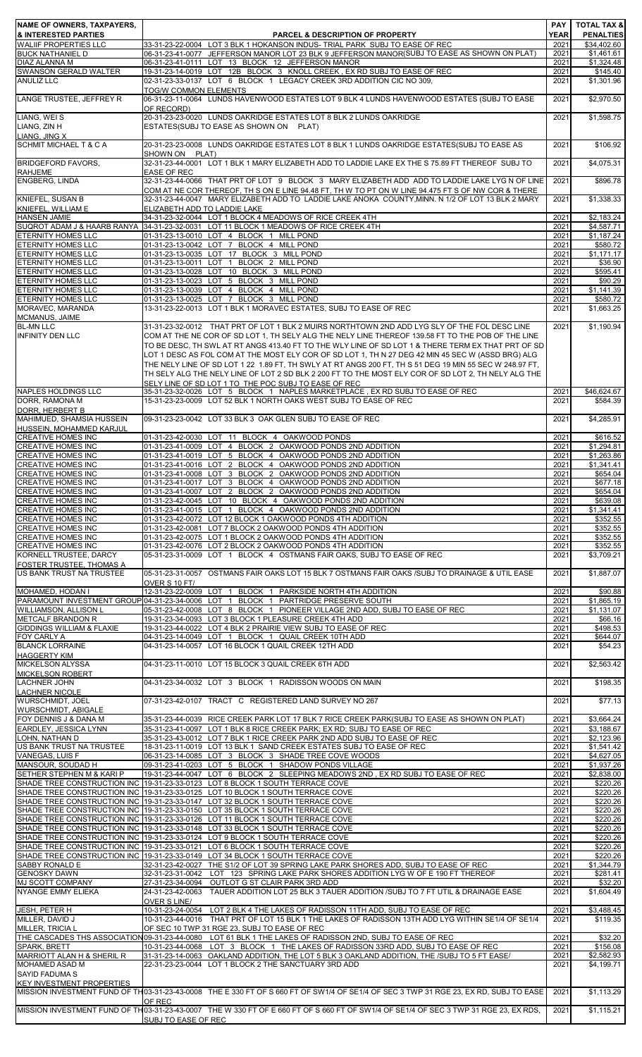| NAME OF OWNERS, TAXPAYERS, & INTERESTED PARTIES | PARCEL & DESCRIPTION OF PROPERTY | PAY YEAR | TOTAL TAX & PENALTIES |
|---|---|---|---|
| WALIIF PROPERTIES LLC | 33-31-23-22-0004 LOT 3 BLK 1 HOKANSON INDUS- TRIAL PARK SUBJ TO EASE OF REC | 2021 | $34,402.60 |
| BUCK NATHANIEL D | 06-31-23-41-0077 JEFFERSON MANOR LOT 23 BLK 9 JEFFERSON MANOR(SUBJ TO EASE AS SHOWN ON PLAT) | 2021 | $1,461.61 |
| DIAZ ALANNA M | 06-31-23-41-0111 LOT 13 BLOCK 12 JEFFERSON MANOR | 2021 | $1,324.48 |
| SWANSON GERALD WALTER | 19-31-23-14-0019 LOT 12B BLOCK 3 KNOLL CREEK , EX RD SUBJ TO EASE OF REC | 2021 | $145.40 |
| ANULIZ LLC | 02-31-23-33-0137 LOT 6 BLOCK 1 LEGACY CREEK 3RD ADDITION CIC NO 309, TOG/W COMMON ELEMENTS | 2021 | $1,301.96 |
| LANGE TRUSTEE, JEFFREY R | 06-31-23-11-0064 LUNDS HAVENWOOD ESTATES LOT 9 BLK 4 LUNDS HAVENWOOD ESTATES (SUBJ TO EASE OF RECORD) | 2021 | $2,970.50 |
| LIANG, WEI S<br>LIANG, ZIN H<br>LIANG, JING X | 20-31-23-23-0020 LUNDS OAKRIDGE ESTATES LOT 8 BLK 2 LUNDS OAKRIDGE ESTATES(SUBJ TO EASE AS SHOWN ON PLAT) | 2021 | $1,598.75 |
| SCHMIT MICHAEL T & C A | 20-31-23-23-0008 LUNDS OAKRIDGE ESTATES LOT 8 BLK 1 LUNDS OAKRIDGE ESTATES(SUBJ TO EASE AS SHOWN ON PLAT) | 2021 | $106.92 |
| BRIDGEFORD FAVORS, RAHJEME | 32-31-23-44-0001 LOT 1 BLK 1 MARY ELIZABETH ADD TO LADDIE LAKE EX THE S 75.89 FT THEREOF SUBJ TO EASE OF REC | 2021 | $4,075.31 |
| ENGBERG, LINDA | 32-31-23-44-0066 THAT PRT OF LOT 9 BLOCK 3 MARY ELIZABETH ADD ADD TO LADDIE LAKE LYG N OF LINE COM AT NE COR THEREOF, TH S ON E LINE 94.48 FT, TH W TO PT ON W LINE 94.475 FT S OF NW COR & THERE | 2021 | $896.78 |
| KNIEFEL, SUSAN B<br>KNIEFEL, WILLIAM E | 32-31-23-44-0047 MARY ELIZABETH ADD TO LADDIE LAKE ANOKA COUNTY,MINN. N 1/2 OF LOT 13 BLK 2 MARY ELIZABETH ADD TO LADDIE LAKE | 2021 | $1,338.33 |
| HANSEN JAMIE | 34-31-23-32-0044 LOT 1 BLOCK 4 MEADOWS OF RICE CREEK 4TH | 2021 | $2,183.24 |
| SUQROT ADAM J & HAARB RANYA | 34-31-23-32-0031 LOT 11 BLOCK 1 MEADOWS OF RICE CREEK 4TH | 2021 | $4,587.71 |
| ETERNITY HOMES LLC | 01-31-23-13-0010 LOT 4 BLOCK 1 MILL POND | 2021 | $1,187.24 |
| ETERNITY HOMES LLC | 01-31-23-13-0042 LOT 7 BLOCK 4 MILL POND | 2021 | $580.72 |
| ETERNITY HOMES LLC | 01-31-23-13-0035 LOT 17 BLOCK 3 MILL POND | 2021 | $1,171.17 |
| ETERNITY HOMES LLC | 01-31-23-13-0011 LOT 1 BLOCK 2 MILL POND | 2021 | $36.90 |
| ETERNITY HOMES LLC | 01-31-23-13-0028 LOT 10 BLOCK 3 MILL POND | 2021 | $595.41 |
| ETERNITY HOMES LLC | 01-31-23-13-0023 LOT 5 BLOCK 3 MILL POND | 2021 | $90.29 |
| ETERNITY HOMES LLC | 01-31-23-13-0039 LOT 4 BLOCK 4 MILL POND | 2021 | $1,141.39 |
| ETERNITY HOMES LLC | 01-31-23-13-0025 LOT 7 BLOCK 3 MILL POND | 2021 | $580.72 |
| MORAVEC, MARANDA<br>MCMANUS, JAIME | 13-31-23-22-0013 LOT 1 BLK 1 MORAVEC ESTATES, SUBJ TO EASE OF REC | 2021 | $1,663.25 |
| BL-MN LLC<br>INFINITY DEN LLC | 31-31-23-32-0012 THAT PRT OF LOT 1 BLK 2 MUIRS NORTHTOWN 2ND ADD LYG SLY OF THE FOL DESC LINE COM AT THE NE COR OF SD LOT 1, TH SELY ALG THE NELY LINE THEREOF 139.58 FT TO THE POB OF THE LINE TO BE DESC, TH SWL AT RT ANGS 413.40 FT TO THE WLY LINE OF SD LOT 1 & THERE TERM EX THAT PRT OF SD LOT 1 DESC AS FOL COM AT THE MOST ELY COR OF SD LOT 1, TH N 27 DEG 42 MIN 45 SEC W (ASSD BRG) ALG THE NELY LINE OF SD LOT 1 22 1.89 FT, TH SWLY AT RT ANGS 200 FT, TH S 51 DEG 19 MIN 55 SEC W 248.97 FT, TH SELY ALG THE NELY LINE OF LOT 2 SD BLK 2 200 FT TO THE MOST ELY COR OF SD LOT 2, TH NELY ALG THE SELY LINE OF SD LOT 1 TO THE POC SUBJ TO EASE OF REC | 2021 | $1,190.94 |
| NAPLES HOLDINGS LLC | 35-31-23-32-0026 LOT 5 BLOCK 1 NAPLES MARKETPLACE , EX RD SUBJ TO EASE OF REC | 2021 | $46,624.67 |
| DORR, RAMONA M<br>DORR, HERBERT B | 15-31-23-23-0009 LOT 52 BLK 1 NORTH OAKS WEST SUBJ TO EASE OF REC | 2021 | $584.39 |
| MAHIMUED, SHAMSIA HUSSEIN<br>HUSSEIN, MOHAMMED KARJUL | 09-31-23-23-0042 LOT 33 BLK 3 OAK GLEN SUBJ TO EASE OF REC | 2021 | $4,285.91 |
| CREATIVE HOMES INC | 01-31-23-42-0030 LOT 11 BLOCK 4 OAKWOOD PONDS | 2021 | $616.52 |
| CREATIVE HOMES INC | 01-31-23-41-0009 LOT 4 BLOCK 2 OAKWOOD PONDS 2ND ADDITION | 2021 | $1,294.81 |
| CREATIVE HOMES INC | 01-31-23-41-0019 LOT 5 BLOCK 4 OAKWOOD PONDS 2ND ADDITION | 2021 | $1,263.86 |
| CREATIVE HOMES INC | 01-31-23-41-0016 LOT 2 BLOCK 4 OAKWOOD PONDS 2ND ADDITION | 2021 | $1,341.41 |
| CREATIVE HOMES INC | 01-31-23-41-0008 LOT 3 BLOCK 2 OAKWOOD PONDS 2ND ADDITION | 2021 | $654.04 |
| CREATIVE HOMES INC | 01-31-23-41-0017 LOT 3 BLOCK 4 OAKWOOD PONDS 2ND ADDITION | 2021 | $677.18 |
| CREATIVE HOMES INC | 01-31-23-41-0007 LOT 2 BLOCK 2 OAKWOOD PONDS 2ND ADDITION | 2021 | $654.04 |
| CREATIVE HOMES INC | 01-31-23-42-0045 LOT 10 BLOCK 4 OAKWOOD PONDS 2ND ADDITION | 2021 | $639.08 |
| CREATIVE HOMES INC | 01-31-23-41-0015 LOT 1 BLOCK 4 OAKWOOD PONDS 2ND ADDITION | 2021 | $1,341.41 |
| CREATIVE HOMES INC | 01-31-23-42-0072 LOT 12 BLOCK 1 OAKWOOD PONDS 4TH ADDITION | 2021 | $352.55 |
| CREATIVE HOMES INC | 01-31-23-42-0081 LOT 7 BLOCK 2 OAKWOOD PONDS 4TH ADDITION | 2021 | $352.55 |
| CREATIVE HOMES INC | 01-31-23-42-0075 LOT 1 BLOCK 2 OAKWOOD PONDS 4TH ADDITION | 2021 | $352.55 |
| CREATIVE HOMES INC | 01-31-23-42-0076 LOT 2 BLOCK 2 OAKWOOD PONDS 4TH ADDITION | 2021 | $352.55 |
| KORNELL TRUSTEE, DARCY<br>FOSTER TRUSTEE, THOMAS A | 05-31-23-31-0009 LOT 1 BLOCK 4 OSTMANS FAIR OAKS, SUBJ TO EASE OF REC | 2021 | $3,709.21 |
| US BANK TRUST NA TRUSTEE | 05-31-23-31-0057 OSTMANS FAIR OAKS LOT 15 BLK 7 OSTMANS FAIR OAKS /SUBJ TO DRAINAGE & UTIL EASE OVER S 10 FT/ | 2021 | $1,887.07 |
| MOHAMED, HODAN I | 12-31-23-22-0009 LOT 1 BLOCK 1 PARKSIDE NORTH 4TH ADDITION | 2021 | $90.88 |
| PARAMOUNT INVESTMENT GROUP | 04-31-23-34-0006 LOT 1 BLOCK 1 PARTRIDGE PRESERVE SOUTH | 2021 | $1,865.19 |
| WILLIAMSON, ALLISON L | 05-31-23-42-0008 LOT 8 BLOCK 1 PIONEER VILLAGE 2ND ADD, SUBJ TO EASE OF REC | 2021 | $1,131.07 |
| METCALF BRANDON R | 19-31-23-34-0093 LOT 3 BLOCK 1 PLEASURE CREEK 4TH ADD | 2021 | $66.16 |
| GIDDINGS WILLIAM & FLAXIE | 19-31-23-44-0022 LOT 4 BLK 2 PRAIRIE VIEW SUBJ TO EASE OF REC | 2021 | $498.53 |
| FOY CARLY A | 04-31-23-14-0049 LOT 1 BLOCK 1 QUAIL CREEK 10TH ADD | 2021 | $644.07 |
| BLANCK LORRAINE<br>HAGGERTY KIM | 04-31-23-14-0057 LOT 16 BLOCK 1 QUAIL CREEK 12TH ADD | 2021 | $54.23 |
| MICKELSON ALYSSA<br>MICKELSON ROBERT | 04-31-23-11-0010 LOT 15 BLOCK 3 QUAIL CREEK 6TH ADD | 2021 | $2,563.42 |
| LACHNER JOHN<br>LACHNER NICOLE | 04-31-23-34-0032 LOT 3 BLOCK 1 RADISSON WOODS ON MAIN | 2021 | $198.35 |
| WURSCHMIDT, JOEL<br>WURSCHMIDT, ABIGALE | 07-31-23-42-0107 TRACT C REGISTERED LAND SURVEY NO 267 | 2021 | $77.13 |
| FOY DENNIS J & DANA M | 35-31-23-44-0039 RICE CREEK PARK LOT 17 BLK 7 RICE CREEK PARK(SUBJ TO EASE AS SHOWN ON PLAT) | 2021 | $3,664.24 |
| EARDLEY, JESSICA LYNN | 35-31-23-41-0097 LOT 1 BLK 8 RICE CREEK PARK; EX RD; SUBJ TO EASE OF REC | 2021 | $3,188.67 |
| LOHN, NATHAN D | 35-31-23-43-0012 LOT 7 BLK 1 RICE CREEK PARK 2ND ADD SUBJ TO EASE OF REC | 2021 | $2,123.96 |
| US BANK TRUST NA TRUSTEE | 18-31-23-11-0019 LOT 13 BLK 1 SAND CREEK ESTATES SUBJ TO EASE OF REC | 2021 | $1,541.42 |
| VANEGAS, LUIS F | 06-31-23-14-0085 LOT 3 BLOCK 3 SHADE TREE COVE WOODS | 2021 | $4,627.05 |
| MANSOUR, SOUDAD H | 09-31-23-41-0203 LOT 5 BLOCK 1 SHADOW PONDS VILLAGE | 2021 | $1,937.26 |
| SETHER STEPHEN M & KARI P | 19-31-23-44-0047 LOT 6 BLOCK 2 SLEEPING MEADOWS 2ND , EX RD SUBJ TO EASE OF REC | 2021 | $2,838.00 |
| SHADE TREE CONSTRUCTION INC | 19-31-23-33-0123 LOT 8 BLOCK 1 SOUTH TERRACE COVE | 2021 | $220.26 |
| SHADE TREE CONSTRUCTION INC | 19-31-23-33-0125 LOT 10 BLOCK 1 SOUTH TERRACE COVE | 2021 | $220.26 |
| SHADE TREE CONSTRUCTION INC | 19-31-23-33-0147 LOT 32 BLOCK 1 SOUTH TERRACE COVE | 2021 | $220.26 |
| SHADE TREE CONSTRUCTION INC | 19-31-23-33-0150 LOT 35 BLOCK 1 SOUTH TERRACE COVE | 2021 | $220.26 |
| SHADE TREE CONSTRUCTION INC | 19-31-23-33-0126 LOT 11 BLOCK 1 SOUTH TERRACE COVE | 2021 | $220.26 |
| SHADE TREE CONSTRUCTION INC | 19-31-23-33-0148 LOT 33 BLOCK 1 SOUTH TERRACE COVE | 2021 | $220.26 |
| SHADE TREE CONSTRUCTION INC | 19-31-23-33-0124 LOT 9 BLOCK 1 SOUTH TERRACE COVE | 2021 | $220.26 |
| SHADE TREE CONSTRUCTION INC | 19-31-23-33-0121 LOT 6 BLOCK 1 SOUTH TERRACE COVE | 2021 | $220.26 |
| SHADE TREE CONSTRUCTION INC | 19-31-23-33-0149 LOT 34 BLOCK 1 SOUTH TERRACE COVE | 2021 | $220.26 |
| SABBY RONALD E | 32-31-23-42-0027 THE S1/2 OF LOT 39 SPRING LAKE PARK SHORES ADD, SUBJ TO EASE OF REC | 2021 | $1,344.79 |
| GENOSKY DAWN | 32-31-23-31-0042 LOT 123 SPRING LAKE PARK SHORES ADDITION LYG W OF E 190 FT THEREOF | 2021 | $281.41 |
| MJ SCOTT COMPANY | 27-31-23-34-0094 OUTLOT G ST CLAIR PARK 3RD ADD | 2021 | $32.20 |
| NYANGE EMMY ELIEKA | 24-31-23-42-0063 TAUER ADDITION LOT 25 BLK 3 TAUER ADDITION /SUBJ TO 7 FT UTIL & DRAINAGE EASE OVER S LINE/ | 2021 | $1,604.49 |
| JESH, PETER H | 10-31-23-24-0054 LOT 2 BLK 4 THE LAKES OF RADISSON 11TH ADD, SUBJ TO EASE OF REC | 2021 | $3,488.45 |
| MILLER, DAVID J<br>MILLER, TRICIA L | 10-31-23-44-0016 THAT PRT OF LOT 15 BLK 1 THE LAKES OF RADISSON 13TH ADD LYG WITHIN SE1/4 OF SE1/4 OF SEC 10 TWP 31 RGE 23, SUBJ TO EASE OF REC | 2021 | $119.35 |
| THE CASCADES THS ASSOCIATION | 09-31-23-44-0080 LOT 61 BLK 1 THE LAKES OF RADISSON 2ND, SUBJ TO EASE OF REC | 2021 | $32.20 |
| SPARK, BRETT | 10-31-23-44-0068 LOT 3 BLOCK 1 THE LAKES OF RADISSON 33RD ADD, SUBJ TO EASE OF REC | 2021 | $156.08 |
| MARRIOTT ALAN H & SHERIL R | 31-31-23-14-0063 OAKLAND ADDITION, THE LOT 5 BLK 3 OAKLAND ADDITION, THE /SUBJ TO 5 FT EASE/ | 2021 | $2,582.93 |
| MOHAMED ASAD M<br>SAYID FADUMA S<br>KEY INVESTMENT PROPERTIES | 22-31-23-23-0044 LOT 1 BLOCK 2 THE SANCTUARY 3RD ADD | 2021 | $4,199.71 |
| MISSION INVESTMENT FUND OF TH | 03-31-23-43-0008 THE E 330 FT OF S 660 FT OF SW1/4 OF SE1/4 OF SEC 3 TWP 31 RGE 23, EX RD, SUBJ TO EASE OF REC | 2021 | $1,113.29 |
| MISSION INVESTMENT FUND OF TH | 03-31-23-43-0007 THE W 330 FT OF E 660 FT OF S 660 FT OF SW1/4 OF SE1/4 OF SEC 3 TWP 31 RGE 23, EX RDS, SUBJ TO EASE OF REC | 2021 | $1,115.21 |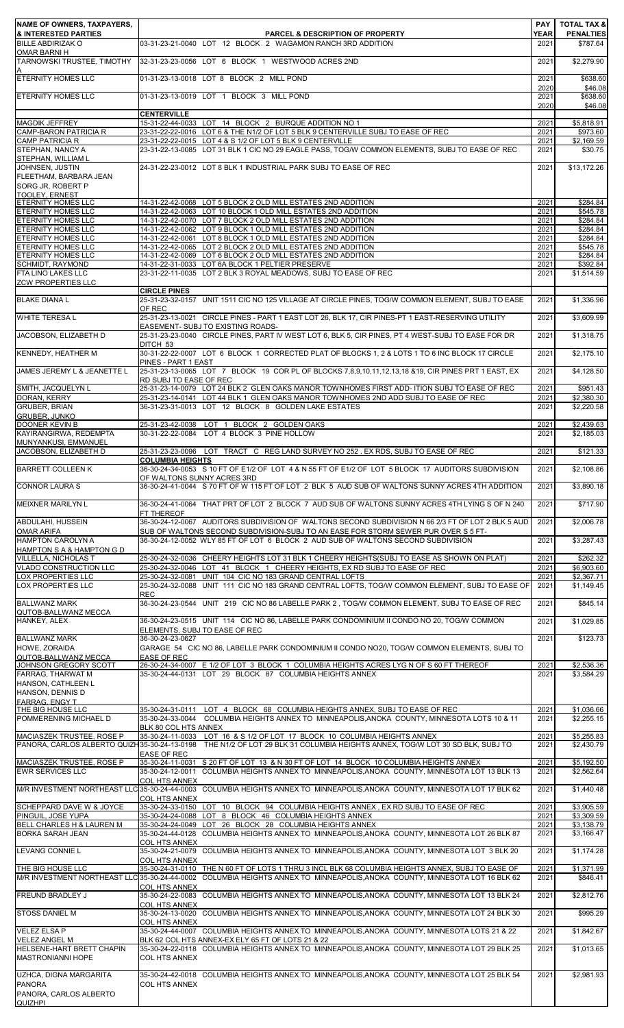| NAME OF OWNERS, TAXPAYERS, & INTERESTED PARTIES | PARCEL & DESCRIPTION OF PROPERTY | PAY YEAR | TOTAL TAX & PENALTIES |
|---|---|---|---|
| BILLE ABDIRIZAK O<br>OMAR BARNI H | 03-31-23-21-0040 LOT 12 BLOCK 2 WAGAMON RANCH 3RD ADDITION | 2021 | $787.64 |
| TARNOWSKI TRUSTEE, TIMOTHY A | 32-31-23-23-0056 LOT 6 BLOCK 1 WESTWOOD ACRES 2ND | 2021 | $2,279.90 |
| ETERNITY HOMES LLC | 01-31-23-13-0018 LOT 8 BLOCK 2 MILL POND | 2021<br>2020 | $638.60<br>$46.08 |
| ETERNITY HOMES LLC | 01-31-23-13-0019 LOT 1 BLOCK 3 MILL POND | 2021<br>2020 | $638.60<br>$46.08 |
| | **CENTERVILLE** | | |
| MAGDIK JEFFREY | 15-31-22-44-0033 LOT 14 BLOCK 2 BURQUE ADDITION NO 1 | 2021 | $5,818.91 |
| CAMP-BARON PATRICIA R | 23-31-22-22-0016 LOT 6 & THE N1/2 OF LOT 5 BLK 9 CENTERVILLE SUBJ TO EASE OF REC | 2021 | $973.60 |
| CAMP PATRICIA R | 23-31-22-22-0015 LOT 4 & S 1/2 OF LOT 5 BLK 9 CENTERVILLE | 2021 | $2,169.59 |
| STEPHAN, NANCY A<br>STEPHAN, WILLIAM L | 23-31-22-13-0085 LOT 31 BLK 1 CIC NO 29 EAGLE PASS, TOG/W COMMON ELEMENTS, SUBJ TO EASE OF REC | 2021 | $30.75 |
| JOHNSEN, JUSTIN<br>FLEETHAM, BARBARA JEAN<br>SORG JR, ROBERT P<br>TOOLEY, ERNEST | 24-31-22-23-0012 LOT 8 BLK 1 INDUSTRIAL PARK SUBJ TO EASE OF REC | 2021 | $13,172.26 |
| ETERNITY HOMES LLC | 14-31-22-42-0068 LOT 5 BLOCK 2 OLD MILL ESTATES 2ND ADDITION | 2021 | $284.84 |
| ETERNITY HOMES LLC | 14-31-22-42-0063 LOT 10 BLOCK 1 OLD MILL ESTATES 2ND ADDITION | 2021 | $545.78 |
| ETERNITY HOMES LLC | 14-31-22-42-0070 LOT 7 BLOCK 2 OLD MILL ESTATES 2ND ADDITION | 2021 | $284.84 |
| ETERNITY HOMES LLC | 14-31-22-42-0062 LOT 9 BLOCK 1 OLD MILL ESTATES 2ND ADDITION | 2021 | $284.84 |
| ETERNITY HOMES LLC | 14-31-22-42-0061 LOT 8 BLOCK 1 OLD MILL ESTATES 2ND ADDITION | 2021 | $284.84 |
| ETERNITY HOMES LLC | 14-31-22-42-0065 LOT 2 BLOCK 2 OLD MILL ESTATES 2ND ADDITION | 2021 | $545.78 |
| ETERNITY HOMES LLC | 14-31-22-42-0069 LOT 6 BLOCK 2 OLD MILL ESTATES 2ND ADDITION | 2021 | $284.84 |
| SCHMIDT, RAYMOND | 14-31-22-31-0033 LOT 6A BLOCK 1 PELTIER PRESERVE | 2021 | $392.84 |
| FTA LINO LAKES LLC<br>ZCW PROPERTIES LLC | 23-31-22-11-0035 LOT 2 BLK 3 ROYAL MEADOWS, SUBJ TO EASE OF REC | 2021 | $1,514.59 |
| | **CIRCLE PINES** | | |
| BLAKE DIANA L | 25-31-23-32-0157 UNIT 1511 CIC NO 125 VILLAGE AT CIRCLE PINES, TOG/W COMMON ELEMENT, SUBJ TO EASE OF REC | 2021 | $1,336.96 |
| WHITE TERESA L | 25-31-23-13-0021 CIRCLE PINES - PART 1 EAST LOT 26, BLK 17, CIR PINES-PT 1 EAST-RESERVING UTILITY EASEMENT- SUBJ TO EXISTING ROADS- | 2021 | $3,609.99 |
| JACOBSON, ELIZABETH D | 25-31-23-23-0040 CIRCLE PINES, PART IV WEST LOT 6, BLK 5, CIR PINES, PT 4 WEST-SUBJ TO EASE FOR DR DITCH 53 | 2021 | $1,318.75 |
| KENNEDY, HEATHER M | 30-31-22-22-0007 LOT 6 BLOCK 1 CORRECTED PLAT OF BLOCKS 1, 2 & LOTS 1 TO 6 INC BLOCK 17 CIRCLE PINES - PART 1 EAST | 2021 | $2,175.10 |
| JAMES JEREMY L & JEANETTE L | 25-31-23-13-0065 LOT 7 BLOCK 19 COR PL OF BLOCKS 7,8,9,10,11,12,13,18 &19, CIR PINES PRT 1 EAST, EX RD SUBJ TO EASE OF REC | 2021 | $4,128.50 |
| SMITH, JACQUELYN L | 25-31-23-14-0079 LOT 24 BLK 2 GLEN OAKS MANOR TOWNHOMES FIRST ADD- ITION SUBJ TO EASE OF REC | 2021 | $951.43 |
| DORAN, KERRY | 25-31-23-14-0041 LOT 44 BLK 1 GLEN OAKS MANOR TOWNHOMES 2ND ADD SUBJ TO EASE OF REC | 2021 | $2,380.30 |
| GRUBER, BRIAN<br>GRUBER, JUNKO | 36-31-23-31-0013 LOT 12 BLOCK 8 GOLDEN LAKE ESTATES | 2021 | $2,220.58 |
| DOONER KEVIN B | 25-31-23-42-0038 LOT 1 BLOCK 2 GOLDEN OAKS | 2021 | $2,439.63 |
| KAYIRANGIRWA, REDEMPTA<br>MUNYANKUSI, EMMANUEL | 30-31-22-22-0084 LOT 4 BLOCK 3 PINE HOLLOW | 2021 | $2,185.03 |
| JACOBSON, ELIZABETH D | 25-31-23-23-0096 LOT TRACT C REG LAND SURVEY NO 252 . EX RDS, SUBJ TO EASE OF REC | 2021 | $121.33 |
| | **COLUMBIA HEIGHTS** | | |
| BARRETT COLLEEN K | 36-30-24-34-0053 S 10 FT OF E1/2 OF LOT 4 & N 55 FT OF E1/2 OF LOT 5 BLOCK 17 AUDITORS SUBDIVISION OF WALTONS SUNNY ACRES 3RD | 2021 | $2,108.86 |
| CONNOR LAURA S | 36-30-24-41-0044 S 70 FT OF W 115 FT OF LOT 2 BLK 5 AUD SUB OF WALTONS SUNNY ACRES 4TH ADDITION | 2021 | $3,890.18 |
| MEIXNER MARILYN L | 36-30-24-41-0064 THAT PRT OF LOT 2 BLOCK 7 AUD SUB OF WALTONS SUNNY ACRES 4TH LYING S OF N 240 FT THEREOF | 2021 | $717.90 |
| ABDULAHI, HUSSEIN<br>OMAR ARIFA | 36-30-24-12-0067 AUDITORS SUBDIVISION OF WALTONS SECOND SUBDIVISION N 66 2/3 FT OF LOT 2 BLK 5 AUD SUB OF WALTONS SECOND SUBDIVISION-SUBJ TO AN EASE FOR STORM SEWER PUR OVER S 5 FT- | 2021 | $2,006.78 |
| HAMPTON CAROLYN A<br>HAMPTON S A & HAMPTON G D | 36-30-24-12-0052 WLY 85 FT OF LOT 6 BLOCK 2 AUD SUB OF WALTONS SECOND SUBDIVISION | 2021 | $3,287.43 |
| VILLELLA, NICHOLAS T | 25-30-24-32-0036 CHEERY HEIGHTS LOT 31 BLK 1 CHEERY HEIGHTS(SUBJ TO EASE AS SHOWN ON PLAT) | 2021 | $262.32 |
| VLADO CONSTRUCTION LLC | 25-30-24-32-0046 LOT 41 BLOCK 1 CHEERY HEIGHTS, EX RD SUBJ TO EASE OF REC | 2021 | $6,903.60 |
| LOX PROPERTIES LLC | 25-30-24-32-0081 UNIT 104 CIC NO 183 GRAND CENTRAL LOFTS | 2021 | $2,367.71 |
| LOX PROPERTIES LLC | 25-30-24-32-0088 UNIT 111 CIC NO 183 GRAND CENTRAL LOFTS, TOG/W COMMON ELEMENT, SUBJ TO EASE OF REC | 2021 | $1,149.45 |
| BALLWANZ MARK<br>QUTOB-BALLWANZ MECCA | 36-30-24-23-0544 UNIT 219 CIC NO 86 LABELLE PARK 2 , TOG/W COMMON ELEMENT, SUBJ TO EASE OF REC | 2021 | $845.14 |
| HANKEY, ALEX | 36-30-24-23-0515 UNIT 114 CIC NO 86, LABELLE PARK CONDOMINIUM II CONDO NO 20, TOG/W COMMON ELEMENTS, SUBJ TO EASE OF REC | 2021 | $1,029.85 |
| BALLWANZ MARK<br>HOWE, ZORAIDA<br>QUTOB-BALLWANZ MECCA | 36-30-24-23-0627<br>GARAGE 54 CIC NO 86, LABELLE PARK CONDOMINIUM II CONDO NO20, TOG/W COMMON ELEMENTS, SUBJ TO EASE OF REC | 2021 | $123.73 |
| JOHNSON GREGORY SCOTT | 26-30-24-34-0007 E 1/2 OF LOT 3 BLOCK 1 COLUMBIA HEIGHTS ACRES LYG N OF S 60 FT THEREOF | 2021 | $2,536.36 |
| FARRAG, THARWAT M<br>HANSON, CATHLEEN L<br>HANSON, DENNIS D<br>FARRAG, ENGY T | 35-30-24-44-0131 LOT 29 BLOCK 87 COLUMBIA HEIGHTS ANNEX | 2021 | $3,584.29 |
| THE BIG HOUSE LLC | 35-30-24-31-0111 LOT 4 BLOCK 68 COLUMBIA HEIGHTS ANNEX, SUBJ TO EASE OF REC | 2021 | $1,036.66 |
| POMMERENING MICHAEL D | 35-30-24-33-0044 COLUMBIA HEIGHTS ANNEX TO MINNEAPOLIS,ANOKA COUNTY, MINNESOTA LOTS 10 & 11 BLK 80 COL HTS ANNEX | 2021 | $2,255.15 |
| MACIASZEK TRUSTEE, ROSE P | 35-30-24-11-0033 LOT 16 & S 1/2 OF LOT 17 BLOCK 10 COLUMBIA HEIGHTS ANNEX | 2021 | $5,255.83 |
| PANORA, CARLOS ALBERTO QUIZHPI | 35-30-24-13-0198 THE N1/2 OF LOT 29 BLK 31 COLUMBIA HEIGHTS ANNEX, TOG/W LOT 30 SD BLK, SUBJ TO EASE OF REC | 2021 | $2,430.79 |
| MACIASZEK TRUSTEE, ROSE P | 35-30-24-11-0031 S 20 FT OF LOT 13 & N 30 FT OF LOT 14 BLOCK 10 COLUMBIA HEIGHTS ANNEX | 2021 | $5,192.50 |
| EWR SERVICES LLC | 35-30-24-12-0011 COLUMBIA HEIGHTS ANNEX TO MINNEAPOLIS,ANOKA COUNTY, MINNESOTA LOT 13 BLK 13 COL HTS ANNEX | 2021 | $2,562.64 |
| M/R INVESTMENT NORTHEAST LLC | 35-30-24-44-0003 COLUMBIA HEIGHTS ANNEX TO MINNEAPOLIS,ANOKA COUNTY, MINNESOTA LOT 17 BLK 62 COL HTS ANNEX | 2021 | $1,440.48 |
| SCHEPPARD DAVE W & JOYCE | 35-30-24-33-0150 LOT 10 BLOCK 94 COLUMBIA HEIGHTS ANNEX , EX RD SUBJ TO EASE OF REC | 2021 | $3,905.59 |
| PINGUIL, JOSE YUPA | 35-30-24-24-0088 LOT 8 BLOCK 46 COLUMBIA HEIGHTS ANNEX | 2021 | $3,309.59 |
| BELL CHARLES H & LAUREN M | 35-30-24-24-0049 LOT 26 BLOCK 28 COLUMBIA HEIGHTS ANNEX | 2021 | $3,138.79 |
| BORKA SARAH JEAN | 35-30-24-42-0128 COLUMBIA HEIGHTS ANNEX TO MINNEAPOLIS,ANOKA COUNTY, MINNESOTA LOT 26 BLK 87 COL HTS ANNEX | 2021 | $3,166.47 |
| LEVANG CONNIE L | 35-30-24-21-0079 COLUMBIA HEIGHTS ANNEX TO MINNEAPOLIS,ANOKA COUNTY, MINNESOTA LOT 3 BLK 20 COL HTS ANNEX | 2021 | $1,174.28 |
| THE BIG HOUSE LLC | 35-30-24-31-0110 THE N 60 FT OF LOTS 1 THRU 3 INCL BLK 68 COLUMBIA HEIGHTS ANNEX, SUBJ TO EASE OF REC | 2021 | $1,371.99 |
| M/R INVESTMENT NORTHEAST LLC | 35-30-24-44-0002 COLUMBIA HEIGHTS ANNEX TO MINNEAPOLIS,ANOKA COUNTY, MINNESOTA LOT 16 BLK 62 COL HTS ANNEX | 2021 | $846.41 |
| FREUND BRADLEY J | 35-30-24-22-0083 COLUMBIA HEIGHTS ANNEX TO MINNEAPOLIS,ANOKA COUNTY, MINNESOTA LOT 13 BLK 24 COL HTS ANNEX | 2021 | $2,812.76 |
| STOSS DANIEL M | 35-30-24-13-0020 COLUMBIA HEIGHTS ANNEX TO MINNEAPOLIS,ANOKA COUNTY, MINNESOTA LOT 24 BLK 30 COL HTS ANNEX | 2021 | $995.29 |
| VELEZ ELSA P<br>VELEZ ANGEL M | 35-30-24-44-0007 COLUMBIA HEIGHTS ANNEX TO MINNEAPOLIS,ANOKA COUNTY, MINNESOTA LOTS 21 & 22 BLK 62 COL HTS ANNEX-EX ELY 65 FT OF LOTS 21 & 22 | 2021 | $1,842.67 |
| HELSENE-HART BRETT CHAPIN<br>MASTRONIANNI HOPE | 35-30-24-22-0118 COLUMBIA HEIGHTS ANNEX TO MINNEAPOLIS,ANOKA COUNTY, MINNESOTA LOT 29 BLK 25 COL HTS ANNEX | 2021 | $1,013.65 |
| UZHCA, DIGNA MARGARITA<br>PANORA<br>PANORA, CARLOS ALBERTO<br>QUIZHPI | 35-30-24-42-0018 COLUMBIA HEIGHTS ANNEX TO MINNEAPOLIS,ANOKA COUNTY, MINNESOTA LOT 25 BLK 54 COL HTS ANNEX | 2021 | $2,981.93 |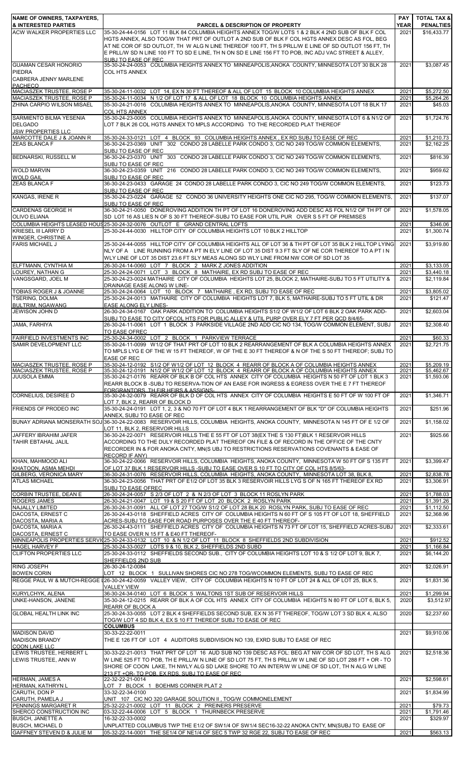| NAME OF OWNERS, TAXPAYERS, & INTERESTED PARTIES | PARCEL & DESCRIPTION OF PROPERTY | PAY YEAR | TOTAL TAX & PENALTIES |
|---|---|---|---|
| ACW WALKER PROPERTIES LLC | 35-30-24-44-0156 LOT 11 BLK 84 COLUMBIA HEIGHTS ANNEX TOG/W LOTS 1 & 2 BLK 4 2ND SUB OF BLK F COL HGTS ANNEX, ALSO TOG/W THAT PRT OF OUTLOT A 2ND SUB OF BLK F COL HGTS ANNEX DESC AS FOL, BEG AT NE COR OF SD OUTLOT, TH W ALG N LINE THEREOF 100 FT, TH S PRLL/W E LINE OF SD OUTLOT 156 FT, TH E PRLL/W SD N LINE 100 FT TO SD E LINE, TH N ON SD E LINE 156 FT TO POB, INC ADJ VAC STREET & ALLEY, SUBJ TO EASE OF REC | 2021 | $16,433.77 |
| GUAMAN CESAR HONORIO PIEDRA CABRERA JENNY MARLENE PACHECO | 35-30-24-24-0053 COLUMBIA HEIGHTS ANNEX TO MINNEAPOLIS,ANOKA COUNTY, MINNESOTA LOT 30 BLK 28 COL HTS ANNEX | 2021 | $3,087.45 |
| MACIASZEK TRUSTEE, ROSE P | 35-30-24-11-0032 LOT 14, EX N 30 FT THEREOF & ALL OF LOT 15 BLOCK 10 COLUMBIA HEIGHTS ANNEX | 2021 | $5,272.50 |
| MACIASZEK TRUSTEE, ROSE P | 35-30-24-11-0034 N 1/2 OF LOT 17 & ALL OF LOT 18 BLOCK 10 COLUMBIA HEIGHTS ANNEX | 2021 | $5,264.26 |
| ZHINA CARPIO WILSON MISAEL | 35-30-24-21-0016 COLUMBIA HEIGHTS ANNEX TO MINNEAPOLIS,ANOKA COUNTY, MINNESOTA LOT 18 BLK 17 COL HTS ANNEX | 2021 | $45.03 |
| SARMIENTO BILMA YESENIA DELGADO JSW PROPERTIES LLC | 35-30-24-23-0005 COLUMBIA HEIGHTS ANNEX TO MINNEAPOLIS,ANOKA COUNTY, MINNESOTA LOT 6 & N1/2 OF LOT 7 BLK 26 COL HGTS ANNEX TO MPLS ACCORDING TO THE RECORDED PLAT THEREOF | 2021 | $1,724.76 |
| MARCOTTE DALE J & JOANN R | 35-30-24-33-0121 LOT 4 BLOCK 93 COLUMBIA HEIGHTS ANNEX , EX RD SUBJ TO EASE OF REC | 2021 | $1,210.73 |
| ZEAS BLANCA F | 36-30-24-23-0369 UNIT 302 CONDO 28 LABELLE PARK CONDO 3, CIC NO 249 TOG/W COMMON ELEMENTS, SUBJ TO EASE OF REC | 2021 | $2,162.25 |
| BEDNARSKI, RUSSELL M | 36-30-24-23-0370 UNIT 303 CONDO 28 LABELLE PARK CONDO 3, CIC NO 249 TOG/W COMMON ELEMENTS, SUBJ TO EASE OF REC | 2021 | $816.39 |
| WOLD MARVIN WOLD GAIL | 36-30-24-23-0359 UNIT 216 CONDO 28 LABELLE PARK CONDO 3, CIC NO 249 TOG/W COMMON ELEMENTS, SUBJ TO EASE OF REC | 2021 | $959.62 |
| ZEAS BLANCA F | 36-30-24-23-0433 GARAGE 24 CONDO 28 LABELLE PARK CONDO 3, CIC NO 249 TOG/W COMMON ELEMENTS, SUBJ TO EASE OF REC | 2021 | $123.73 |
| KANGAS, IRENE R | 35-30-24-23-0224 GARAGE 52 CONDO 36 UNIVERSITY HEIGHTS ONE CIC NO 295, TOG/W COMMON ELEMENTS, SUBJ TO EASE OF REC | 2021 | $137.07 |
| CARDENAS GEORGE H OLIVO ELIANA | 36-30-24-21-0050 DONEROVING ADDITION TH PT OF LOT 16 DONEROVING ADD DESC AS FOL N1/2 OF TH PT OF SD LOT 16 AS LIES N OF S 30 FT THEREOF-SUBJ TO EASE FOR UTIL PUR OVER S 5 FT OF PREMISES | 2021 | $1,578.05 |
| COLUMBIA HEIGHTS LEASED HOUS | 25-30-24-32-0076 OUTLOT E GRAND CENTRAL LOFTS | 2021 | $346.06 |
| KRIESEL III LARRY D WINGER, CHRISTINE A | 25-30-24-44-0030 HILLTOP CITY OF COLUMBIA HEIGHTS LOT 10 BLK 2 HILLTOP | 2021 | $1,300.74 |
| FARIS MICHAEL J | 25-30-24-44-0055 HILLTOP CITY OF COLUMBIA HEIGHTS ALL OF LOT 36 & TH PT OF LOT 35 BLK 2 HILLTOP LYING NLY OF A LINE RUNNING FROM A PT IN ELY LINE OF LOT 35 DIST 9.3 FT SLY OF NE COR THEREOF TO A PT I N WLY LINE OF LOT 35 DIST 23.6 FT SLY MEAS ALONG SD WLY LINE FROM NW COR OF SD LOT 35 | 2021 | $3,919.80 |
| ELFTMANN, CYNTHIA M | 26-30-24-14-0060 LOT 7 BLOCK 2 MARK Z JONES ADDITION | 2021 | $3,133.05 |
| LOUREY, NATHAN G | 25-30-24-24-0071 LOT 3 BLOCK 8 MATHAIRE, EX RD SUBJ TO EASE OF REC | 2021 | $3,440.18 |
| VANGSGARD, JOEL M | 25-30-24-23-0024 MATHAIRE CITY OF COLUMBIA HEIGHTS LOT 25, BLOCK 2, MATHAIRE-SUBJ TO 5 FT UTILITY & DRAINAGE EASE ALONG W LINE- | 2021 | $2,119.84 |
| TOBIAS ROGER J & JOANNE | 25-30-24-24-0064 LOT 10 BLOCK 7 MATHAIRE , EX RD, SUBJ TO EASE OF REC | 2021 | $3,805.02 |
| TSERING, DOLMA BULTRIM, NGAWANG | 25-30-24-24-0013 MATHAIRE CITY OF COLUMBIA HEIGHTS LOT 7, BLK 5, MATHAIRE-SUBJ TO 5 FT UTIL & DR EASE ALONG ELY LINES- | 2021 | $121.47 |
| JEWISON JOHN D | 26-30-24-34-0167 OAK PARK ADDITION TO COLUMBIA HEIGHTS S1/2 OF W1/2 OF LOT 6 BLK 2 OAK PARK ADD- SUBJ TO EASE TO CITY OFCOL HTS FOR PUBLIC ALLEY & UTIL PURP OVER ELY 7 FT PER QCD 8/4/65- | 2021 | $2,603.04 |
| JAMA, FARHIYA | 26-30-24-11-0061 LOT 1 BLOCK 3 PARKSIDE VILLAGE 2ND ADD CIC NO 134, TOG/W COMMON ELEMENT, SUBJ TO EASE OFREC | 2021 | $2,308.40 |
| FAIRFIELD INVESTMENTS INC | 25-30-24-34-0002 LOT 2 BLOCK 1 PARKVIEW TERRACE | 2021 | $60.33 |
| SAMIR DEVELOPMENT LLC | 35-30-24-11-0099 W1/2 OF THAT PRT OF LOT 10 BLK 2 REARRANGEMENT OF BLK A COLUMBIA HEIGHTS ANNEX TO MPLS LYG E OF THE W 15 FT THEREOF, W OF THE E 30 FT THEREOF & N OF THE S 50 FT THEREOF; SUBJ TO EASE OF REC | 2021 | $2,721.75 |
| MACIASZEK TRUSTEE, ROSE P | 35-30-24-12-0192 S1/2 OF W1/2 OF LOT 12 BLOCK 4 REARR OF BLOCK A OF COLUMBIA HEIGHTS ANNEX | 2021 | $5,209.19 |
| MACIASZEK TRUSTEE, ROSE P | 35-30-24-12-0191 N1/2 OF W1/2 OF LOT 12 BLOCK 4 REARR OF BLOCK A OF COLUMBIA HEIGHTS ANNEX | 2021 | $5,462.67 |
| JUUSOLA EMMA | 35-30-24-21-0176 REARR OF BLK B OF COL HTS ANNEX CITY OF COLUMBIA HEIGHTS N 50 FT OF LOT 1 BLK 3 REARR BLOCK B -SUBJ TO RESERVA-TION OF AN EASE FOR INGRESS & EGRESS OVER THE E 7 FT THEREOF FORGRANTORS, TH EIR HEIRS & ASSIGNS- | 2021 | $1,593.06 |
| CORNELIUS, DESIREE D | 35-30-24-32-0079 REARR OF BLK D OF COL HTS ANNEX CITY OF COLUMBIA HEIGHTS E 50 FT OF W 100 FT OF LOT 7, BLK 2, REARR OF BLOCK D | 2021 | $1,346.71 |
| FRIENDS OF PRODEO INC | 35-30-24-24-0191 LOT 1, 2, 3 & NO 70 FT OF LOT 4 BLK 1 REARRANGEMENT OF BLK "D" OF COLUMBIA HEIGHTS ANNEX, SUBJ TO EASE OF REC | 2021 | $251.96 |
| BUNAY ADRIANA MONSERATH SOJ | 36-30-24-22-0083 RESERVOIR HILLS, COLUMBIA HEIGHTS, ANOKA COUNTY, MINNESOTA N 145 FT OF E 1/2 OF LOT 11, BLK 2, RESERVOIR HILLS | 2021 | $1,158.02 |
| JAFFERY IBRAHIM JAFER TAHIR EBTAHAL JALIL | 36-30-24-22-0071 RESERVOIR HILLS THE E 55 FT OF LOT 38(EX THE S 130 FT)BLK 1 RESERVOIR HILLS ACCORDING TO THE DULY RECORDED PLAT THEREOF ON FILE & OF RECORD IN THE OFFICE OF THE CNTY RECORDER IN & FOR ANOKA CNTY, MN(S UBJ TO RESTRICTIONS RESERVATIONS COVENANTS & EASE OF RECORD IF ANY) | 2021 | $925.66 |
| KHAN, MAHMOOD ALI KHATOON, ASMA MEHDI | 36-30-24-22-0066 RESERVOIR HILLS, COLUMBIA HEIGHTS, ANOKA COUNTY, MINNESOTA W 50 FT OF S 135 FT OF LOT 37 BLK 1 RESERVOIR HILLS -SUBJ TO EASE OVER S 10 FT TO CITY OF COL HTS 8/5/63- | 2021 | $3,399.47 |
| GILBERG, VERONICA MARY | 36-30-24-21-0076 RESERVOIR HILLS, COLUMBIA HEIGHTS, ANOKA COUNTY, MINNESOTA LOT 38, BLK 8, | 2021 | $2,838.78 |
| ATLAS MICHAEL | 36-30-24-23-0056 THAT PRT OF E1/2 OF LOT 35 BLK 3 RESERVOIR HILLS LYG S OF N 165 FT THEREOF EX RD SUBJ TO EASE OFREC | 2021 | $3,306.91 |
| CORBIN TRUSTEE, DEAN E | 26-30-24-24-0057 S 2/3 OF LOT 2 & N 2/3 OF LOT 3 BLOCK 11 ROSLYN PARK | 2021 | $1,788.03 |
| ROGERS JAMES | 26-30-24-21-0047 LOT 19 & S 20 FT OF LOT 20 BLOCK 2 ROSLYN PARK | 2021 | $1,391.26 |
| NAJALLY LIMITED | 26-30-24-31-0091 ALL OF LOT 27 TOG/W S1/2 OF LOT 28 BLK 20 ROSLYN PARK, SUBJ TO EASE OF REC | 2021 | $1,112.50 |
| DACOSTA, ERNEST C DACOSTA, MARIA A | 26-30-24-43-0118 SHEFFIELD ACRES CITY OF COLUMBIA HEIGHTS N 60 FT OF S 105 FT OF LOT 18, SHEFFIELD ACRES-SUBJ TO EASE FOR ROAD PURPOSES OVER THE E 40 FT THEREOF- | 2021 | $2,368.96 |
| DACOSTA, MARIA A DACOSTA, ERNEST C | 26-30-24-43-0111 SHEFFIELD ACRES CITY OF COLUMBIA HEIGHTS N 73 FT OF LOT 15, SHEFFIELD ACRES-SUBJ TO EASE OVER N 15 FT & E40 FT THEREOF- | 2021 | $2,333.61 |
| MINNEAPOLIS PROPERTIES SERVI | 25-30-24-33-0132 LOT 10 & N 1/2 OF LOT 11 BLOCK 8 SHEFFIELDS 2ND SUBDIVISION | 2021 | $912.52 |
| HAGEL HARVEY F | 25-30-24-33-0027 LOTS 9 & 10, BLK 2, SHEFFIELDS 2ND SUBD | 2021 | $1,166.84 |
| CLIFTON PROPERTIES LLC | 25-30-24-33-0112 SHEFFIELDS SECOND SUB., CITY OF COLUMBIA HEIGHTS LOT 10 & S 1/2 OF LOT 9, BLK 7, SHEFFIELDS 2ND SUB | 2021 | $6,144.20 |
| RING JOSEPH BOWEN CORIN | 26-30-24-12-0084 LOT 12 BLOCK 1 SULLIVAN SHORES CIC NO 278 TOG/WCOMMON ELEMENTS, SUBJ TO EASE OF REC | 2021 | $2,026.91 |
| REGGE PAUL W & MUTCH-REGGE I | 26-30-24-42-0059 VALLEY VIEW, CITY OF COLUMBIA HEIGHTS N 10 FT OF LOT 24 & ALL OF LOT 25, BLK 5, VALLEY VIEW | 2021 | $1,831.36 |
| KURYLCHYK, ALENA | 36-30-24-34-0140 LOT 6 BLOCK 5 WALTONS 1ST SUB OF RESERVOIR HILLS | 2021 | $1,299.94 |
| UNKE-HANSON, JANENE | 35-30-24-12-0215 REARR OF BLK A OF COL HTS ANNEX CITY OF COLUMBIA HEIGHTS N 80 FT OF LOT 6, BLK 5, REARR OF BLOCK A | 2020 | $3,512.97 |
| GLOBAL HEALTH LINK INC | 25-30-24-33-0055 LOT 2 BLK 4 SHEFFIELDS SECOND SUB, EX N 35 FT THEREOF, TOG/W LOT 3 SD BLK 4, ALSO TOG/W LOT 4 SD BLK 4, EX S 10 FT THEREOF SUBJ TO EASE OF REC | 2020 | $2,237.60 |
| | **COLUMBUS** | | |
| MADISON DAVID MADISON BRANDY COON LAKE LLC | 30-33-22-22-0011 THE E 126 FT OF LOT 4 AUDITORS SUBDIVISION NO 139, EXRD SUBJ TO EASE OF REC | 2021 | $9,910.06 |
| LEWIS TRUSTEE, HERBERT L LEWIS TRUSTEE, ANN W | 30-33-22-21-0013 THAT PRT OF LOT 16 AUD SUB NO 139 DESC AS FOL: BEG AT NW COR OF SD LOT, TH S ALG W LINE 525 FT TO POB, TH E PRLL/W N LINE OF SD LOT 75 FT, TH S PRLL/W W LINE OF SD LOT 288 FT + OR - TO SHORE OF COON LAKE, TH NWLY ALG SD LAKE SHORE TO AN INTER/W W LINE OF SD LOT, TH N ALG W LINE 213 FT +OR- TO POB, EX RDS, SUBJ TO EASE OF REC | 2021 | $2,518.36 |
| HERMAN, JAMES A HERMAN, KATHRYN L | 22-32-22-21-0014 LOT 7 BLOCK 1 BOEHMS CORNER PLAT 2 | 2021 | $2,598.61 |
| CARUTH, DON P CARUTH, PAMELA J | 33-32-22-34-0100 UNIT 107 CIC NO 320 GARAGE SOLUTION II , TOG/W COMMONELEMENT | 2021 | $1,834.99 |
| PENNINGS MARGARET R | 25-32-22-21-0002 LOT 11 BLOCK 2 PREINERS PRESERVE | 2021 | $79.73 |
| SHERCO CONSTRUCTION INC | 03-32-22-44-0006 LOT 5 BLOCK 1 THURNBECK PRESERVE | 2021 | $1,791.46 |
| BUSCH, JANETTE A BUSCH, MICHAEL D | 16-32-22-33-0002 UNPLATTED COLUMBUS TWP THE E1/2 OF SW1/4 OF SW1/4 SEC16-32-22 ANOKA CNTY, MN(SUBJ TO EASE OF | 2021 | $329.97 |
| GAFFNEY STEVEN D & JULIE M | 05-32-22-14-0001 THE SE1/4 OF NE1/4 OF SEC 5 TWP 32 RGE 22, SUBJ TO EASE OF REC | 2021 | $563.13 |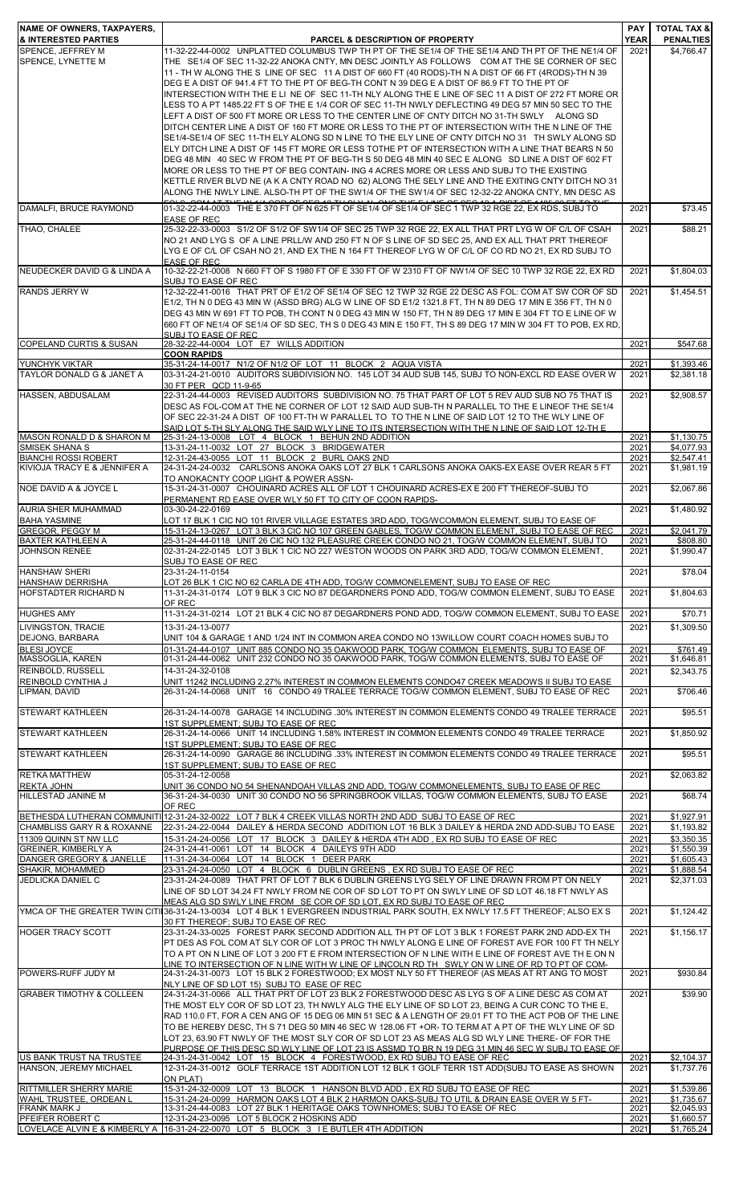| NAME OF OWNERS, TAXPAYERS, & INTERESTED PARTIES | PARCEL & DESCRIPTION OF PROPERTY | PAY YEAR | TOTAL TAX & PENALTIES |
|---|---|---|---|
| SPENCE, JEFFREY M SPENCE, LYNETTE M | 11-32-22-44-0002 UNPLATTED COLUMBUS TWP TH PT OF THE SE1/4 OF THE SE1/4 AND TH PT OF THE NE1/4 OF THE SE1/4 OF SEC 11-32-22 ANOKA CNTY, MN DESC JOINTLY AS FOLLOWS COM AT THE SE CORNER OF SEC 11 - TH W ALONG THE S LINE OF SEC 11 A DIST OF 660 FT (40 RODS)-TH N A DIST OF 66 FT (4RODS)-TH N 39 DEG E A DIST OF 941.4 FT TO THE PT OF BEG-TH CONT N 39 DEG E A DIST OF 86.9 FT TO THE PT OF INTERSECTION WITH THE E LI NE OF SEC 11-TH NLY ALONG THE E LINE OF SEC 11 A DIST OF 272 FT MORE OR LESS TO A PT 1485.22 FT S OF THE E 1/4 COR OF SEC 11-TH NWLY DEFLECTING 49 DEG 57 MIN 50 SEC TO THE LEFT A DIST OF 500 FT MORE OR LESS TO THE CENTER LINE OF CNTY DITCH NO 31-TH SWLY ALONG SD DITCH CENTER LINE A DIST OF 160 FT MORE OR LESS TO THE PT OF INTERSECTION WITH THE N LINE OF THE SE1/4-SE1/4 OF SEC 11-TH ELY ALONG SD N LINE TO THE ELY LINE OF CNTY DITCH NO 31 TH SWLY ALONG SD ELY DITCH LINE A DIST OF 145 FT MORE OR LESS TOTHE PT OF INTERSECTION WITH A LINE THAT BEARS N 50 DEG 48 MIN 40 SEC W FROM THE PT OF BEG-TH S 50 DEG 48 MIN 40 SEC E ALONG SD LINE A DIST OF 602 FT MORE OR LESS TO THE PT OF BEG CONTAIN- ING 4 ACRES MORE OR LESS AND SUBJ TO THE EXISTING KETTLE RIVER BLVD NE (A K A CNTY ROAD NO 62) ALONG THE SELY LINE AND THE EXITING CNTY DITCH NO 31 ALONG THE NWLY LINE. ALSO-TH PT OF THE SW1/4 OF THE SW1/4 OF SEC 12-32-22 ANOKA CNTY, MN DESC AS | 2021 | $4,766.47 |
| DAMALFI, BRUCE RAYMOND | 01-32-22-44-0003 THE E 370 FT OF N 625 FT OF SE1/4 OF SE1/4 OF SEC 1 TWP 32 RGE 22, EX RDS, SUBJ TO EASE OF REC | 2021 | $73.45 |
| THAO, CHALEE | 25-32-22-33-0003 S1/2 OF S1/2 OF SW1/4 OF SEC 25 TWP 32 RGE 22, EX ALL THAT PRT LYG W OF C/L OF CSAH NO 21 AND LYG S OF A LINE PRLL/W AND 250 FT N OF S LINE OF SD SEC 25, AND EX ALL THAT PRT THEREOF LYG E OF C/L OF CSAH NO 21, AND EX THE N 164 FT THEREOF LYG W OF C/L OF CO RD NO 21, EX RD SUBJ TO EASE OF REC | 2021 | $88.21 |
| NEUDECKER DAVID G & LINDA A | 10-32-22-21-0008 N 660 FT OF S 1980 FT OF E 330 FT OF W 2310 FT OF NW1/4 OF SEC 10 TWP 32 RGE 22, EX RD SUBJ TO EASE OF REC | 2021 | $1,804.03 |
| RANDS JERRY W | 12-32-22-41-0016 THAT PRT OF E1/2 OF SE1/4 OF SEC 12 TWP 32 RGE 22 DESC AS FOL: COM AT SW COR OF SD E1/2, TH N 0 DEG 43 MIN W (ASSD BRG) ALG W LINE OF SD E1/2 1321.8 FT, TH N 89 DEG 17 MIN E 356 FT, TH N 0 DEG 43 MIN W 691 FT TO POB, TH CONT N 0 DEG 43 MIN W 150 FT, TH N 89 DEG 17 MIN E 304 FT TO E LINE OF W 660 FT OF NE1/4 OF SE1/4 OF SD SEC, TH S 0 DEG 43 MIN E 150 FT, TH S 89 DEG 17 MIN W 304 FT TO POB, EX RD, SUBJ TO EASE OF REC | 2021 | $1,454.51 |
| COPELAND CURTIS & SUSAN | 28-32-22-44-0004 LOT E7 WILLS ADDITION | 2021 | $547.68 |
| | **COON RAPIDS** | | |
| YUNCHYK VIKTAR | 35-31-24-14-0017 N1/2 OF N1/2 OF LOT 11 BLOCK 2 AQUA VISTA | 2021 | $1,393.46 |
| TAYLOR DONALD G & JANET A | 03-31-24-21-0010 AUDITORS SUBDIVISION NO. 145 LOT 34 AUD SUB 145, SUBJ TO NON-EXCL RD EASE OVER W 30 FT PER QCD 11-9-65 | 2021 | $2,381.18 |
| HASSEN, ABDUSALAM | 22-31-24-44-0003 REVISED AUDITORS SUBDIVISION NO. 75 THAT PART OF LOT 5 REV AUD SUB NO 75 THAT IS DESC AS FOL-COM AT THE NE CORNER OF LOT 12 SAID AUD SUB-TH N PARALLEL TO THE E LINEOF THE SE1/4 OF SEC 22-31-24 A DIST OF 100 FT-TH W PARALLEL TO TO THE N LINE OF SAID LOT 12 TO THE WLY LINE OF SAID LOT 5-TH SLY ALONG THE SAID WLY LINE TO ITS INTERSECTION WITH THE N LINE OF SAID LOT 12-TH E | 2021 | $2,908.57 |
| MASON RONALD D & SHARON M | 25-31-24-13-0008 LOT 4 BLOCK 1 BEHUN 2ND ADDITION | 2021 | $1,130.75 |
| SMISEK SHANA S | 13-31-24-11-0032 LOT 27 BLOCK 3 BRIDGEWATER | 2021 | $4,077.93 |
| BIANCHI ROSSI ROBERT | 12-31-24-43-0055 LOT 11 BLOCK 2 BURL OAKS 2ND | 2021 | $2,547.41 |
| KIVIOJA TRACY E & JENNIFER A | 24-31-24-24-0032 CARLSONS ANOKA OAKS LOT 27 BLK 1 CARLSONS ANOKA OAKS-EX EASE OVER REAR 5 FT TO ANOKACNTY COOP LIGHT & POWER ASSN- | 2021 | $1,981.19 |
| NOE DAVID A & JOYCE L | 15-31-24-31-0007 CHOUINARD ACRES ALL OF LOT 1 CHOUINARD ACRES-EX E 200 FT THEREOF-SUBJ TO PERMANENT RD EASE OVER WLY 50 FT TO CITY OF COON RAPIDS- | 2021 | $2,067.86 |
| AURIA SHER MUHAMMAD BAHA YASMINE | 03-30-24-22-0169 LOT 17 BLK 1 CIC NO 101 RIVER VILLAGE ESTATES 3RD ADD, TOG/WCOMMON ELEMENT, SUBJ TO EASE OF | 2021 | $1,480.92 |
| GREGOR, PEGGY M | 15-31-24-13-0267 LOT 3 BLK 3 CIC NO 107 GREEN GABLES, TOG/W COMMON ELEMENT, SUBJ TO EASE OF REC | 2021 | $2,041.79 |
| BAXTER KATHLEEN A | 25-31-24-44-0118 UNIT 26 CIC NO 132 PLEASURE CREEK CONDO NO 21, TOG/W COMMON ELEMENT, SUBJ TO | 2021 | $808.80 |
| JOHNSON RENEE | 02-31-24-22-0145 LOT 3 BLK 1 CIC NO 227 WESTON WOODS ON PARK 3RD ADD, TOG/W COMMON ELEMENT, SUBJ TO EASE OF REC | 2021 | $1,990.47 |
| HANSHAW SHERI HANSHAW DERRISHA | 23-31-24-11-0154 LOT 26 BLK 1 CIC NO 62 CARLA DE 4TH ADD, TOG/W COMMONELEMENT, SUBJ TO EASE OF REC | 2021 | $78.04 |
| HOFSTADTER RICHARD N | 11-31-24-31-0174 LOT 9 BLK 3 CIC NO 87 DEGARDNERS POND ADD, TOG/W COMMON ELEMENT, SUBJ TO EASE OF REC | 2021 | $1,804.63 |
| HUGHES AMY | 11-31-24-31-0214 LOT 21 BLK 4 CIC NO 87 DEGARDNERS POND ADD, TOG/W COMMON ELEMENT, SUBJ TO EASE | 2021 | $70.71 |
| LIVINGSTON, TRACIE DEJONG, BARBARA | 13-31-24-13-0077 UNIT 104 & GARAGE 1 AND 1/24 INT IN COMMON AREA CONDO NO 13WILLOW COURT COACH HOMES SUBJ TO | 2021 | $1,309.50 |
| BLESI JOYCE | 01-31-24-44-0107 UNIT 885 CONDO NO 35 OAKWOOD PARK, TOG/W COMMON ELEMENTS, SUBJ TO EASE OF | 2021 | $761.49 |
| MASSOGLIA, KAREN | 01-31-24-44-0062 UNIT 232 CONDO NO 35 OAKWOOD PARK, TOG/W COMMON ELEMENTS, SUBJ TO EASE OF | 2021 | $1,646.81 |
| REINBOLD, RUSSELL REINBOLD CYNTHIA J | 14-31-24-32-0108 UNIT 11242 INCLUDING 2.27% INTEREST IN COMMON ELEMENTS CONDO47 CREEK MEADOWS II SUBJ TO EASE | 2021 | $2,343.75 |
| LIPMAN, DAVID | 26-31-24-14-0068 UNIT 16 CONDO 49 TRALEE TERRACE TOG/W COMMON ELEMENT, SUBJ TO EASE OF REC | 2021 | $706.46 |
| STEWART KATHLEEN | 26-31-24-14-0078 GARAGE 14 INCLUDING .30% INTEREST IN COMMON ELEMENTS CONDO 49 TRALEE TERRACE 1ST SUPPLEMENT; SUBJ TO EASE OF REC | 2021 | $95.51 |
| STEWART KATHLEEN | 26-31-24-14-0066 UNIT 14 INCLUDING 1.58% INTEREST IN COMMON ELEMENTS CONDO 49 TRALEE TERRACE 1ST SUPPLEMENT; SUBJ TO EASE OF REC | 2021 | $1,850.92 |
| STEWART KATHLEEN | 26-31-24-14-0090 GARAGE 86 INCLUDING .33% INTEREST IN COMMON ELEMENTS CONDO 49 TRALEE TERRACE 1ST SUPPLEMENT; SUBJ TO EASE OF REC | 2021 | $95.51 |
| RETKA MATTHEW REKTA JOHN | 05-31-24-12-0058 UNIT 36 CONDO NO 54 SHENANDOAH VILLAS 2ND ADD, TOG/W COMMONELEMENTS, SUBJ TO EASE OF REC | 2021 | $2,063.82 |
| HILLESTAD JANINE M | 36-31-24-34-0030 UNIT 30 CONDO NO 56 SPRINGBROOK VILLAS, TOG/W COMMON ELEMENTS, SUBJ TO EASE OF REC | 2021 | $68.74 |
| BETHESDA LUTHERAN COMMUNITI | 12-31-24-32-0022 LOT 7 BLK 4 CREEK VILLAS NORTH 2ND ADD SUBJ TO EASE OF REC | 2021 | $1,927.91 |
| CHAMBLISS GARY R & ROXANNE | 22-31-24-22-0044 DAILEY & HERDA SECOND ADDITION LOT 16 BLK 3 DAILEY & HERDA 2ND ADD-SUBJ TO EASE | 2021 | $1,193.82 |
| 11309 QUINN ST NW LLC | 15-31-24-24-0056 LOT 17 BLOCK 3 DAILEY & HERDA 4TH ADD , EX RD SUBJ TO EASE OF REC | 2021 | $3,350.35 |
| GREINER, KIMBERLY A | 24-31-24-41-0061 LOT 14 BLOCK 4 DAILEYS 9TH ADD | 2021 | $1,550.39 |
| DANGER GREGORY & JANELLE | 11-31-24-34-0064 LOT 14 BLOCK 1 DEER PARK | 2021 | $1,605.43 |
| SHAKIR, MOHAMMED | 23-31-24-24-0050 LOT 4 BLOCK 6 DUBLIN GREENS , EX RD SUBJ TO EASE OF REC | 2021 | $1,888.54 |
| JEDLICKA DANIEL C | 23-31-24-24-0089 THAT PRT OF LOT 7 BLK 6 DUBLIN GREENS LYG SELY OF LINE DRAWN FROM PT ON NELY LINE OF SD LOT 34.24 FT NWLY FROM NE COR OF SD LOT TO PT ON SWLY LINE OF SD LOT 46.18 FT NWLY AS MEAS ALG SD SWLY LINE FROM SE COR OF SD LOT, EX RD SUBJ TO EASE OF REC | 2021 | $2,371.03 |
| YMCA OF THE GREATER TWIN CITI | 36-31-24-13-0034 LOT 4 BLK 1 EVERGREEN INDUSTRIAL PARK SOUTH, EX NWLY 17.5 FT THEREOF; ALSO EX S 30 FT THEREOF; SUBJ TO EASE OF REC | 2021 | $1,124.42 |
| HOGER TRACY SCOTT | 23-31-24-33-0025 FOREST PARK SECOND ADDITION ALL TH PT OF LOT 3 BLK 1 FOREST PARK 2ND ADD-EX TH PT DES AS FOL COM AT SLY COR OF LOT 3 PROC TH NWLY ALONG E LINE OF FOREST AVE FOR 100 FT TH NELY TO A PT ON N LINE OF LOT 3 200 FT E FROM INTERSECTION OF N LINE WITH E LINE OF FOREST AVE TH E ON N LINE TO INTERSECTION OF N LINE WITH W LINE OF LINCOLN RD TH SWLY ON W LINE OF RD TO PT OF COM- | 2021 | $1,156.17 |
| POWERS-RUFF JUDY M | 24-31-24-31-0073 LOT 15 BLK 2 FORESTWOOD; EX MOST NLY 50 FT THEREOF (AS MEAS AT RT ANG TO MOST NLY LINE OF SD LOT 15) SUBJ TO EASE OF REC | 2021 | $930.84 |
| GRABER TIMOTHY & COLLEEN | 24-31-24-31-0066 ALL THAT PRT OF LOT 23 BLK 2 FORESTWOOD DESC AS LYG S OF A LINE DESC AS COM AT THE MOST ELY COR OF SD LOT 23, TH NWLY ALG THE ELY LINE OF SD LOT 23, BEING A CUR CONC TO THE E, RAD 110.0 FT, FOR A CEN ANG OF 15 DEG 06 MIN 51 SEC & A LENGTH OF 29.01 FT TO THE ACT POB OF THE LINE TO BE HEREBY DESC, TH S 71 DEG 50 MIN 46 SEC W 128.06 FT +OR- TO TERM AT A PT OF THE WLY LINE OF SD LOT 23, 63.90 FT NWLY OF THE MOST SLY COR OF SD LOT 23 AS MEAS ALG SD WLY LINE THERE- OF FOR THE PURPOSE OF THIS DESC SD WLY LINE OF LOT 23 IS ASSMD TO BR N 19 DEG 31 MIN 46 SEC W SUBJ TO EASE OF | 2021 | $39.90 |
| US BANK TRUST NA TRUSTEE | 24-31-24-31-0042 LOT 15 BLOCK 4 FORESTWOOD, EX RD SUBJ TO EASE OF REC | 2021 | $2,104.37 |
| HANSON, JEREMY MICHAEL | 12-31-24-31-0012 GOLF TERRACE 1ST ADDITION LOT 12 BLK 1 GOLF TERR 1ST ADD(SUBJ TO EASE AS SHOWN ON PLAT) | 2021 | $1,737.76 |
| RITTMILLER SHERRY MARIE | 15-31-24-32-0009 LOT 13 BLOCK 1 HANSON BLVD ADD , EX RD SUBJ TO EASE OF REC | 2021 | $1,539.86 |
| WAHL TRUSTEE, ORDEAN L | 15-31-24-24-0099 HARMON OAKS LOT 4 BLK 2 HARMON OAKS-SUBJ TO UTIL & DRAIN EASE OVER W 5 FT- | 2021 | $1,735.67 |
| FRANK MARK J | 13-31-24-44-0083 LOT 27 BLK 1 HERITAGE OAKS TOWNHOMES; SUBJ TO EASE OF REC | 2021 | $2,045.93 |
| PFEIFER ROBERT C | 12-31-24-23-0095 LOT 5 BLOCK 2 HOSKINS ADD | 2021 | $1,660.57 |
| LOVELACE ALVIN E & KIMBERLY A | 16-31-24-22-0070 LOT 5 BLOCK 3 I E BUTLER 4TH ADDITION | 2021 | $1,765.24 |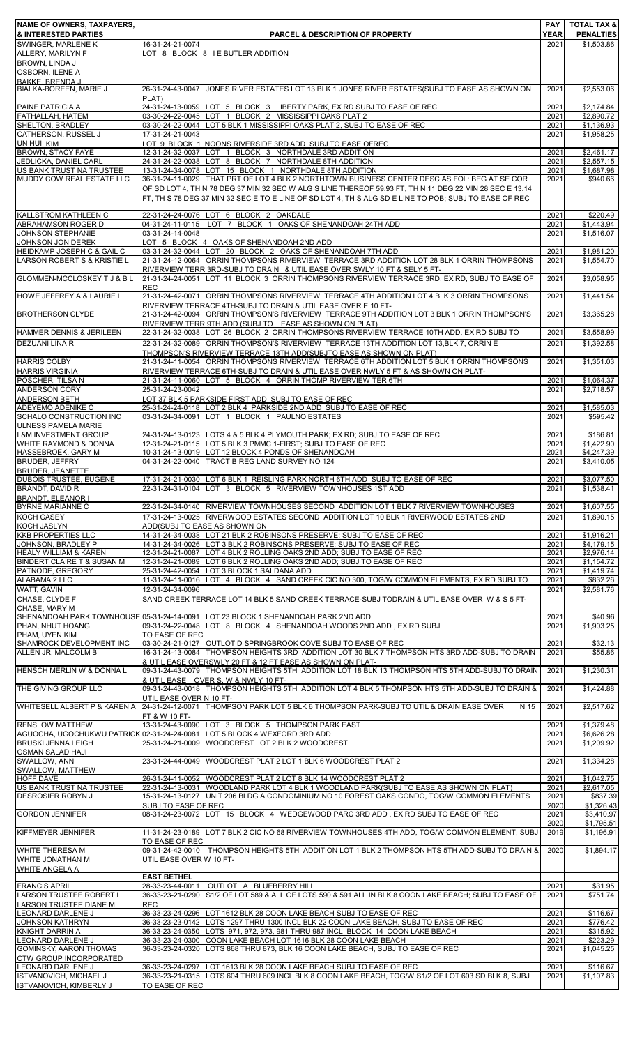| NAME OF OWNERS, TAXPAYERS, & INTERESTED PARTIES | PARCEL & DESCRIPTION OF PROPERTY | PAY YEAR | TOTAL TAX & PENALTIES |
|---|---|---|---|
| SWINGER, MARLENE K<br>ALLERY, MARILYN F<br>BROWN, LINDA J<br>OSBORN, ILENE A<br>BAKKE, BRENDA J | 16-31-24-21-0074<br>LOT 8 BLOCK 8 I E BUTLER ADDITION | 2021 | $1,503.86 |
| BIALKA-BOREEN, MARIE J | 26-31-24-43-0047 JONES RIVER ESTATES LOT 13 BLK 1 JONES RIVER ESTATES(SUBJ TO EASE AS SHOWN ON PLAT) | 2021 | $2,553.06 |
| PAINE PATRICIA A | 24-31-24-13-0059 LOT 5 BLOCK 3 LIBERTY PARK, EX RD SUBJ TO EASE OF REC | 2021 | $2,174.84 |
| FATHALLAH, HATEM | 03-30-24-22-0045 LOT 1 BLOCK 2 MISSISSIPPI OAKS PLAT 2 | 2021 | $2,890.72 |
| SHELTON, BRADLEY | 03-30-24-22-0044 LOT 5 BLK 1 MISSISSIPPI OAKS PLAT 2, SUBJ TO EASE OF REC | 2021 | $1,136.93 |
| CATHERSON, RUSSEL J<br>UN HUI, KIM | 17-31-24-21-0043<br>LOT 9 BLOCK 1 NOONS RIVERSIDE 3RD ADD SUBJ TO EASE OFREC | 2021 | $1,958.25 |
| BROWN, STACY FAYE | 12-31-24-32-0037 LOT 1 BLOCK 3 NORTHDALE 3RD ADDITION | 2021 | $2,461.17 |
| JEDLICKA, DANIEL CARL | 24-31-24-22-0038 LOT 8 BLOCK 7 NORTHDALE 8TH ADDITION | 2021 | $2,557.15 |
| US BANK TRUST NA TRUSTEE | 13-31-24-34-0078 LOT 15 BLOCK 1 NORTHDALE 8TH ADDITION | 2021 | $1,687.98 |
| MUDDY COW REAL ESTATE LLC | 36-31-24-11-0029 THAT PRT OF LOT 4 BLK 2 NORTHTOWN BUSINESS CENTER DESC AS FOL: BEG AT SE COR OF SD LOT 4, TH N 78 DEG 37 MIN 32 SEC W ALG S LINE THEREOF 59.93 FT, TH N 11 DEG 22 MIN 28 SEC E 13.14 FT, TH S 78 DEG 37 MIN 32 SEC E TO E LINE OF SD LOT 4, TH S ALG SD E LINE TO POB; SUBJ TO EASE OF REC | 2021 | $940.66 |
| KALLSTROM KATHLEEN C | 22-31-24-24-0076 LOT 6 BLOCK 2 OAKDALE | 2021 | $220.49 |
| ABRAHAMSON ROGER D | 04-31-24-11-0115 LOT 7 BLOCK 1 OAKS OF SHENANDOAH 24TH ADD | 2021 | $1,443.94 |
| JOHNSON STEPHANIE<br>JOHNSON JON DEREK | 03-31-24-14-0048<br>LOT 5 BLOCK 4 OAKS OF SHENANDOAH 2ND ADD | 2021 | $1,516.07 |
| HEIDKAMP JOSEPH C & GAIL C | 03-31-24-32-0044 LOT 20 BLOCK 2 OAKS OF SHENANDOAH 7TH ADD | 2021 | $1,981.20 |
| LARSON ROBERT S & KRISTIE L | 21-31-24-12-0064 ORRIN THOMPSONS RIVERVIEW TERRACE 3RD ADDITION LOT 28 BLK 1 ORRIN THOMPSONS RIVERVIEW TERR 3RD-SUBJ TO DRAIN & UTIL EASE OVER SWLY 10 FT & SELY 5 FT- | 2021 | $1,554.70 |
| GLOMMEN-MCCLOSKEY T J & B L | 21-31-24-24-0051 LOT 11 BLOCK 3 ORRIN THOMPSONS RIVERVIEW TERRACE 3RD, EX RD, SUBJ TO EASE OF REC | 2021 | $3,058.95 |
| HOWE JEFFREY A & LAURIE L | 21-31-24-42-0071 ORRIN THOMPSONS RIVERVIEW TERRACE 4TH ADDITION LOT 4 BLK 3 ORRIN THOMPSONS RIVERVIEW TERRACE 4TH-SUBJ TO DRAIN & UTIL EASE OVER E 10 FT- | 2021 | $1,441.54 |
| BROTHERSON CLYDE | 21-31-24-42-0094 ORRIN THOMPSON'S RIVERVIEW TERRACE 9TH ADDITION LOT 3 BLK 1 ORRIN THOMPSON'S RIVERVIEW TERR 9TH ADD (SUBJ TO EASE AS SHOWN ON PLAT) | 2021 | $3,365.28 |
| HAMMER DENNIS & JERILEEN | 22-31-24-32-0038 LOT 26 BLOCK 2 ORRIN THOMPSONS RIVERVIEW TERRACE 10TH ADD, EX RD SUBJ TO | 2021 | $3,558.99 |
| DEZUANI LINA R | 22-31-24-32-0089 ORRIN THOMPSON'S RIVERVIEW TERRACE 13TH ADDITION LOT 13,BLK 7, ORRIN E THOMPSON'S RIVERVIEW TERRACE 13TH ADD(SUBJTO EASE AS SHOWN ON PLAT) | 2021 | $1,392.58 |
| HARRIS COLBY<br>HARRIS VIRGINIA | 21-31-24-11-0054 ORRIN THOMPSONS RIVERVIEW TERRACE 6TH ADDITION LOT 5 BLK 1 ORRIN THOMPSONS RIVERVIEW TERRACE 6TH-SUBJ TO DRAIN & UTIL EASE OVER NWLY 5 FT & AS SHOWN ON PLAT- | 2021 | $1,351.03 |
| POSCHER, TILSA N | 21-31-24-11-0060 LOT 5 BLOCK 4 ORRIN THOMP RIVERVIEW TER 6TH | 2021 | $1,064.37 |
| ANDERSON CORY<br>ANDERSON BETH | 25-31-24-23-0042<br>LOT 37 BLK 5 PARKSIDE FIRST ADD SUBJ TO EASE OF REC | 2021 | $2,718.57 |
| ADEYEMO ADENIKE C | 25-31-24-24-0118 LOT 2 BLK 4 PARKSIDE 2ND ADD SUBJ TO EASE OF REC | 2021 | $1,585.03 |
| SCHALO CONSTRUCTION INC<br>ULNESS PAMELA MARIE | 03-31-24-34-0091 LOT 1 BLOCK 1 PAULNO ESTATES | 2021 | $595.42 |
| L&M INVESTMENT GROUP | 24-31-24-13-0123 LOTS 4 & 5 BLK 4 PLYMOUTH PARK; EX RD; SUBJ TO EASE OF REC | 2021 | $186.81 |
| WHITE RAYMOND & DONNA | 12-31-24-21-0115 LOT 5 BLK 3 PMMC 1-FIRST; SUBJ TO EASE OF REC | 2021 | $1,422.90 |
| HASSEBROEK, GARY M | 10-31-24-13-0019 LOT 12 BLOCK 4 PONDS OF SHENANDOAH | 2021 | $4,247.39 |
| BRUDER, JEFFRY<br>BRUDER, JEANETTE | 04-31-24-22-0040 TRACT B REG LAND SURVEY NO 124 | 2021 | $3,410.05 |
| DUBOIS TRUSTEE, EUGENE | 17-31-24-21-0030 LOT 6 BLK 1 REISLING PARK NORTH 6TH ADD SUBJ TO EASE OF REC | 2021 | $3,077.50 |
| BRANDT, DAVID R<br>BRANDT, ELEANOR I | 22-31-24-31-0104 LOT 3 BLOCK 5 RIVERVIEW TOWNHOUSES 1ST ADD | 2021 | $1,538.41 |
| BYRNE MARIANNE C | 22-31-24-34-0140 RIVERVIEW TOWNHOUSES SECOND ADDITION LOT 1 BLK 7 RIVERVIEW TOWNHOUSES | 2021 | $1,607.55 |
| KOCH CASEY<br>KOCH JASLYN | 17-31-24-13-0025 RIVERWOOD ESTATES SECOND ADDITION LOT 10 BLK 1 RIVERWOOD ESTATES 2ND ADD(SUBJ TO EASE AS SHOWN ON | 2021 | $1,890.15 |
| KKB PROPERTIES LLC | 14-31-24-34-0038 LOT 21 BLK 2 ROBINSONS PRESERVE; SUBJ TO EASE OF REC | 2021 | $1,916.21 |
| JOHNSON, BRADLEY P | 14-31-24-34-0026 LOT 3 BLK 2 ROBINSONS PRESERVE; SUBJ TO EASE OF REC | 2021 | $4,179.15 |
| HEALY WILLIAM & KAREN | 12-31-24-21-0087 LOT 4 BLK 2 ROLLING OAKS 2ND ADD; SUBJ TO EASE OF REC | 2021 | $2,976.14 |
| BINDERT CLAIRE T & SUSAN M | 12-31-24-21-0089 LOT 6 BLK 2 ROLLING OAKS 2ND ADD; SUBJ TO EASE OF REC | 2021 | $1,154.72 |
| PATNODE, GREGORY | 25-31-24-42-0054 LOT 3 BLOCK 1 SALDANA ADD | 2021 | $1,419.74 |
| ALABAMA 2 LLC | 11-31-24-11-0016 LOT 4 BLOCK 4 SAND CREEK CIC NO 300, TOG/W COMMON ELEMENTS, EX RD SUBJ TO | 2021 | $832.26 |
| WATT, GAVIN<br>CHASE, CLYDE F<br>CHASE, MARY M | 12-31-24-34-0096<br>SAND CREEK TERRACE LOT 14 BLK 5 SAND CREEK TERRACE-SUBJ TODRAIN & UTIL EASE OVER W & S 5 FT- | 2021 | $2,581.76 |
| SHENANDOAH PARK TOWNHOUSE | 05-31-24-14-0091 LOT 23 BLOCK 1 SHENANDOAH PARK 2ND ADD | 2021 | $40.96 |
| PHAN, NHUT HOANG<br>PHAM, UYEN KIM | 09-31-24-22-0048 LOT 8 BLOCK 4 SHENANDOAH WOODS 2ND ADD , EX RD SUBJ TO EASE OF REC | 2021 | $1,903.25 |
| SHAMROCK DEVELOPMENT INC | 03-30-24-21-0127 OUTLOT D SPRINGBROOK COVE SUBJ TO EASE OF REC | 2021 | $32.13 |
| ALLEN JR, MALCOLM B | 16-31-24-13-0084 THOMPSON HEIGHTS 3RD ADDITION LOT 30 BLK 7 THOMPSON HTS 3RD ADD-SUBJ TO DRAIN & UTIL EASE OVERSWLY 20 FT & 12 FT EASE AS SHOWN ON PLAT- | 2021 | $55.86 |
| HENSCH MERLIN W & DONNA L | 09-31-24-43-0079 THOMPSON HEIGHTS 5TH ADDITION LOT 18 BLK 13 THOMPSON HTS 5TH ADD-SUBJ TO DRAIN & UTIL EASE OVER S, W & NWLY 10 FT- | 2021 | $1,230.31 |
| THE GIVING GROUP LLC | 09-31-24-43-0018 THOMPSON HEIGHTS 5TH ADDITION LOT 4 BLK 5 THOMPSON HTS 5TH ADD-SUBJ TO DRAIN & UTIL EASE OVER N 10 FT- | 2021 | $1,424.88 |
| WHITESELL ALBERT P & KAREN A | 24-31-24-12-0071 THOMPSON PARK LOT 5 BLK 6 THOMPSON PARK-SUBJ TO UTIL & DRAIN EASE OVER N 15 FT & W 10 FT- | 2021 | $2,517.62 |
| RENSLOW MATTHEW | 13-31-24-43-0090 LOT 3 BLOCK 5 THOMPSON PARK EAST | 2021 | $1,379.48 |
| AGUOCHA, UGOCHUKWU PATRICK | 02-31-24-24-0081 LOT 5 BLOCK 4 WEXFORD 3RD ADD | 2021 | $6,626.28 |
| BRUSKI JENNA LEIGH<br>OSMAN SALAD HAJI | 25-31-24-21-0009 WOODCREST LOT 2 BLK 2 WOODCREST | 2021 | $1,209.92 |
| SWALLOW, ANN<br>SWALLOW, MATTHEW | 23-31-24-44-0049 WOODCREST PLAT 2 LOT 1 BLK 6 WOODCREST PLAT 2 | 2021 | $1,334.28 |
| HOFF DAVE | 26-31-24-11-0052 WOODCREST PLAT 2 LOT 8 BLK 14 WOODCREST PLAT 2 | 2021 | $1,042.75 |
| US BANK TRUST NA TRUSTEE | 22-31-24-13-0031 WOODLAND PARK LOT 4 BLK 1 WOODLAND PARK(SUBJ TO EASE AS SHOWN ON PLAT) | 2021 | $2,617.05 |
| DESROSIER ROBYN J | 15-31-24-13-0127 UNIT 206 BLDG A CONDOMINIUM NO 10 FOREST OAKS CONDO, TOG/W COMMON ELEMENTS SUBJ TO EASE OF REC | 2021<br>2020 | $837.39<br>$1,326.43 |
| GORDON JENNIFER | 08-31-24-23-0072 LOT 15 BLOCK 4 WEDGEWOOD PARC 3RD ADD , EX RD SUBJ TO EASE OF REC | 2021<br>2020 | $3,410.97<br>$1,795.51 |
| KIFFMEYER JENNIFER | 11-31-24-23-0189 LOT 7 BLK 2 CIC NO 68 RIVERVIEW TOWNHOUSES 4TH ADD, TOG/W COMMON ELEMENT, SUBJ TO EASE OF REC | 2019 | $1,196.91 |
| WHITE THERESA M<br>WHITE JONATHAN M<br>WHITE ANGELA A | 09-31-24-42-0010 THOMPSON HEIGHTS 5TH ADDITION LOT 1 BLK 2 THOMPSON HTS 5TH ADD-SUBJ TO DRAIN & UTIL EASE OVER W 10 FT- | 2020 | $1,894.17 |
| | **EAST BETHEL** | | |
| FRANCIS APRIL | 28-33-23-44-0011 OUTLOT A BLUEBERRY HILL | 2021 | $31.95 |
| LARSON TRUSTEE ROBERT L<br>LARSON TRUSTEE DIANE M | 36-33-23-21-0290 S1/2 OF LOT 589 & ALL OF LOTS 590 & 591 ALL IN BLK 8 COON LAKE BEACH; SUBJ TO EASE OF REC | 2021 | $751.74 |
| LEONARD DARLENE J | 36-33-23-24-0296 LOT 1612 BLK 28 COON LAKE BEACH SUBJ TO EASE OF REC | 2021 | $116.67 |
| JOHNSON KATHRYN | 36-33-23-23-0142 LOTS 1297 THRU 1300 INCL BLK 22 COON LAKE BEACH, SUBJ TO EASE OF REC | 2021 | $776.42 |
| KNIGHT DARRIN A | 36-33-23-24-0350 LOTS 971, 972, 973, 981 THRU 987 INCL BLOCK 14 COON LAKE BEACH | 2021 | $315.92 |
| LEONARD DARLENE J | 36-33-23-24-0300 COON LAKE BEACH LOT 1616 BLK 28 COON LAKE BEACH | 2021 | $223.29 |
| GOMINSKY, AARON THOMAS<br>CTW GROUP INCORPORATED | 36-33-23-24-0320 LOTS 868 THRU 873, BLK 16 COON LAKE BEACH, SUBJ TO EASE OF REC | 2021 | $1,045.25 |
| LEONARD DARLENE J | 36-33-23-24-0297 LOT 1613 BLK 28 COON LAKE BEACH SUBJ TO EASE OF REC | 2021 | $116.67 |
| ISTVANOVICH, MICHAEL J<br>ISTVANOVICH, KIMBERLY J | 36-33-23-21-0315 LOTS 604 THRU 609 INCL BLK 8 COON LAKE BEACH, TOG/W S1/2 OF LOT 603 SD BLK 8, SUBJ TO EASE OF REC | 2021 | $1,107.83 |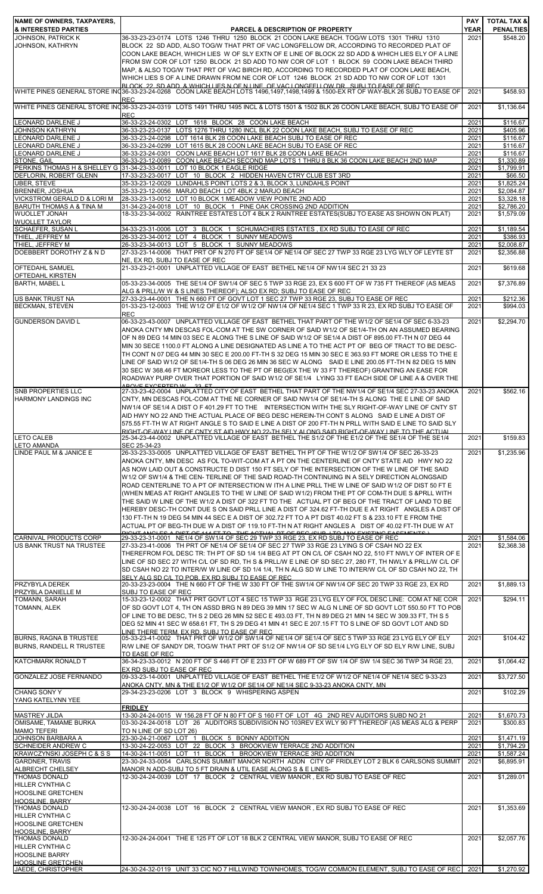| NAME OF OWNERS, TAXPAYERS, & INTERESTED PARTIES | PARCEL & DESCRIPTION OF PROPERTY | PAY YEAR | TOTAL TAX & PENALTIES |
|---|---|---|---|
| JOHNSON, PATRICK K<br>JOHNSON, KATHRYN | 36-33-23-23-0174 LOTS 1246 THRU 1250 BLOCK 21 COON LAKE BEACH. TOG/W LOTS 1301 THRU 1310 BLOCK 22 SD ADD, ALSO TOG/W THAT PRT OF VAC LONGFELLOW DR, ACCORDING TO RECORDED PLAT OF COON LAKE BEACH, WHICH LIES W OF SLY EXTN OF E LINE OF BLOCK 22 SD ADD & WHICH LIES ELY OF A LINE FROM SW COR OF LOT 1250 BLOCK 21 SD ADD TO NW COR OF LOT 1 BLOCK 59 COON LAKE BEACH THIRD MAP, & ALSO TOG/W THAT PRT OF VAC BIRCH RD, ACCORDING TO RECORDED PLAT OF COON LAKE BEACH, WHICH LIES S OF A LINE DRAWN FROM NE COR OF LOT 1246 BLOCK 21 SD ADD TO NW COR OF LOT 1301 BLOCK 22 SD ADD & WHICH LIES N OF N LINE OF VAC LONGFELLOW DR SUBJ TO EASE OF REC | 2021 | $548.20 |
| WHITE PINES GENERAL STORE INC | 36-33-23-24-0268 COON LAKE BEACH LOTS 1496,1497,1498,1499 & 1500-EX RT OF WAY-BLK 26 SUBJ TO EASE OF REC | 2021 | $458.93 |
| WHITE PINES GENERAL STORE INC | 36-33-23-24-0319 LOTS 1491 THRU 1495 INCL & LOTS 1501 & 1502 BLK 26 COON LAKE BEACH, SUBJ TO EASE OF REC | 2021 | $1,136.64 |
| LEONARD DARLENE J | 36-33-23-24-0302 LOT 1618 BLOCK 28 COON LAKE BEACH | 2021 | $116.67 |
| JOHNSON KATHRYN | 36-33-23-23-0137 LOTS 1276 THRU 1280 INCL BLK 22 COON LAKE BEACH, SUBJ TO EASE OF REC | 2021 | $405.96 |
| LEONARD DARLENE J | 36-33-23-24-0298 LOT 1614 BLK 28 COON LAKE BEACH SUBJ TO EASE OF REC | 2021 | $116.67 |
| LEONARD DARLENE J | 36-33-23-24-0299 LOT 1615 BLK 28 COON LAKE BEACH SUBJ TO EASE OF REC | 2021 | $116.67 |
| LEONARD DARLENE J | 36-33-23-24-0301 COON LAKE BEACH LOT 1617 BLK 28 COON LAKE BEACH | 2021 | $116.67 |
| STONE, GAIL | 36-33-23-12-0089 COON LAKE BEACH SECOND MAP LOTS 1 THRU 8 BLK 36 COON LAKE BEACH 2ND MAP | 2021 | $1,330.89 |
| PERKINS THOMAS H & SHELLEY G | 31-34-23-33-0011 LOT 10 BLOCK 1 EAGLE RIDGE | 2021 | $1,799.91 |
| DEFLORIN, ROBERT GLENN | 17-33-23-23-0017 LOT 10 BLOCK 2 HIDDEN HAVEN CTRY CLUB EST 3RD | 2021 | $66.50 |
| UBER, STEVE | 35-33-23-12-0029 LUNDAHLS POINT LOTS 2 & 3, BLOCK 3, LUNDAHLS POINT | 2021 | $1,825.24 |
| BRENNER, JOSHUA | 35-33-23-12-0056 MARJO BEACH LOT 4BLK 2 MARJO BEACH | 2021 | $2,084.87 |
| VICKSTROM GERALD D & LORI M | 28-33-23-13-0012 LOT 10 BLOCK 1 MEADOW VIEW POINTE 2ND ADD | 2021 | $3,328.18 |
| BARUTH THOMAS A & TINA M | 31-34-23-24-0018 LOT 10 BLOCK 1 PINE OAK CROSSING 2ND ADDITION | 2021 | $2,786.20 |
| WUOLLET JONAH<br>WUOLLET TAYLOR | 18-33-23-34-0002 RAINTREE ESTATES LOT 4 BLK 2 RAINTREE ESTATES(SUBJ TO EASE AS SHOWN ON PLAT) | 2021 | $1,579.09 |
| SCHAEFER, SUSAN L | 34-33-23-31-0006 LOT 3 BLOCK 1 SCHUMACHERS ESTATES , EX RD SUBJ TO EASE OF REC | 2021 | $1,189.54 |
| THIEL, JEFFREY M | 26-33-23-34-0012 LOT 4 BLOCK 1 SUNNY MEADOWS | 2021 | $386.93 |
| THIEL, JEFFREY M | 26-33-23-34-0013 LOT 5 BLOCK 1 SUNNY MEADOWS | 2021 | $2,008.87 |
| DOEBBERT DOROTHY Z & N D | 27-33-23-14-0006 THAT PRT OF N 270 FT OF SE1/4 OF NE1/4 OF SEC 27 TWP 33 RGE 23 LYG WLY OF LEYTE ST NE, EX RD, SUBJ TO EASE OF REC | 2021 | $2,356.88 |
| OFTEDAHL SAMUEL<br>OFTEDAHL KIRSTEN | 21-33-23-21-0001 UNPLATTED VILLAGE OF EAST BETHEL NE1/4 OF NW1/4 SEC 21 33 23 | 2021 | $619.68 |
| BARTH, MABEL L | 05-33-23-34-0005 THE SE1/4 OF SW1/4 OF SEC 5 TWP 33 RGE 23, EX S 600 FT OF W 735 FT THEREOF (AS MEAS ALG & PRLL/W W & S LINES THEREOF); ALSO EX RD; SUBJ TO EASE OF REC | 2021 | $7,376.89 |
| US BANK TRUST NA | 27-33-23-44-0001 THE N 660 FT OF GOVT LOT 1 SEC 27 TWP 33 RGE 23, SUBJ TO EASE OF REC | 2021 | $212.36 |
| BECKMAN, STEVEN | 01-33-23-12-0003 THE W1/2 OF E1/2 OF W1/2 OF NW1/4 OF NE1/4 SEC 1 TWP 33 R 23, EX RD SUBJ TO EASE OF REC | 2021 | $994.03 |
| GUNDERSON DAVID L | 06-33-23-43-0007 UNPLATTED VILLAGE OF EAST BETHEL THAT PART OF THE W1/2 OF SE1/4 OF SEC 6-33-23 ANOKA CNTY MN DESCAS FOL-COM AT THE SW CORNER OF SAID W1/2 OF SE1/4-TH ON AN ASSUMED BEARING OF N 89 DEG 14 MIN 03 SEC E ALONG THE S LINE OF SAID W1/2 OF SE1/4 A DIST OF 895.00 FT-TH N 07 DEG 44 MIN 30 SEC 1100.0 FT ALONG A LINE DESIGNATED AS LINE A TO THE ACT PT OF BEG OF TRACT TO BE DESC-TH CONT N 07 DEG 44 MIN 30 SEC E 200.00 FT-TH S 32 DEG 15 MIN 30 SEC E 363.93 FT MORE OR LESS TO THE E LINE OF SAID W1/2 OF SE1/4-TH S 06 DEG 26 MIN 36 SEC W ALONG SAID E LINE 200.05 FT-TH N 82 DEG 15 MIN 30 SEC W 368.46 FT MOREOR LESS TO THE PT OF BEG(EX THE W 33 FT THEREOF) GRANTING AN EASE FOR ROADWAY PURP OVER THAT PORTION OF SAID W1/2 OF SE1/4 LYING 33 FT EACH SIDE OF LINE A & OVER THE ABOVE EXCEPTED W 33 FT | 2021 | $2,294.70 |
| SNB PROPERTIES LLC<br>HARMONY LANDINGS INC | 27-33-23-42-0004 UNPLATTED CITY OF EAST BETHEL THAT PART OF THE NW1/4 OF SE1/4 SEC 27-33-23 ANOKA CNTY, MN DESCAS FOL-COM AT THE NE CORNER OF SAID NW1/4 OF SE1/4-TH S ALONG THE E LINE OF SAID NW1/4 OF SE1/4 A DIST O F 401.29 FT TO THE INTERSECTION WITH THE SLY RIGHT-OF-WAY LINE OF CNTY ST AID HWY NO 22 AND THE ACTUAL PLACE OF BEG DESC HEREIN-TH CONT S ALONG SAID E LINE A DIST OF 575.55 FT-TH W AT RIGHT ANGLE S TO SAID E LINE A DIST OF 200 FT-TH N PRLL WITH SAID E LINE TO SAID SLY RIGHT-OF-WAY LINE OF CNTY ST AID HWY NO 22-TH SELY ALONG SAID RIGHT-OF-WAY LINE TO THE ACTUAL | 2021 | $562.16 |
| LETO CALEB<br>LETO AMANDA | 25-34-23-44-0002 UNPLATTED VILLAGE OF EAST BETHEL THE S1/2 OF THE E1/2 OF THE SE1/4 OF THE SE1/4 SEC 25-34-23 | 2021 | $159.83 |
| LINDE PAUL M & JANICE E | 26-33-23-33-0005 UNPLATTED VILLAGE OF EAST BETHEL TH PT OF THE W1/2 OF SW1/4 OF SEC 26-33-23 ANOKA CNTY, MN DESC AS FOL TO-WIT-COM AT A PT ON THE CENTERLINE OF CNTY STATE AID HWY NO 22 AS NOW LAID OUT & CONSTRUCTE D DIST 150 FT SELY OF THE INTERSECTION OF THE W LINE OF THE SAID W1/2 OF SW1/4 & THE CEN- TERLINE OF THE SAID ROAD-TH CONTINUING IN A SELY DIRECTION ALONGSAID ROAD CENTERLINE TO A PT OF INTERSECTION W ITH A LINE PRLL THE W LINE OF SAID W1/2 OF DIST 50 FT E (WHEN MEAS AT RIGHT ANGLES TO THE W LINE OF SAID W1/2) FROM THE PT OF COM-TH DUE S &PRLL WITH THE SAID W LINE OF THE W1/2 A DIST OF 322 FT TO THE ACTUAL PT OF BEG OF THE TRACT OF LAND TO BE HEREBY DESC-TH CONT DUE S ON SAID PRLL LINE A DIST OF 324.62 FT-TH DUE E AT RIGHT ANGLES A DIST OF 130 FT-TH N 19 DEG 54 MIN 44 SEC E A DIST OF 302.72 FT TO A PT DIST 40.02 FT S & 233.10 FT E FROM THE ACTUAL PT OF BEG-TH DUE W A DIST OF 119.10 FT-TH N AT RIGHT ANGLES A DIST OF 40.02 FT-TH DUE W AT RIGHT ANGLES A DIST OF 114 FT TO THE ACTUAL PT OF BEG (SUB LTO ANY EXISTING EASEMENTS) | 2021 | $1,235.96 |
| CARNIVAL PRODUCTS CORP | 29-33-23-31-0001 NE1/4 OF SW1/4 OF SEC 29 TWP 33 RGE 23, EX RD SUBJ TO EASE OF REC | 2021 | $1,584.06 |
| US BANK TRUST NA TRUSTEE | 27-33-23-41-0006 TH PRT OF NE1/4 OF SE1/4 OF SEC 27 TWP 33 RGE 23 LYING S OF CSAH NO 22 EX THEREFROM FOL DESC TR: TH PT OF SD 1/4 1/4 BEG AT PT ON C/L OF CSAH NO 22, 510 FT NWLY OF INTER OF E LINE OF SD SEC 27 WITH C/L OF SD RD, TH S & PRLL/W E LINE OF SD SEC 27, 280 FT, TH NWLY & PRLL/W C/L OF SD CSAH NO 22 TO INTER/W W LINE OF SD 1/4 1/4, TH N ALG SD W LINE TO INTER/W C/L OF SD CSAH NO 22, TH SELY ALG SD C/L TO POB, EX RD SUBJ TO EASE OF REC | 2021 | $2,368.38 |
| PRZYBYLA DEREK<br>PRZYBLA DANIELLE M | 20-33-23-23-0004 THE N 660 FT OF THE W 330 FT OF THE SW1/4 OF NW1/4 OF SEC 20 TWP 33 RGE 23, EX RD SUBJ TO EASE OF REC | 2021 | $1,889.13 |
| TOMANN, SARAH<br>TOMANN, ALEK | 15-33-23-12-0002 THAT PRT GOVT LOT 4 SEC 15 TWP 33 RGE 23 LYG ELY OF FOL DESC LINE: COM AT NE COR OF SD GOVT LOT 4, TH ON ASSD BRG N 89 DEG 39 MIN 17 SEC W ALG N LINE OF SD GOVT LOT 550.50 FT TO POB OF LINE TO BE DESC, TH S 2 DEG 26 MIN 52 SEC E 493.03 FT, TH N 89 DEG 21 MIN 14 SEC W 309.33 FT, TH S 5 DEG 52 MIN 41 SEC W 658.61 FT, TH S 29 DEG 41 MIN 41 SEC E 207.15 FT TO S LINE OF SD GOVT LOT AND SD LINE THERE TERM, EX RD, SUBJ TO EASE OF REC | 2021 | $294.11 |
| BURNS, RAGNA B TRUSTEE<br>BURNS, RANDELL R TRUSTEE | 05-33-23-41-0002 THAT PRT OF W1/2 OF SW1/4 OF NE1/4 OF SE1/4 OF SEC 5 TWP 33 RGE 23 LYG ELY OF ELY R/W LINE OF SANDY DR, TOG/W THAT PRT OF S1/2 OF NW1/4 OF SD SE1/4 LYG ELY OF SD ELY R/W LINE, SUBJ TO EASE OF REC | 2021 | $104.42 |
| KATCHMARK RONALD T | 36-34-23-33-0012 N 200 FT OF S 446 FT OF E 233 FT OF W 689 FT OF SW 1/4 OF SW 1/4 SEC 36 TWP 34 RGE 23, EX RD SUBJ TO EASE OF REC | 2021 | $1,064.42 |
| GONZALEZ JOSE FERNANDO | 09-33-23-14-0001 UNPLATTED VILLAGE OF EAST BETHEL THE E1/2 OF W1/2 OF NE1/4 OF NE1/4 SEC 9-33-23 ANOKA CNTY, MN & THE E1/2 OF W1/2 OF SE1/4 OF NE1/4 SEC 9-33-23 ANOKA CNTY, MN | 2021 | $3,727.50 |
| CHANG SONY Y<br>YANG KATELYNN YEE | 29-34-23-23-0206 LOT 3 BLOCK 9 WHISPERING ASPEN | 2021 | $102.29 |
| | **FRIDLEY** | | |
| MASTREY JILDA | 13-30-24-24-0015 W 156.28 FT OF N 80 FT OF S 160 FT OF LOT 4G 2ND REV AUDITORS SUBD NO 21 | 2021 | $1,670.73 |
| OMISAME, TAMAME BURKA<br>MAMO TEFERI | 03-30-24-24-0018 LOT 26 AUDITORS SUBDIVISION NO 103REV EX WLY 90 FT THEREOF (AS MEAS ALG & PERP TO N LINE OF SD LOT 26) | 2021 | $300.83 |
| JOHNSON BARBARA A | 23-30-24-21-0067 LOT 1 BLOCK 5 BONNY ADDITION | 2021 | $1,471.19 |
| SCHNEIDER ANDREW C | 13-30-24-22-0053 LOT 22 BLOCK 3 BROOKVIEW TERRACE 2ND ADDITION | 2021 | $1,794.29 |
| KRAWCZYNSKI JOSEPH C & S S | 14-30-24-11-0051 LOT 11 BLOCK 1 BROOKVIEW TERRACE 3RD ADDITION | 2021 | $1,587.24 |
| GARDNER, TRAVIS<br>ALBRECHT CHELSEY | 23-30-24-33-0054 CARLSONS SUMMIT MANOR NORTH ADDN CITY OF FRIDLEY LOT 2 BLK 6 CARLSONS SUMMIT MANOR N ADD-SUBJ TO 5 FT DRAIN & UTIL EASE ALONG S & E LINES- | 2021 | $6,895.91 |
| THOMAS DONALD<br>HILLER CYNTHIA C<br>HOOSLINE GRETCHEN<br>HOOSLINE, BARRY | 12-30-24-24-0039 LOT 17 BLOCK 2 CENTRAL VIEW MANOR , EX RD SUBJ TO EASE OF REC | 2021 | $1,289.01 |
| THOMAS DONALD<br>HILLER CYNTHIA C<br>HOOSLINE GRETCHEN<br>HOOSLINE, BARRY | 12-30-24-24-0038 LOT 16 BLOCK 2 CENTRAL VIEW MANOR , EX RD SUBJ TO EASE OF REC | 2021 | $1,353.69 |
| THOMAS DONALD<br>HILLER CYNTHIA C<br>HOOSLINE BARRY<br>HOOSLINE GRETCHEN | 12-30-24-24-0041 THE E 125 FT OF LOT 18 BLK 2 CENTRAL VIEW MANOR, SUBJ TO EASE OF REC | 2021 | $2,057.76 |
| JAEDE, CHRISTOPHER | 24-30-24-32-0119 UNIT 33 CIC NO 7 HILLWIND TOWNHOMES, TOG/W COMMON ELEMENT, SUBJ TO EASE OF REC | 2021 | $1,270.92 |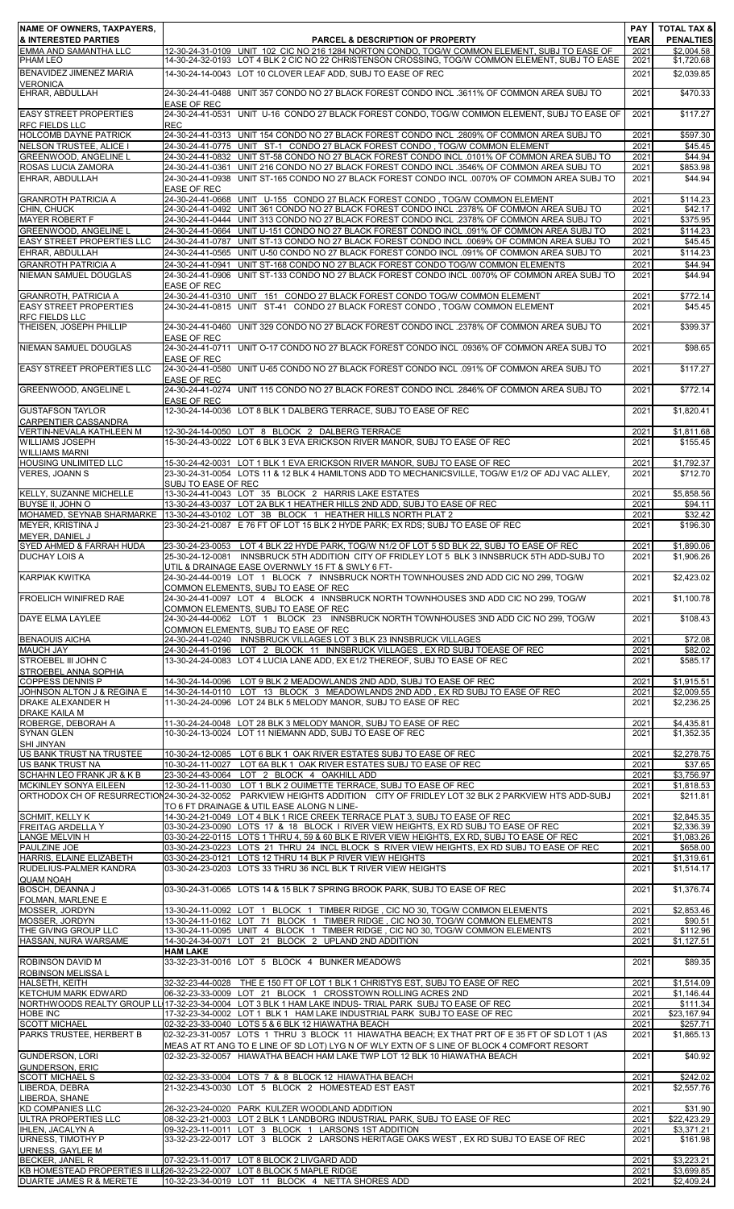| NAME OF OWNERS, TAXPAYERS, & INTERESTED PARTIES | PARCEL & DESCRIPTION OF PROPERTY | PAY YEAR | TOTAL TAX & PENALTIES |
|---|---|---|---|
| EMMA AND SAMANTHA LLC | 12-30-24-31-0109 UNIT 102 CIC NO 216 1284 NORTON CONDO, TOG/W COMMON ELEMENT, SUBJ TO EASE OF | 2021 | $2,004.58 |
| PHAM LEO | 14-30-24-32-0193 LOT 4 BLK 2 CIC NO 22 CHRISTENSON CROSSING, TOG/W COMMON ELEMENT, SUBJ TO EASE | 2021 | $1,720.68 |
| BENAVIDEZ JIMENEZ MARIA VERONICA | 14-30-24-14-0043 LOT 10 CLOVER LEAF ADD, SUBJ TO EASE OF REC | 2021 | $2,039.85 |
| EHRAR, ABDULLAH | 24-30-24-41-0488 UNIT 357 CONDO NO 27 BLACK FOREST CONDO INCL .3611% OF COMMON AREA SUBJ TO EASE OF REC | 2021 | $470.33 |
| EASY STREET PROPERTIES RFC FIELDS LLC | 24-30-24-41-0531 UNIT U-16 CONDO 27 BLACK FOREST CONDO, TOG/W COMMON ELEMENT, SUBJ TO EASE OF REC | 2021 | $117.27 |
| HOLCOMB DAYNE PATRICK | 24-30-24-41-0313 UNIT 154 CONDO NO 27 BLACK FOREST CONDO INCL .2809% OF COMMON AREA SUBJ TO | 2021 | $597.30 |
| NELSON TRUSTEE, ALICE I | 24-30-24-41-0775 UNIT ST-1 CONDO 27 BLACK FOREST CONDO , TOG/W COMMON ELEMENT | 2021 | $45.45 |
| GREENWOOD, ANGELINE L | 24-30-24-41-0832 UNIT ST-58 CONDO NO 27 BLACK FOREST CONDO INCL .0101% OF COMMON AREA SUBJ TO | 2021 | $44.94 |
| ROSAS LUCIA ZAMORA | 24-30-24-41-0361 UNIT 216 CONDO NO 27 BLACK FOREST CONDO INCL .3546% OF COMMON AREA SUBJ TO | 2021 | $853.98 |
| EHRAR, ABDULLAH | 24-30-24-41-0938 UNIT ST-165 CONDO NO 27 BLACK FOREST CONDO INCL .0070% OF COMMON AREA SUBJ TO EASE OF REC | 2021 | $44.94 |
| GRANROTH PATRICIA A | 24-30-24-41-0668 UNIT U-155 CONDO 27 BLACK FOREST CONDO , TOG/W COMMON ELEMENT | 2021 | $114.23 |
| CHIN, CHUCK | 24-30-24-41-0492 UNIT 361 CONDO NO 27 BLACK FOREST CONDO INCL .2378% OF COMMON AREA SUBJ TO | 2021 | $42.17 |
| MAYER ROBERT F | 24-30-24-41-0444 UNIT 313 CONDO NO 27 BLACK FOREST CONDO INCL .2378% OF COMMON AREA SUBJ TO | 2021 | $375.95 |
| GREENWOOD, ANGELINE L | 24-30-24-41-0664 UNIT U-151 CONDO NO 27 BLACK FOREST CONDO INCL .091% OF COMMON AREA SUBJ TO | 2021 | $114.23 |
| EASY STREET PROPERTIES LLC | 24-30-24-41-0787 UNIT ST-13 CONDO NO 27 BLACK FOREST CONDO INCL .0069% OF COMMON AREA SUBJ TO | 2021 | $45.45 |
| EHRAR, ABDULLAH | 24-30-24-41-0565 UNIT U-50 CONDO NO 27 BLACK FOREST CONDO INCL .091% OF COMMON AREA SUBJ TO | 2021 | $114.23 |
| GRANROTH PATRICIA A | 24-30-24-41-0941 UNIT ST-168 CONDO NO 27 BLACK FOREST CONDO TOG/W COMMON ELEMENTS | 2021 | $44.94 |
| NIEMAN SAMUEL DOUGLAS | 24-30-24-41-0906 UNIT ST-133 CONDO NO 27 BLACK FOREST CONDO INCL .0070% OF COMMON AREA SUBJ TO EASE OF REC | 2021 | $44.94 |
| GRANROTH, PATRICIA A | 24-30-24-41-0310 UNIT 151 CONDO 27 BLACK FOREST CONDO TOG/W COMMON ELEMENT | 2021 | $772.14 |
| EASY STREET PROPERTIES RFC FIELDS LLC | 24-30-24-41-0815 UNIT ST-41 CONDO 27 BLACK FOREST CONDO , TOG/W COMMON ELEMENT | 2021 | $45.45 |
| THEISEN, JOSEPH PHILLIP | 24-30-24-41-0460 UNIT 329 CONDO NO 27 BLACK FOREST CONDO INCL .2378% OF COMMON AREA SUBJ TO EASE OF REC | 2021 | $399.37 |
| NIEMAN SAMUEL DOUGLAS | 24-30-24-41-0711 UNIT O-17 CONDO NO 27 BLACK FOREST CONDO INCL .0936% OF COMMON AREA SUBJ TO EASE OF REC | 2021 | $98.65 |
| EASY STREET PROPERTIES LLC | 24-30-24-41-0580 UNIT U-65 CONDO NO 27 BLACK FOREST CONDO INCL .091% OF COMMON AREA SUBJ TO EASE OF REC | 2021 | $117.27 |
| GREENWOOD, ANGELINE L | 24-30-24-41-0274 UNIT 115 CONDO NO 27 BLACK FOREST CONDO INCL .2846% OF COMMON AREA SUBJ TO EASE OF REC | 2021 | $772.14 |
| GUSTAFSON TAYLOR CARPENTIER CASSANDRA | 12-30-24-14-0036 LOT 8 BLK 1 DALBERG TERRACE, SUBJ TO EASE OF REC | 2021 | $1,820.41 |
| VERTIN-NEVALA KATHLEEN M | 12-30-24-14-0050 LOT 8 BLOCK 2 DALBERG TERRACE | 2021 | $1,811.68 |
| WILLIAMS JOSEPH WILLIAMS MARNI | 15-30-24-43-0022 LOT 6 BLK 3 EVA ERICKSON RIVER MANOR, SUBJ TO EASE OF REC | 2021 | $155.45 |
| HOUSING UNLIMITED LLC | 15-30-24-42-0031 LOT 1 BLK 1 EVA ERICKSON RIVER MANOR, SUBJ TO EASE OF REC | 2021 | $1,792.37 |
| VERES, JOANN S | 23-30-24-11-0054 LOTS 11 & 12 BLK 4 HAMILTONS ADD TO MECHANICSVILLE, TOG/W E1/2 OF ADJ VAC ALLEY, SUBJ TO EASE OF REC | 2021 | $712.70 |
| KELLY, SUZANNE MICHELLE | 13-30-24-41-0043 LOT 35 BLOCK 2 HARRIS LAKE ESTATES | 2021 | $5,858.56 |
| BUYSE II, JOHN O | 13-30-24-43-0037 LOT 2A BLK 1 HEATHER HILLS 2ND ADD, SUBJ TO EASE OF REC | 2021 | $94.11 |
| MOHAMED, SEYNAB SHARMARKE | 13-30-24-43-0102 LOT 3B BLOCK 1 HEATHER HILLS NORTH PLAT 2 | 2021 | $32.42 |
| MEYER, KRISTINA J MEYER, DANIEL J | 23-30-24-21-0087 E 76 FT OF LOT 15 BLK 2 HYDE PARK; EX RDS; SUBJ TO EASE OF REC | 2021 | $196.30 |
| SYED AHMED & FARRAH HUDA | 23-30-24-23-0053 LOT 4 BLK 22 HYDE PARK, TOG/W N1/2 OF LOT 5 SD BLK 22, SUBJ TO EASE OF REC | 2021 | $1,890.06 |
| DUCHAY LOIS A | 25-30-24-12-0081 INNSBRUCK 5TH ADDITION CITY OF FRIDLEY LOT 5 BLK 3 INNSBRUCK 5TH ADD-SUBJ TO UTIL & DRAINAGE EASE OVERNWLY 15 FT & SWLY 6 FT- | 2021 | $1,906.26 |
| KARPIAK KWITKA | 24-30-24-44-0019 LOT 1 BLOCK 7 INNSBRUCK NORTH TOWNHOUSES 2ND ADD CIC NO 299, TOG/W COMMON ELEMENTS, SUBJ TO EASE OF REC | 2021 | $2,423.02 |
| FROELICH WINIFRED RAE | 24-30-24-41-0097 LOT 4 BLOCK 4 INNSBRUCK NORTH TOWNHOUSES 3ND ADD CIC NO 299, TOG/W COMMON ELEMENTS, SUBJ TO EASE OF REC | 2021 | $1,100.78 |
| DAYE ELMA LAYLEE | 24-30-24-44-0062 LOT 1 BLOCK 23 INNSBRUCK NORTH TOWNHOUSES 3ND ADD CIC NO 299, TOG/W COMMON ELEMENTS, SUBJ TO EASE OF REC | 2021 | $108.43 |
| BENAOUIS AICHA | 24-30-24-41-0240 INNSBRUCK VILLAGES LOT 3 BLK 23 INNSBRUCK VILLAGES | 2021 | $72.08 |
| MAUCH JAY | 24-30-24-41-0196 LOT 2 BLOCK 11 INNSBRUCK VILLAGES , EX RD SUBJ TOEASE OF REC | 2021 | $82.02 |
| STROEBEL III JOHN C STROEBEL ANNA SOPHIA | 13-30-24-24-0083 LOT 4 LUCIA LANE ADD, EX E1/2 THEREOF, SUBJ TO EASE OF REC | 2021 | $585.17 |
| COPPESS DENNIS P | 14-30-24-14-0096 LOT 9 BLK 2 MEADOWLANDS 2ND ADD, SUBJ TO EASE OF REC | 2021 | $1,915.51 |
| JOHNSON ALTON J & REGINA E | 14-30-24-14-0110 LOT 13 BLOCK 3 MEADOWLANDS 2ND ADD , EX RD SUBJ TO EASE OF REC | 2021 | $2,009.55 |
| DRAKE ALEXANDER H DRAKE KAILA M | 11-30-24-24-0096 LOT 24 BLK 5 MELODY MANOR, SUBJ TO EASE OF REC | 2021 | $2,236.25 |
| ROBERGE, DEBORAH A | 11-30-24-24-0048 LOT 28 BLK 3 MELODY MANOR, SUBJ TO EASE OF REC | 2021 | $4,435.81 |
| SYNAN GLEN SHI JINYAN | 10-30-24-13-0024 LOT 11 NIEMANN ADD, SUBJ TO EASE OF REC | 2021 | $1,352.35 |
| US BANK TRUST NA TRUSTEE | 10-30-24-12-0085 LOT 6 BLK 1 OAK RIVER ESTATES SUBJ TO EASE OF REC | 2021 | $2,278.75 |
| US BANK TRUST NA | 10-30-24-11-0027 LOT 6A BLK 1 OAK RIVER ESTATES SUBJ TO EASE OF REC | 2021 | $37.65 |
| SCHAHN LEO FRANK JR & K B | 23-30-24-43-0064 LOT 2 BLOCK 4 OAKHILL ADD | 2021 | $3,756.97 |
| MCKINLEY SONYA EILEEN | 12-30-24-11-0030 LOT 1 BLK 2 OUIMETTE TERRACE, SUBJ TO EASE OF REC | 2021 | $1,818.53 |
| ORTHODOX CH OF RESURRECTION | 24-30-24-32-0052 PARKVIEW HEIGHTS ADDITION CITY OF FRIDLEY LOT 32 BLK 2 PARKVIEW HTS ADD-SUBJ TO 6 FT DRAINAGE & UTIL EASE ALONG N LINE- | 2021 | $211.81 |
| SCHMIT, KELLY K | 14-30-24-21-0049 LOT 4 BLK 1 RICE CREEK TERRACE PLAT 3, SUBJ TO EASE OF REC | 2021 | $2,845.35 |
| FREITAG ARDELLA Y | 03-30-24-23-0090 LOTS 17 & 18 BLOCK I RIVER VIEW HEIGHTS, EX RD SUBJ TO EASE OF REC | 2021 | $2,336.39 |
| LANGE MELVIN H | 03-30-24-22-0115 LOTS 1 THRU 4, 59 & 60 BLK E RIVER VIEW HEIGHTS, EX RD, SUBJ TO EASE OF REC | 2021 | $1,083.26 |
| PAULZINE JOE | 03-30-24-23-0223 LOTS 21 THRU 24 INCL BLOCK S RIVER VIEW HEIGHTS, EX RD SUBJ TO EASE OF REC | 2021 | $658.00 |
| HARRIS, ELAINE ELIZABETH | 03-30-24-23-0121 LOTS 12 THRU 14 BLK P RIVER VIEW HEIGHTS | 2021 | $1,319.61 |
| RUDELIUS-PALMER KANDRA QUAM NOAH | 03-30-24-23-0203 LOTS 33 THRU 36 INCL BLK T RIVER VIEW HEIGHTS | 2021 | $1,514.17 |
| BOSCH, DEANNA J FOLMAN, MARLENE E | 03-30-24-31-0065 LOTS 14 & 15 BLK 7 SPRING BROOK PARK, SUBJ TO EASE OF REC | 2021 | $1,376.74 |
| MOSSER, JORDYN | 13-30-24-11-0092 LOT 1 BLOCK 1 TIMBER RIDGE , CIC NO 30, TOG/W COMMON ELEMENTS | 2021 | $2,853.46 |
| MOSSER, JORDYN | 13-30-24-11-0162 LOT 71 BLOCK 1 TIMBER RIDGE , CIC NO 30, TOG/W COMMON ELEMENTS | 2021 | $90.51 |
| THE GIVING GROUP LLC | 13-30-24-11-0095 UNIT 4 BLOCK 1 TIMBER RIDGE , CIC NO 30, TOG/W COMMON ELEMENTS | 2021 | $112.96 |
| HASSAN, NURA WARSAME | 14-30-24-34-0071 LOT 21 BLOCK 2 UPLAND 2ND ADDITION | 2021 | $1,127.51 |
| | **HAM LAKE** | | |
| ROBINSON DAVID M ROBINSON MELISSA L | 33-32-23-31-0016 LOT 5 BLOCK 4 BUNKER MEADOWS | 2021 | $89.35 |
| HALSETH, KEITH | 32-32-23-44-0028 THE E 150 FT OF LOT 1 BLK 1 CHRISTYS EST, SUBJ TO EASE OF REC | 2021 | $1,514.09 |
| KETCHUM MARK EDWARD | 06-32-23-33-0009 LOT 21 BLOCK 1 CROSSTOWN ROLLING ACRES 2ND | 2021 | $1,146.44 |
| NORTHWOODS REALTY GROUP LL | 17-32-23-34-0004 LOT 3 BLK 1 HAM LAKE INDUS- TRIAL PARK SUBJ TO EASE OF REC | 2021 | $111.34 |
| HOBE INC | 17-32-23-34-0002 LOT 1 BLK 1 HAM LAKE INDUSTRIAL PARK SUBJ TO EASE OF REC | 2021 | $23,167.94 |
| SCOTT MICHAEL | 02-32-23-33-0040 LOTS 5 & 6 BLK 12 HIAWATHA BEACH | 2021 | $257.71 |
| PARKS TRUSTEE, HERBERT B | 02-32-23-31-0057 LOTS 1 THRU 3 BLOCK 11 HIAWATHA BEACH; EX THAT PRT OF E 35 FT OF SD LOT 1 (AS MEAS AT RT ANG TO E LINE OF SD LOT) LYG N OF WLY EXTN OF S LINE OF BLOCK 4 COMFORT RESORT | 2021 | $1,865.13 |
| GUNDERSON, LORI GUNDERSON, ERIC | 02-32-23-32-0057 HIAWATHA BEACH HAM LAKE TWP LOT 12 BLK 10 HIAWATHA BEACH | 2021 | $40.92 |
| SCOTT MICHAEL S | 02-32-23-33-0004 LOTS 7 & 8 BLOCK 12 HIAWATHA BEACH | 2021 | $242.02 |
| LIBERDA, DEBRA LIBERDA, SHANE | 21-32-23-43-0030 LOT 5 BLOCK 2 HOMESTEAD EST EAST | 2021 | $2,557.76 |
| KD COMPANIES LLC | 26-32-23-24-0020 PARK KULZER WOODLAND ADDITION | 2021 | $31.90 |
| ULTRA PROPERTIES LLC | 08-32-23-21-0003 LOT 2 BLK 1 LANDBORG INDUSTRIAL PARK, SUBJ TO EASE OF REC | 2021 | $22,423.29 |
| IHLEN, JACALYN A | 09-32-23-11-0011 LOT 3 BLOCK 1 LARSONS 1ST ADDITION | 2021 | $3,371.21 |
| URNESS, TIMOTHY P URNESS, GAYLEE M | 33-32-23-22-0017 LOT 3 BLOCK 2 LARSONS HERITAGE OAKS WEST , EX RD SUBJ TO EASE OF REC | 2021 | $161.98 |
| BECKER, JANEL R | 07-32-23-11-0017 LOT 8 BLOCK 2 LIVGARD ADD | 2021 | $3,223.21 |
| KB HOMESTEAD PROPERTIES II LL | 26-32-23-22-0007 LOT 8 BLOCK 5 MAPLE RIDGE | 2021 | $3,699.85 |
| DUARTE JAMES R & MERETE | 10-32-23-34-0019 LOT 11 BLOCK 4 NETTA SHORES ADD | 2021 | $2,409.24 |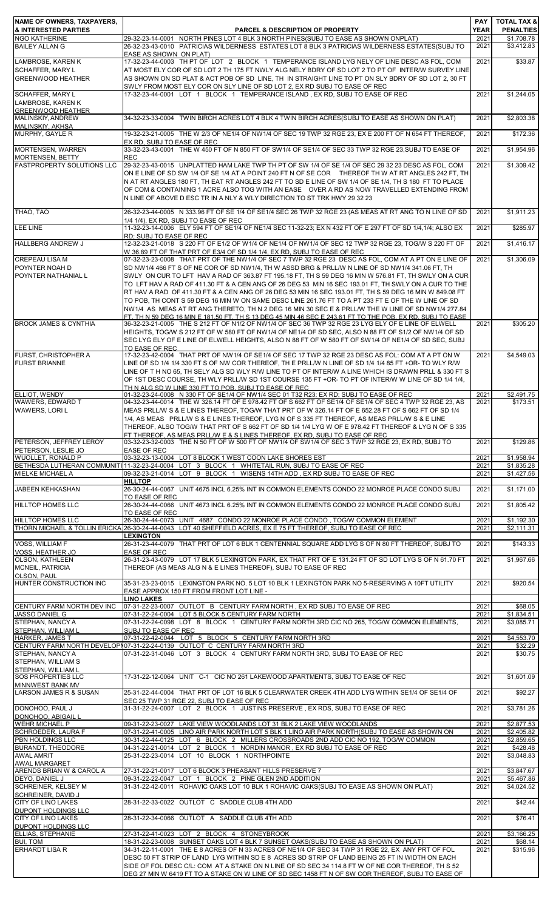| NAME OF OWNERS, TAXPAYERS, & INTERESTED PARTIES | PARCEL & DESCRIPTION OF PROPERTY | PAY YEAR | TOTAL TAX & PENALTIES |
|---|---|---|---|
| NGO KATHERINE | 29-32-23-14-0001 NORTH PINES LOT 4 BLK 3 NORTH PINES(SUBJ TO EASE AS SHOWN ONPLAT) | 2021 | $1,708.78 |
| BAILEY ALLAN G | 26-32-23-43-0010 PATRICIAS WILDERNESS ESTATES LOT 8 BLK 3 PATRICIAS WILDERNESS ESTATES(SUBJ TO EASE AS SHOWN ON PLAT) | 2021 | $3,412.83 |
| LAMBROSE, KAREN K<br>SCHAFFER, MARY L<br>GREENWOOD HEATHER | 17-32-23-44-0003 TH PT OF LOT 2 BLOCK 1 TEMPERANCE ISLAND LYG NELY OF LINE DESC AS FOL, COM AT MOST ELY COR OF SD LOT 2 TH 175 FT NWLY ALG NELY BDRY OF SD LOT 2 TO PT OF INTER/W SURVEY LINE AS SHOWN ON SD PLAT & ACT POB OF SD LINE, TH IN STRAIGHT LINE TO PT ON SLY BDRY OF SD LOT 2, 30 FT SWLY FROM MOST ELY COR ON SLY LINE OF SD LOT 2, EX RD SUBJ TO EASE OF REC | 2021 | $33.87 |
| SCHAFFER, MARY L<br>LAMBROSE, KAREN K<br>GREENWOOD HEATHER | 17-32-23-44-0001 LOT 1 BLOCK 1 TEMPERANCE ISLAND , EX RD, SUBJ TO EASE OF REC | 2021 | $1,244.05 |
| MALINSKIY, ANDREW<br>MALINSKIY, AKHSA | 34-32-23-33-0004 TWIN BIRCH ACRES LOT 4 BLK 4 TWIN BIRCH ACRES(SUBJ TO EASE AS SHOWN ON PLAT) | 2021 | $2,803.38 |
| MURPHY, GAYLE R | 19-32-23-21-0005 THE W 2/3 OF NE1/4 OF NW1/4 OF SEC 19 TWP 32 RGE 23, EX E 200 FT OF N 654 FT THEREOF, EX RD, SUBJ TO EASE OF REC | 2021 | $172.36 |
| MORTENSEN, WARREN<br>MORTENSEN, BETTY | 33-32-23-43-0001 THE W 450 FT OF N 850 FT OF SW1/4 OF SE1/4 OF SEC 33 TWP 32 RGE 23,SUBJ TO EASE OF REC | 2021 | $1,954.96 |
| FASTPROPERTY SOLUTIONS LLC | 29-32-23-43-0015 UNPLATTED HAM LAKE TWP TH PT OF SW 1/4 OF SE 1/4 OF SEC 29 32 23 DESC AS FOL, COM ON E LINE OF SD SW 1/4 OF SE 1/4 AT A POINT 240 FT N OF SE COR THEREOF TH W AT RT ANGLES 242 FT, TH N AT RT ANGLES 180 FT, TH EAT RT ANGLES 242 FT TO SD E LINE OF SW 1/4 OF SE 1/4, TH S 180 FT TO PLACE OF COM & CONTAINING 1 ACRE ALSO TOG WITH AN EASE OVER A RD AS NOW TRAVELLED EXTENDING FROM N LINE OF ABOVE D ESC TR IN A NLY & WLY DIRECTION TO ST TRK HWY 29 32 23 | 2021 | $1,309.42 |
| THAO, TAO | 26-32-23-44-0005 N 333.96 FT OF SE 1/4 OF SE1/4 SEC 26 TWP 32 RGE 23 (AS MEAS AT RT ANG TO N LINE OF SD 1/4 1/4), EX RD, SUBJ TO EASE OF REC | 2021 | $1,911.23 |
| LEE LINE | 11-32-23-14-0006 ELY 594 FT OF SE1/4 OF NE1/4 SEC 11-32-23; EX N 432 FT OF E 297 FT OF SD 1/4,1/4; ALSO EX RD; SUBJ TO EASE OF REC | 2021 | $285.97 |
| HALLBERG ANDREW J | 12-32-23-21-0018 S 220 FT OF E1/2 OF W1/4 OF NE1/4 OF NW1/4 OF SEC 12 TWP 32 RGE 23, TOG/W S 220 FT OF W 36.89 FT OF THAT PRT OF E3/4 OF SD 1/4 1/4, EX RD, SUBJ TO EASE OF REC | 2021 | $1,416.17 |
| CREPEAU LISA M<br>POYNTER NOAH D<br>POYNTER NATHANIAL L | 07-32-23-23-0008 THAT PRT OF THE NW1/4 OF SEC 7 TWP 32 RGE 23 DESC AS FOL, COM AT A PT ON E LINE OF SD NW1/4 466 FT S OF NE COR OF SD NW1/4, TH W ASSD BRG & PRLL/W N LINE OF SD NW1/4 341.06 FT, TH SWLY ON CUR TO LFT HAV A RAD OF 363.87 FT 195.18 FT, TH S 59 DEG 16 MIN W 576.81 FT, TH SWLY ON A CUR TO LFT HAV A RAD OF 411.30 FT & A CEN ANG OF 26 DEG 53 MIN 16 SEC 193.01 FT, TH SWLY ON A CUR TO THE RT HAV A RAD OF 411.30 FT & A CEN ANG OF 26 DEG 53 MIN 16 SEC 193.01 FT, TH S 59 DEG 16 MIN W 849.08 FT TO POB, TH CONT S 59 DEG 16 MIN W ON SAME DESC LINE 261.76 FT TO A PT 233 FT E OF THE W LINE OF SD NW1/4 AS MEAS AT RT ANG THERETO, TH N 2 DEG 16 MIN 30 SEC E & PRLL/W THE W LINE OF SD NW1/4 277.84 FT, TH N 59 DEG 16 MIN E 181.50 FT, TH S 13 DEG 45 MIN 46 SEC E 243.61 FT TO THE POB, EX RD, SUBJ TO EASE | 2021 | $1,306.09 |
| BROCK JAMES & CYNTHIA | 36-32-23-21-0005 THE S 212 FT OF N1/2 OF NW1/4 OF SEC 36 TWP 32 RGE 23 LYG ELY OF E LINE OF ELWELL HEIGHTS, TOG/W S 212 FT OF W 580 FT OF NW1/4 OF NE1/4 OF SD SEC, ALSO N 88 FT OF S1/2 OF NW1/4 OF SD SEC LYG ELY OF E LINE OF ELWELL HEIGHTS, ALSO N 88 FT OF W 580 FT OF SW1/4 OF NE1/4 OF SD SEC, SUBJ TO EASE OF REC | 2021 | $305.20 |
| FURST, CHRISTOPHER A<br>FURST BRIANNE | 17-32-23-42-0004 THAT PRT OF NW1/4 OF SE1/4 OF SEC 17 TWP 32 RGE 23 DESC AS FOL: COM AT A PT ON W LINE OF SD 1/4 1/4 330 FT S OF NW COR THEREOF, TH E PRLL/W N LINE OF SD 1/4 1/4 85 FT +OR- TO WLY R/W LINE OF T H NO 65, TH SELY ALG SD WLY R/W LINE TO PT OF INTER/W A LINE WHICH IS DRAWN PRLL & 330 FT S OF 1ST DESC COURSE, TH WLY PRLL/W SD 1ST COURSE 135 FT +OR- TO PT OF INTER/W W LINE OF SD 1/4 1/4, TH N ALG SD W LINE 330 FT TO POB, SUBJ TO EASE OF REC | 2021 | $4,549.03 |
| ELLIOT, WENDY | 01-32-23-24-0008 N 330 FT OF SE1/4 OF NW1/4 SEC 01 T32 R23; EX RD; SUBJ TO EASE OF REC | 2021 | $2,491.75 |
| WAWERS, EDWARD T<br>WAWERS, LORI L | 04-32-23-44-0014 THE W 326.14 FT OF E 978.42 FT OF S 662 FT OF SE1/4 OF SE1/4 OF SEC 4 TWP 32 RGE 23, AS MEAS PRLL/W S & E LINES THEREOF, TOG/W THAT PRT OF W 326.14 FT OF E 652.28 FT OF S 662 FT OF SD 1/4 1/4, AS MEAS PRLL/W S & E LINES THEREOF, LYG N OF S 335 FT THEREOF, AS MEAS PRLL/W S & E LINE THEREOF, ALSO TOG/W THAT PRT OF S 662 FT OF SD 1/4 1/4 LYG W OF E 978.42 FT THEREOF & LYG N OF S 335 FT THEREOF, AS MEAS PRLL/W E & S LINES THEREOF, EX RD, SUBJ TO EASE OF REC | 2021 | $173.51 |
| PETERSON, JEFFREY LEROY<br>PETERSON, LESLIE JO | 03-32-23-32-0003 THE N 50 FT OF W 500 FT OF NW1/4 OF SW1/4 OF SEC 3 TWP 32 RGE 23, EX RD, SUBJ TO EASE OF REC | 2021 | $129.86 |
| WUOLLET, RONALD P | 03-32-23-13-0004 LOT 8 BLOCK 1 WEST COON LAKE SHORES EST | 2021 | $1,958.94 |
| BETHESDA LUTHERAN COMMUNITI | 11-32-23-24-0004 LOT 3 BLOCK 1 WHITETAIL RUN, SUBJ TO EASE OF REC | 2021 | $1,835.28 |
| MIELKE MICHAEL A | 09-32-23-21-0014 LOT 9 BLOCK 1 WISENS 14TH ADD , EX RD SUBJ TO EASE OF REC | 2021 | $1,427.56 |
| | **HILLTOP** | | |
| JABEEN KEHKASHAN | 26-30-24-44-0067 UNIT 4675 INCL 6.25% INT IN COMMON ELEMENTS CONDO 22 MONROE PLACE CONDO SUBJ TO EASE OF REC | 2021 | $1,171.00 |
| HILLTOP HOMES LLC | 26-30-24-44-0066 UNIT 4673 INCL 6.25% INT IN COMMON ELEMENTS CONDO 22 MONROE PLACE CONDO SUBJ TO EASE OF REC | 2021 | $1,805.42 |
| HILLTOP HOMES LLC | 26-30-24-44-0073 UNIT 4687 CONDO 22 MONROE PLACE CONDO , TOG/W COMMON ELEMENT | 2021 | $1,192.30 |
| THORN MICHAEL & TOLLIN ERICKA | 26-30-24-44-0043 LOT 40 SHEFFIELD ACRES, EX E 75 FT THEREOF, SUBJ TO EASE OF REC | 2021 | $2,111.31 |
| | **LEXINGTON** | | |
| VOSS, WILLIAM F<br>VOSS, HEATHER JO | 26-31-23-44-0079 THAT PRT OF LOT 6 BLK 1 CENTENNIAL SQUARE ADD LYG S OF N 80 FT THEREOF, SUBJ TO EASE OF REC | 2021 | $143.33 |
| OLSON, KATHLEEN<br>MCNEIL, PATRICIA<br>OLSON, PAUL | 26-31-23-43-0079 LOT 17 BLK 5 LEXINGTON PARK, EX THAT PRT OF E 131.24 FT OF SD LOT LYG S OF N 61.70 FT THEREOF (AS MEAS ALG N & E LINES THEREOF), SUBJ TO EASE OF REC | 2021 | $1,967.66 |
| HUNTER CONSTRUCTION INC | 35-31-23-23-0015 LEXINGTON PARK NO. 5 LOT 10 BLK 1 LEXINGTON PARK NO 5-RESERVING A 10FT UTILITY EASE APPROX 150 FT FROM FRONT LOT LINE - | 2021 | $920.54 |
| | **LINO LAKES** | | |
| CENTURY FARM NORTH DEV INC | 07-31-22-23-0007 OUTLOT B CENTURY FARM NORTH , EX RD SUBJ TO EASE OF REC | 2021 | $68.05 |
| JASSO DANIEL G | 07-31-22-24-0004 LOT 5 BLOCK 5 CENTURY FARM NORTH | 2021 | $1,834.51 |
| STEPHAN, NANCY A<br>STEPHAN, WILLIAM L | 07-31-22-24-0098 LOT 8 BLOCK 1 CENTURY FARM NORTH 3RD CIC NO 265, TOG/W COMMON ELEMENTS, SUBJ TO EASE OF REC | 2021 | $3,085.71 |
| HARKER, JAMES T | 07-31-22-42-0044 LOT 5 BLOCK 5 CENTURY FARM NORTH 3RD | 2021 | $4,553.70 |
| CENTURY FARM NORTH DEVELOPM | 07-31-22-24-0139 OUTLOT C CENTURY FARM NORTH 3RD | 2021 | $32.29 |
| STEPHAN, NANCY A<br>STEPHAN, WILLIAM S<br>STEPHAN, WILLIAM L | 07-31-22-31-0046 LOT 3 BLOCK 4 CENTURY FARM NORTH 3RD, SUBJ TO EASE OF REC | 2021 | $30.75 |
| SOS PROPERTIES LLC<br>MINNWEST BANK MV | 17-31-22-12-0064 UNIT C-1 CIC NO 261 LAKEWOOD APARTMENTS, SUBJ TO EASE OF REC | 2021 | $1,601.09 |
| LARSON JAMES R & SUSAN | 25-31-22-44-0004 THAT PRT OF LOT 16 BLK 5 CLEARWATER CREEK 4TH ADD LYG WITHIN SE1/4 OF SE1/4 OF SEC 25 TWP 31 RGE 22, SUBJ TO EASE OF REC | 2021 | $92.27 |
| DONOHOO, PAUL J<br>DONOHOO, ABIGAIL L | 31-31-22-24-0007 LOT 2 BLOCK 1 JUSTINS PRESERVE , EX RDS, SUBJ TO EASE OF REC | 2021 | $3,781.26 |
| WEHR MICHAEL P | 09-31-22-23-0027 LAKE VIEW WOODLANDS LOT 31 BLK 2 LAKE VIEW WOODLANDS | 2021 | $2,877.53 |
| SCHROEDER, LAURA F | 07-31-22-41-0005 LINO AIR PARK NORTH LOT 5 BLK 1 LINO AIR PARK NORTH(SUBJ TO EASE AS SHOWN ON | 2021 | $2,405.82 |
| PBN HOLDINGS LLC | 30-31-22-44-0125 LOT 6 BLOCK 2 MILLERS CROSSROADS 2ND ADD CIC NO 192, TOG/W COMMON | 2021 | $2,859.65 |
| BURANDT, THEODORE | 04-31-22-21-0014 LOT 2 BLOCK 1 NORDIN MANOR , EX RD SUBJ TO EASE OF REC | 2021 | $428.48 |
| AWAL AMRIT<br>AWAL MARGARET | 25-31-22-23-0014 LOT 10 BLOCK 1 NORTHPOINTE | 2021 | $3,048.83 |
| ARENDS BRIAN W & CAROL A | 27-31-22-21-0017 LOT 6 BLOCK 3 PHEASANT HILLS PRESERVE 7 | 2021 | $3,847.67 |
| DEYO, DANIEL J | 09-31-22-22-0047 LOT 1 BLOCK 2 PINE GLEN 2ND ADDITION | 2021 | $5,467.86 |
| SCHREINER, KELSEY M<br>SCHREINER, DAVID J | 31-31-22-42-0011 ROHAVIC OAKS LOT 10 BLK 1 ROHAVIC OAKS(SUBJ TO EASE AS SHOWN ON PLAT) | 2021 | $4,024.52 |
| CITY OF LINO LAKES<br>DUPONT HOLDINGS LLC | 28-31-22-33-0022 OUTLOT C SADDLE CLUB 4TH ADD | 2021 | $42.44 |
| CITY OF LINO LAKES<br>DUPONT HOLDINGS LLC | 28-31-22-34-0066 OUTLOT A SADDLE CLUB 4TH ADD | 2021 | $76.41 |
| ELLIAS, STEPHANIE | 27-31-22-41-0023 LOT 2 BLOCK 4 STONEYBROOK | 2021 | $3,166.25 |
| BUI, TOM | 18-31-22-23-0008 SUNSET OAKS LOT 4 BLK 7 SUNSET OAKS(SUBJ TO EASE AS SHOWN ON PLAT) | 2021 | $68.14 |
| ERHARDT LISA R | 34-31-22-11-0001 THE E 8 ACRES OF N 33 ACRES OF NE1/4 OF SEC 34 TWP 31 RGE 22, EX ANY PRT OF FOL DESC 50 FT STRIP OF LAND LYG WITHIN SD E 8 ACRES SD STRIP OF LAND BEING 25 FT IN WIDTH ON EACH SIDE OF FOL DESC C/L: COM AT A STAKE ON N LINE OF SD SEC 34 114.8 FT W OF NE COR THEREOF, TH S 52 DEG 27 MIN W 6419 FT TO A STAKE ON W LINE OF SD SEC 1458 FT N OF SW COR THEREOF, SUBJ TO EASE OF | 2021 | $315.96 |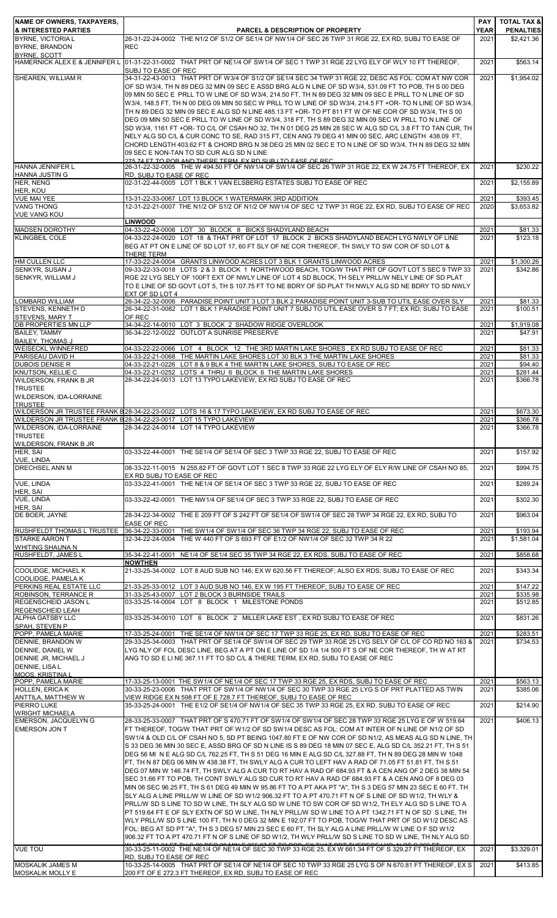| NAME OF OWNERS, TAXPAYERS, & INTERESTED PARTIES | PARCEL & DESCRIPTION OF PROPERTY | PAY YEAR | TOTAL TAX & PENALTIES |
|---|---|---|---|
| BYRNE, VICTORIA L<br>BYRNE, BRANDON<br>BYRNE, SCOTT | 26-31-22-24-0002 THE N1/2 OF S1/2 OF SE1/4 OF NW1/4 OF SEC 26 TWP 31 RGE 22, EX RD, SUBJ TO EASE OF REC | 2021 | $2,421.36 |
| HAMERNICK ALEX E & JENNIFER L | 01-31-22-31-0002 THAT PRT OF NE1/4 OF SW1/4 OF SEC 1 TWP 31 RGE 22 LYG ELY OF WLY 10 FT THEREOF, SUBJ TO EASE OF REC | 2021 | $563.14 |
| SHEAREN, WILLIAM R | 34-31-22-43-0013 THAT PRT OF W3/4 OF S1/2 OF SE1/4 SEC 34 TWP 31 RGE 22, DESC AS FOL: COM AT NW COR OF SD W3/4, TH N 89 DEG 32 MIN 09 SEC E ASSD BRG ALG N LINE OF SD W3/4, 531.09 FT TO POB, TH S 00 DEG 09 MIN 50 SEC E PRLL TO W LINE OF SD W3/4, 214.50 FT, TH N 89 DEG 32 MIN 09 SEC E PRLL TO N LINE OF SD W3/4, 148.5 FT, TH N 00 DEG 09 MIN 50 SEC W PRLL TO W LINE OF SD W3/4, 214.5 FT +OR- TO N LINE OF SD W3/4, TH N 89 DEG 32 MIN 09 SEC E ALG SD N LINE 485.13 FT +OR- TO PT 811 FT W OF NE COR OF SD W3/4, TH S 00 DEG 09 MIN 50 SEC E PRLL TO W LINE OF SD W3/4, 318 FT, TH S 89 DEG 32 MIN 09 SEC W PRLL TO N LINE OF SD W3/4, 1161 FT +OR- TO C/L OF CSAH NO 32, TH N 01 DEG 25 MIN 28 SEC W ALG SD C/L 3.8 FT TO TAN CUR, TH NELY ALG SD C/L & CUR CONC TO SE, RAD 315 FT, CEN ANG 79 DEG 41 MIN 00 SEC, ARC LENGTH 438.09 FT, CHORD LENGTH 403.62 FT & CHORD BRG N 38 DEG 25 MIN 02 SEC E TO N LINE OF SD W3/4, TH N 89 DEG 32 MIN 09 SEC E NON-TAN TO SD CUR ALG SD N LINE 275.74 FT TO POB AND THERE TERM, EX RD SUBJ TO EASE OF REC | 2021 | $1,954.02 |
| HANNA JENNIFER L<br>HANNA JUSTIN G | 26-31-22-32-0005 THE W 494.50 FT OF NW1/4 OF SW1/4 OF SEC 26 TWP 31 RGE 22, EX W 24.75 FT THEREOF, EX RD, SUBJ TO EASE OF REC | 2021 | $230.22 |
| HER, NENG<br>HER, KOU | 02-31-22-44-0005 LOT 1 BLK 1 VAN ELSBERG ESTATES SUBJ TO EASE OF REC | 2021 | $2,155.89 |
| VUE MAI YEE | 13-31-22-33-0067 LOT 13 BLOCK 1 WATERMARK 3RD ADDITION | 2021 | $393.45 |
| VANG THONG<br>VUE VANG KOU | 12-31-22-21-0007 THE N1/2 OF S1/2 OF N1/2 OF NW1/4 OF SEC 12 TWP 31 RGE 22, EX RD, SUBJ TO EASE OF REC | 2020 | $3,653.82 |
| | **LINWOOD** | | |
| MADSEN DOROTHY | 04-33-22-42-0006 LOT 30 BLOCK 8 BICKS SHADYLAND BEACH | 2021 | $81.33 |
| KLINGBEIL COLE | 04-33-22-24-0020 LOT 18 & THAT PRT OF LOT 17 BLOCK 2 BICKS SHADYLAND BEACH LYG NWLY OF LINE BEG AT PT ON E LINE OF SD LOT 17, 60 FT SLY OF NE COR THEREOF, TH SWLY TO SW COR OF SD LOT & THERE TERM | 2021 | $123.18 |
| HM CULLEN LLC | 17-33-22-24-0004 GRANTS LINWOOD ACRES LOT 3 BLK 1 GRANTS LINWOOD ACRES | 2021 | $1,300.26 |
| SENKYR, SUSAN J<br>SENKYR, WILLIAM J | 09-33-22-33-0018 LOTS 2 & 3 BLOCK 1 NORTHWOOD BEACH, TOG/W THAT PRT OF GOVT LOT 5 SEC 9 TWP 33 RGE 22 LYG SELY OF 100FT EXT OF NWLY LINE OF LOT 4 SD BLOCK, TH SELY PRLL/W NELY LINE OF SD PLAT TO E LINE OF SD GOVT LOT 5, TH S 107.75 FT TO NE BDRY OF SD PLAT TH NWLY ALG SD NE BDRY TO SD NWLY EXT OF SD LOT 4 | 2021 | $342.86 |
| LOMBARD WILLIAM | 26-34-22-32-0006 PARADISE POINT UNIT 3 LOT 3 BLK 2 PARADISE POINT UNIT 3-SUB TO UTIL EASE OVER SLY | 2021 | $81.33 |
| STEVENS, KENNETH D<br>STEVENS, MARY T | 26-34-22-31-0082 LOT 1 BLK 1 PARADISE POINT UNIT 7 SUBJ TO UTIL EASE OVER S 7 FT; EX RD; SUBJ TO EASE OF REC | 2021 | $100.51 |
| DB PROPERTIES MN LLP | 34-34-22-14-0010 LOT 3 BLOCK 2 SHADOW RIDGE OVERLOOK | 2021 | $1,919.08 |
| BAILEY, TAMMY<br>BAILEY, THOMAS J | 36-34-22-12-0022 OUTLOT A SUNRISE PRESERVE | 2021 | $47.91 |
| WEISECKL WINNEFRED | 04-33-22-22-0066 LOT 4 BLOCK 12 THE 3RD MARTIN LAKE SHORES , EX RD SUBJ TO EASE OF REC | 2021 | $81.33 |
| PARISEAU DAVID H | 04-33-22-21-0068 THE MARTIN LAKE SHORES LOT 30 BLK 3 THE MARTIN LAKE SHORES | 2021 | $81.33 |
| DUBOIS DENISE R | 04-33-22-21-0226 LOT 8 & 9 BLK 4 THE MARTIN LAKE SHORES, SUBJ TO EASE OF REC | 2021 | $94.40 |
| KNUTSON, KELLIE C | 04-33-22-21-0252 LOTS 4 THRU 6 BLOCK 6 THE MARTIN LAKE SHORES | 2021 | $281.44 |
| WILDERSON, FRANK B JR TRUSTEE<br>WILDERSON, IDA-LORRAINE TRUSTEE | 28-34-22-24-0013 LOT 13 TYPO LAKEVIEW, EX RD SUBJ TO EASE OF REC | 2021 | $366.78 |
| WILDERSON JR TRUSTEE FRANK B | 28-34-22-23-0022 LOTS 16 & 17 TYPO LAKEVIEW, EX RD SUBJ TO EASE OF REC | 2021 | $673.30 |
| WILDERSON JR TRUSTEE FRANK B | 28-34-22-23-0017 LOT 15 TYPO LAKEVIEW | 2021 | $366.78 |
| WILDERSON, IDA-LORRAINE TRUSTEE<br>WILDERSON, FRANK B JR | 28-34-22-24-0014 LOT 14 TYPO LAKEVIEW | 2021 | $366.78 |
| HER, SAI<br>VUE, LINDA | 03-33-22-44-0001 THE SE1/4 OF SE1/4 OF SEC 3 TWP 33 RGE 22, SUBJ TO EASE OF REC | 2021 | $157.92 |
| DRECHSEL ANN M | 08-33-22-11-0015 N 255.82 FT OF GOVT LOT 1 SEC 8 TWP 33 RGE 22 LYG ELY OF ELY R/W LINE OF CSAH NO 85, EX RD SUBJ TO EASE OF REC | 2021 | $994.75 |
| VUE, LINDA<br>HER, SAI | 03-33-22-41-0001 THE NE1/4 OF SE1/4 OF SEC 3 TWP 33 RGE 22, SUBJ TO EASE OF REC | 2021 | $289.24 |
| VUE, LINDA<br>HER, SAI | 03-33-22-42-0001 THE NW1/4 OF SE1/4 OF SEC 3 TWP 33 RGE 22, SUBJ TO EASE OF REC | 2021 | $302.30 |
| DE BOER, JAYNE | 28-34-22-34-0002 THE E 209 FT OF S 242 FT OF SE1/4 OF SW1/4 OF SEC 28 TWP 34 RGE 22, EX RD, SUBJ TO EASE OF REC | 2021 | $963.04 |
| RUSHFELDT THOMAS L TRUSTEE | 36-34-22-33-0001 THE SW1/4 OF SW1/4 OF SEC 36 TWP 34 RGE 22, SUBJ TO EASE OF REC | 2021 | $193.94 |
| STARKE AARON T<br>WHITING SHAUNA N | 32-34-22-24-0004 THE W 440 FT OF S 693 FT OF E1/2 OF NW1/4 OF SEC 32 TWP 34 R 22 | 2021 | $1,581.04 |
| RUSHFELDT, JAMES L | 35-34-22-41-0001 NE1/4 OF SE1/4 SEC 35 TWP 34 RGE 22, EX RDS, SUBJ TO EASE OF REC | 2021 | $858.68 |
| | **NOWTHEN** | | |
| COOLIDGE, MICHAEL K<br>COOLIDGE, PAMELA K | 21-33-25-34-0002 LOT 8 AUD SUB NO 146; EX W 620.56 FT THEREOF; ALSO EX RDS; SUBJ TO EASE OF REC | 2021 | $343.34 |
| PERKINS REAL ESTATE LLC | 21-33-25-33-0012 LOT 3 AUD SUB NO 146, EX W 195 FT THEREOF; SUBJ TO EASE OF REC | 2021 | $147.22 |
| ROBINSON, TERRANCE R | 31-33-25-43-0007 LOT 2 BLOCK 3 BURNSIDE TRAILS | 2021 | $335.98 |
| REGENSCHEID JASON L<br>REGENSCHEID LEAH | 03-33-25-14-0004 LOT 8 BLOCK 1 MILESTONE PONDS | 2021 | $512.85 |
| ALPHA GATSBY LLC<br>SPAH, STEVEN P | 03-33-25-34-0010 LOT 6 BLOCK 2 MILLER LAKE EST , EX RD SUBJ TO EASE OF REC | 2021 | $831.26 |
| POPP, PAMELA MARIE | 17-33-25-24-0001 THE SE1/4 OF NW1/4 OF SEC 17 TWP 33 RGE 25, EX RD, SUBJ TO EASE OF REC | 2021 | $283.51 |
| DENNIE, BRANDON W<br>DENNIE, DANIEL W<br>DENNIE JR, MICHAEL J<br>DENNIE, LISA L<br>MOOS, KRISTINA L | 29-33-25-34-0003 THAT PRT OF SE1/4 OF SW1/4 OF SEC 29 TWP 33 RGE 25 LYG SELY OF C/L OF CO RD NO 163 & LYG NLY OF FOL DESC LINE, BEG AT A PT ON E LINE OF SD 1/4 1/4 500 FT S OF NE COR THEREOF, TH W AT RT ANG TO SD E LI NE 367.11 FT TO SD C/L & THERE TERM, EX RD, SUBJ TO EASE OF REC | 2021 | $734.53 |
| POPP, PAMELA MARIE | 17-33-25-13-0001 THE SW1/4 OF NE1/4 OF SEC 17 TWP 33 RGE 25, EX RDS, SUBJ TO EASE OF REC | 2021 | $563.13 |
| HOLLEN, ERICA K<br>ANTTILA, MATTHEW W | 30-33-25-23-0006 THAT PRT OF SW1/4 OF NW1/4 OF SEC 30 TWP 33 RGE 25 LYG S OF PRT PLATTED AS TWIN VIEW RIDGE EX N 598 FT OF E 728.7 FT THEREOF, SUBJ TO EASE OF REC | 2021 | $385.06 |
| PIERRO LUKE<br>WRIGHT MICHAELA | 35-33-25-24-0001 THE E1/2 OF SE1/4 OF NW1/4 OF SEC 35 TWP 33 RGE 25, EX RD, SUBJ TO EASE OF REC | 2021 | $214.90 |
| EMERSON, JACQUELYN G<br>EMERSON JON T | 28-33-25-33-0007 THAT PRT OF S 470.71 FT OF SW1/4 OF SW1/4 OF SEC 28 TWP 33 RGE 25 LYG E OF W 519.64 FT THEREOF, TOG/W THAT PRT OF W1/2 OF SD SW1/4 DESC AS FOL: COM AT INTER OF N LINE OF N1/2 OF SD SW1/4 & OLD C/L OF CSAH NO 5, SD PT BEING 1047.80 FT E OF NW COR OF SD N1/2, AS MEAS ALG SD N LINE, TH S 33 DEG 36 MIN 30 SEC E, ASSD BRG OF SD N LINE IS S 89 DEG 18 MIN 07 SEC E, ALG SD C/L 352.21 FT, TH S 51 DEG 56 MI N E ALG SD C/L 762.25 FT, TH S 51 DEG 16 MIN E ALG SD C/L 327.88 FT, TH N 89 DEG 28 MIN W 1048 FT, TH N 87 DEG 06 MIN W 438.38 FT, TH SWLY ALG A CUR TO LEFT HAV A RAD OF 71.05 FT 51.81 FT, TH S 51 DEG 07 MIN W 146.74 FT, TH SWLY ALG A CUR TO RT HAV A RAD OF 684.93 FT & A CEN ANG OF 2 DEG 38 MIN 54 SEC 31.66 FT TO POB, TH CONT SWLY ALG SD CUR TO RT HAV A RAD OF 684.93 FT & A CEN ANG OF 8 DEG 03 MIN 06 SEC 96.25 FT, TH S 61 DEG 49 MIN W 95.86 FT TO A PT AKA PT "A", TH S 3 DEG 57 MIN 23 SEC E 60 FT, TH SLY ALG A LINE PRLL/W W LINE OF SD W1/2 906.32 FT TO A PT 470.71 FT N OF S LINE OF SD W1/2, TH WLY & PRLL/W SD S LINE TO SD W LINE, TH SLY ALG SD W LINE TO SW COR OF SD W1/2, TH ELY ALG SD S LINE TO A PT 519.64 FT E OF SLY EXTN OF SD W LINE, TH NLY PRLL/W SD W LINE TO A PT 1342.71 FT N OF SD S LINE, TH WLY PRLL/W SD S LINE 100 FT, TH N 0 DEG 32 MIN E 192.07 FT TO POB, TOG/W THAT PRT OF SD W1/2 DESC AS FOL: BEG AT SD PT "A", TH S 3 DEG 57 MIN 23 SEC E 60 FT, TH SLY ALG A LINE PRLL/W W LINE O F SD W1/2 906.32 FT TO A PT 470.71 FT N OF S LINE OF SD W1/2, TH WLY PRLL/W SD S LINE TO SD W LINE, TH NLY ALG SD | 2021 | $406.13 |
| VUE TOU | 30-33-25-11-0002 THE NE1/4 OF NE1/4 OF SEC 30 TWP 33 RGE 25, EX W 661.34 FT OF S 329.27 FT THEREOF, EX RD, SUBJ TO EASE OF REC | 2021 | $3,329.01 |
| MOSKALIK JAMES M<br>MOSKALIK MOLLY E | 10-33-25-14-0005 THAT PRT OF SE1/4 OF NE1/4 OF SEC 10 TWP 33 RGE 25 LYG S OF N 670.81 FT THEREOF, EX S 200 FT OF E 272.3 FT THEREOF, EX RD, SUBJ TO EASE OF REC | 2021 | $413.85 |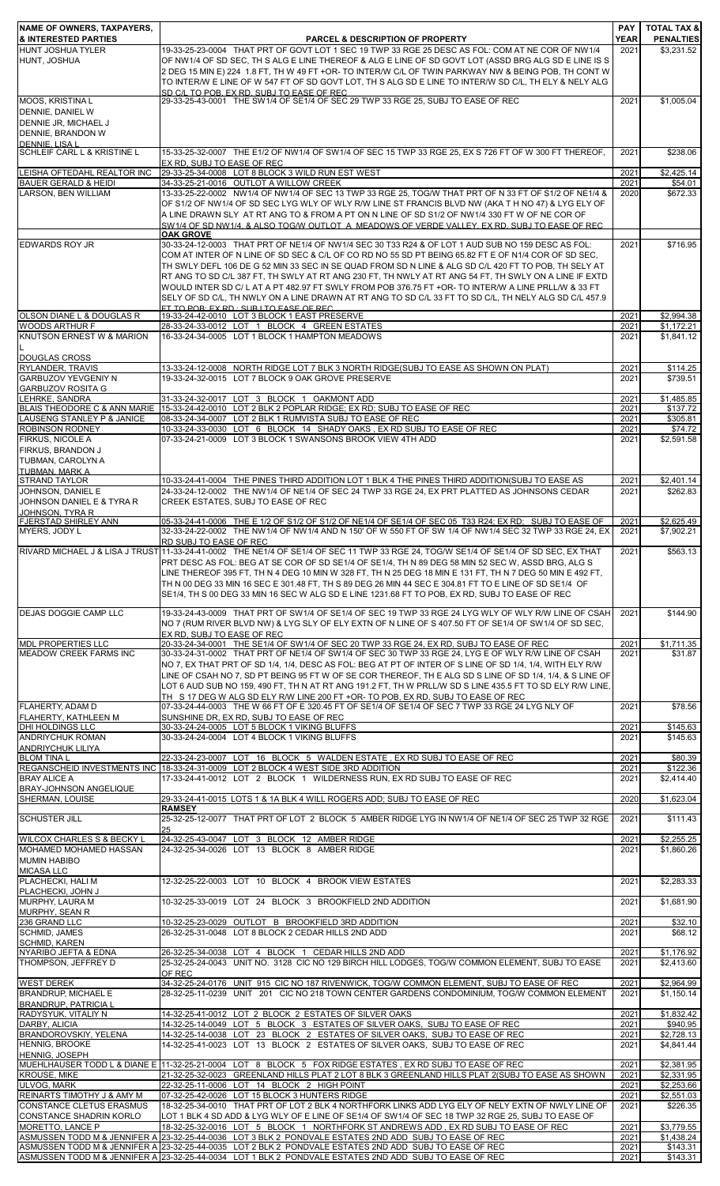| NAME OF OWNERS, TAXPAYERS, & INTERESTED PARTIES | PARCEL & DESCRIPTION OF PROPERTY | PAY YEAR | TOTAL TAX & PENALTIES |
|---|---|---|---|
| HUNT JOSHUA TYLER<br>HUNT, JOSHUA | 19-33-25-23-0004 THAT PRT OF GOVT LOT 1 SEC 19 TWP 33 RGE 25 DESC AS FOL: COM AT NE COR OF NW1/4 OF NW1/4 OF SD SEC, TH S ALG E LINE THEREOF & ALG E LINE OF SD GOVT LOT (ASSD BRG ALG SD E LINE IS S 2 DEG 15 MIN E) 224 1.8 FT, TH W 49 FT +OR- TO INTER/W C/L OF TWIN PARKWAY NW & BEING POB, TH CONT W TO INTER/W E LINE OF W 547 FT OF SD GOVT LOT, TH S ALG SD E LINE TO INTER/W SD C/L, TH ELY & NELY ALG SD C/L TO POB, EX RD, SUBJ TO EASE OF REC | 2021 | $3,231.52 |
| MOOS, KRISTINA L<br>DENNIE, DANIEL W<br>DENNIE JR, MICHAEL J<br>DENNIE, BRANDON W<br>DENNIE, LISA L | 29-33-25-43-0001 THE SW1/4 OF SE1/4 OF SEC 29 TWP 33 RGE 25, SUBJ TO EASE OF REC | 2021 | $1,005.04 |
| SCHLEIF CARL L & KRISTINE L | 15-33-25-32-0007 THE E1/2 OF NW1/4 OF SW1/4 OF SEC 15 TWP 33 RGE 25, EX S 726 FT OF W 300 FT THEREOF, EX RD, SUBJ TO EASE OF REC | 2021 | $238.06 |
| LEISHA OFTEDAHL REALTOR INC | 29-33-25-34-0008 LOT 8 BLOCK 3 WILD RUN EST WEST | 2021 | $2,425.14 |
| BAUER GERALD & HEIDI | 34-33-25-21-0016 OUTLOT A WILLOW CREEK | 2021 | $54.01 |
| LARSON, BEN WILLIAM | 13-33-25-22-0002 NW1/4 OF NW1/4 OF SEC 13 TWP 33 RGE 25, TOG/W THAT PRT OF N 33 FT OF S1/2 OF NE1/4 & OF S1/2 OF NW1/4 OF SD SEC LYG WLY OF WLY R/W LINE ST FRANCIS BLVD NW (AKA T H NO 47) & LYG ELY OF A LINE DRAWN SLY AT RT ANG TO & FROM A PT ON N LINE OF SD S1/2 OF NW1/4 330 FT W OF NE COR OF SW1/4 OF SD NW1/4, & ALSO TOG/W OUTLOT A MEADOWS OF VERDE VALLEY, EX RD, SUBJ TO EASE OF REC | 2020 | $672.33 |
| **OAK GROVE** | | | |
| EDWARDS ROY JR | 30-33-24-12-0003 THAT PRT OF NE1/4 OF NW1/4 SEC 30 T33 R24 & OF LOT 1 AUD SUB NO 159 DESC AS FOL: COM AT INTER OF N LINE OF SD SEC & C/L OF CO RD NO 55 SD PT BEING 65.82 FT E OF N1/4 COR OF SD SEC, TH SWLY DEFL 106 DE G 52 MIN 33 SEC IN SE QUAD FROM SD N LINE & ALG SD C/L 420 FT TO POB, TH SELY AT RT ANG TO SD C/L 387 FT, TH SWLY AT RT ANG 230 FT, TH NWLY AT RT ANG 54 FT, TH SWLY ON A LINE IF EXTD WOULD INTER SD C/ L AT A PT 482.97 FT SWLY FROM POB 376.75 FT +OR- TO INTER/W A LINE PRLL/W & 33 FT SELY OF SD C/L, TH NWLY ON A LINE DRAWN AT RT ANG TO SD C/L 33 FT TO SD C/L, TH NELY ALG SD C/L 457.9 FT TO POB; EX RD ; SUBJ TO EASE OF REC | 2021 | $716.95 |
| OLSON DIANE L & DOUGLAS R | 19-33-24-42-0010 LOT 3 BLOCK 1 EAST PRESERVE | 2021 | $2,994.38 |
| WOODS ARTHUR F | 28-33-24-33-0012 LOT 1 BLOCK 4 GREEN ESTATES | 2021 | $1,172.21 |
| KNUTSON ERNEST W & MARION L<br>DOUGLAS CROSS | 16-33-24-34-0005 LOT 1 BLOCK 1 HAMPTON MEADOWS | 2021 | $1,841.12 |
| RYLANDER, TRAVIS | 13-33-24-12-0008 NORTH RIDGE LOT 7 BLK 3 NORTH RIDGE(SUBJ TO EASE AS SHOWN ON PLAT) | 2021 | $114.25 |
| GARBUZOV YEVGENIY N<br>GARBUZOV ROSITA G | 19-33-24-32-0015 LOT 7 BLOCK 9 OAK GROVE PRESERVE | 2021 | $739.51 |
| LEHRKE, SANDRA | 31-33-24-32-0017 LOT 3 BLOCK 1 OAKMONT ADD | 2021 | $1,485.85 |
| BLAIS THEODORE C & ANN MARIE | 15-33-24-42-0010 LOT 2 BLK 2 POPLAR RIDGE; EX RD; SUBJ TO EASE OF REC | 2021 | $137.72 |
| LAUSENG STANLEY P & JANICE | 08-33-24-34-0007 LOT 2 BLK 1 RUMVISTA SUBJ TO EASE OF REC | 2021 | $305.81 |
| ROBINSON RODNEY | 10-33-24-33-0030 LOT 6 BLOCK 14 SHADY OAKS , EX RD SUBJ TO EASE OF REC | 2021 | $74.72 |
| FIRKUS, NICOLE A<br>FIRKUS, BRANDON J<br>TUBMAN, CAROLYN A<br>TUBMAN, MARK A | 07-33-24-21-0009 LOT 3 BLOCK 1 SWANSONS BROOK VIEW 4TH ADD | 2021 | $2,591.58 |
| STRAND TAYLOR | 10-33-24-41-0004 THE PINES THIRD ADDITION LOT 1 BLK 4 THE PINES THIRD ADDITION(SUBJ TO EASE AS | 2021 | $2,401.14 |
| JOHNSON, DANIEL E<br>JOHNSON DANIEL E & TYRA R<br>JOHNSON, TYRA R | 24-33-24-12-0002 THE NW1/4 OF NE1/4 OF SEC 24 TWP 33 RGE 24, EX PRT PLATTED AS JOHNSONS CEDAR CREEK ESTATES, SUBJ TO EASE OF REC | 2021 | $262.83 |
| FJERSTAD SHIRLEY ANN | 05-33-24-41-0006 THE E 1/2 OF S1/2 OF S1/2 OF NE1/4 OF SE1/4 OF SEC 05 T33 R24; EX RD; SUBJ TO EASE OF | 2021 | $2,625.49 |
| MYERS, JODY L | 32-33-24-22-0002 THE NW1/4 OF NW1/4 AND N 150' OF W 550 FT OF SW 1/4 OF NW1/4 SEC 32 TWP 33 RGE 24, EX RD SUBJ TO EASE OF REC | 2021 | $7,902.21 |
| RIVARD MICHAEL J & LISA J TRUST | 11-33-24-41-0002 THE NE1/4 OF SE1/4 OF SEC 11 TWP 33 RGE 24, TOG/W SE1/4 OF SE1/4 OF SD SEC, EX THAT PRT DESC AS FOL: BEG AT SE COR OF SD SE1/4 OF SE1/4, TH N 89 DEG 58 MIN 52 SEC W, ASSD BRG, ALG S LINE THEREOF 395 FT, TH N 4 DEG 10 MIN W 328 FT, TH N 25 DEG 18 MIN E 131 FT, TH N 7 DEG 50 MIN E 492 FT, TH N 00 DEG 33 MIN 16 SEC E 301.48 FT, TH S 89 DEG 26 MIN 44 SEC E 304.81 FT TO E LINE OF SD SE1/4 OF SE1/4, TH S 00 DEG 33 MIN 16 SEC W ALG SD E LINE 1231.68 FT TO POB, EX RD, SUBJ TO EASE OF REC | 2021 | $563.13 |
| DEJAS DOGGIE CAMP LLC | 19-33-24-43-0009 THAT PRT OF SW1/4 OF SE1/4 OF SEC 19 TWP 33 RGE 24 LYG WLY OF WLY R/W LINE OF CSAH NO 7 (RUM RIVER BLVD NW) & LYG SLY OF ELY EXTN OF N LINE OF S 407.50 FT OF SE1/4 OF SW1/4 OF SD SEC, EX RD, SUBJ TO EASE OF REC | 2021 | $144.90 |
| MDL PROPERTIES LLC | 20-33-24-34-0001 THE SE1/4 OF SW1/4 OF SEC 20 TWP 33 RGE 24, EX RD, SUBJ TO EASE OF REC | 2021 | $1,711.35 |
| MEADOW CREEK FARMS INC | 30-33-24-31-0002 THAT PRT OF NE1/4 OF SW1/4 OF SEC 30 TWP 33 RGE 24, LYG E OF WLY R/W LINE OF CSAH NO 7, EX THAT PRT OF SD 1/4, 1/4, DESC AS FOL: BEG AT PT OF INTER OF S LINE OF SD 1/4, 1/4, WITH ELY R/W LINE OF CSAH NO 7, SD PT BEING 95 FT W OF SE COR THEREOF, TH E ALG SD S LINE OF SD 1/4, 1/4, & S LINE OF LOT 6 AUD SUB NO 159, 490 FT, TH N AT RT ANG 191.2 FT, TH W PRLL/W SD S LINE 435.5 FT TO SD ELY R/W LINE, TH S 17 DEG W ALG SD ELY R/W LINE 200 FT +OR- TO POB, EX RD, SUBJ TO EASE OF REC | 2021 | $31.87 |
| FLAHERTY, ADAM D<br>FLAHERTY, KATHLEEN M | 07-33-24-44-0003 THE W 66 FT OF E 320.45 FT OF SE1/4 OF SE1/4 OF SEC 7 TWP 33 RGE 24 LYG NLY OF SUNSHINE DR, EX RD, SUBJ TO EASE OF REC | 2021 | $78.56 |
| DHI HOLDINGS LLC | 30-33-24-24-0005 LOT 5 BLOCK 1 VIKING BLUFFS | 2021 | $145.63 |
| ANDRIYCHUK ROMAN<br>ANDRIYCHUK LILIYA | 30-33-24-24-0004 LOT 4 BLOCK 1 VIKING BLUFFS | 2021 | $145.63 |
| BLOM TINA L | 22-33-24-23-0007 LOT 16 BLOCK 5 WALDEN ESTATE , EX RD SUBJ TO EASE OF REC | 2021 | $80.39 |
| REGANSCHEID INVESTMENTS INC | 18-33-24-31-0009 LOT 2 BLOCK 4 WEST SIDE 3RD ADDITION | 2021 | $122.36 |
| BRAY ALICE A<br>BRAY-JOHNSON ANGELIQUE | 17-33-24-41-0012 LOT 2 BLOCK 1 WILDERNESS RUN, EX RD SUBJ TO EASE OF REC | 2021 | $2,414.40 |
| SHERMAN, LOUISE | 29-33-24-41-0015 LOTS 1 & 1A BLK 4 WILL ROGERS ADD; SUBJ TO EASE OF REC | 2020 | $1,623.04 |
| **RAMSEY** | | | |
| SCHUSTER JILL | 25-32-25-12-0077 THAT PRT OF LOT 2 BLOCK 5 AMBER RIDGE LYG IN NW1/4 OF NE1/4 OF SEC 25 TWP 32 RGE 25 | 2021 | $111.43 |
| WILCOX CHARLES S & BECKY L | 24-32-25-43-0047 LOT 3 BLOCK 12 AMBER RIDGE | 2021 | $2,255.25 |
| MOHAMED MOHAMED HASSAN<br>MUMIN HABIBO<br>MICASA LLC | 24-32-25-34-0026 LOT 13 BLOCK 8 AMBER RIDGE | 2021 | $1,860.26 |
| PLACHECKI, HALI M<br>PLACHECKI, JOHN J | 12-32-25-22-0003 LOT 10 BLOCK 4 BROOK VIEW ESTATES | 2021 | $2,283.33 |
| MURPHY, LAURA M<br>MURPHY, SEAN R | 10-32-25-33-0019 LOT 24 BLOCK 3 BROOKFIELD 2ND ADDITION | 2021 | $1,681.90 |
| 236 GRAND LLC | 10-32-25-23-0029 OUTLOT B BROOKFIELD 3RD ADDITION | 2021 | $32.10 |
| SCHMID, JAMES<br>SCHMID, KAREN | 26-32-25-31-0048 LOT 8 BLOCK 2 CEDAR HILLS 2ND ADD | 2021 | $68.12 |
| NYARIBO JEFTA & EDNA | 26-32-25-34-0038 LOT 4 BLOCK 1 CEDAR HILLS 2ND ADD | 2021 | $1,176.92 |
| THOMPSON, JEFFREY D | 25-32-25-24-0043 UNIT NO. 3128 CIC NO 129 BIRCH HILL LODGES, TOG/W COMMON ELEMENT, SUBJ TO EASE OF REC | 2021 | $2,413.60 |
| WEST DEREK | 34-32-25-24-0176 UNIT 915 CIC NO 187 RIVENWICK, TOG/W COMMON ELEMENT, SUBJ TO EASE OF REC | 2021 | $2,964.99 |
| BRANDRUP, MICHAEL E<br>BRANDRUP, PATRICIA L | 28-32-25-11-0239 UNIT 201 CIC NO 218 TOWN CENTER GARDENS CONDOMINIUM, TOG/W COMMON ELEMENT | 2021 | $1,150.14 |
| RADYSYUK, VITALIY N | 14-32-25-41-0012 LOT 2 BLOCK 2 ESTATES OF SILVER OAKS | 2021 | $1,832.42 |
| DARBY, ALICIA | 14-32-25-14-0049 LOT 5 BLOCK 3 ESTATES OF SILVER OAKS, SUBJ TO EASE OF REC | 2021 | $940.95 |
| BRANDOROVSKIY, YELENA | 14-32-25-14-0038 LOT 23 BLOCK 2 ESTATES OF SILVER OAKS, SUBJ TO EASE OF REC | 2021 | $2,728.13 |
| HENNIG, BROOKE<br>HENNIG, JOSEPH | 14-32-25-41-0023 LOT 13 BLOCK 2 ESTATES OF SILVER OAKS, SUBJ TO EASE OF REC | 2021 | $4,841.44 |
| MUEHLHAUSER TODD L & DIANE E | 11-32-25-21-0004 LOT 8 BLOCK 5 FOX RIDGE ESTATES , EX RD SUBJ TO EASE OF REC | 2021 | $2,381.95 |
| KROUSE, MIKE | 21-32-25-32-0023 GREENLAND HILLS PLAT 2 LOT 8 BLK 3 GREENLAND HILLS PLAT 2(SUBJ TO EASE AS SHOWN | 2021 | $2,331.95 |
| ULVOG, MARK | 22-32-25-11-0006 LOT 14 BLOCK 2 HIGH POINT | 2021 | $2,253.66 |
| REINARTS TIMOTHY J & AMY M | 07-32-25-42-0026 LOT 15 BLOCK 3 HUNTERS RIDGE | 2021 | $2,551.03 |
| CONSTANCE CLETUS ERASMUS<br>CONSTANCE SHADRIN KORLO | 18-32-25-34-0010 THAT PRT OF LOT 2 BLK 4 NORTHFORK LINKS ADD LYG ELY OF NELY EXTN OF NWLY LINE OF LOT 1 BLK 4 SD ADD & LYG WLY OF E LINE OF SE1/4 OF SW1/4 OF SEC 18 TWP 32 RGE 25, SUBJ TO EASE OF REC | 2021 | $226.35 |
| MORETTO, LANCE P | 18-32-25-32-0016 LOT 5 BLOCK 1 NORTHFORK ST ANDREWS ADD , EX RD SUBJ TO EASE OF REC | 2021 | $3,779.55 |
| ASMUSSEN TODD M & JENNIFER A | 23-32-25-44-0036 LOT 3 BLK 2 PONDVALE ESTATES 2ND ADD SUBJ TO EASE OF REC | 2021 | $1,438.24 |
| ASMUSSEN TODD M & JENNIFER A | 23-32-25-44-0035 LOT 2 BLK 2 PONDVALE ESTATES 2ND ADD SUBJ TO EASE OF REC | 2021 | $143.31 |
| ASMUSSEN TODD M & JENNIFER A | 23-32-25-44-0034 LOT 1 BLK 2 PONDVALE ESTATES 2ND ADD SUBJ TO EASE OF REC | 2021 | $143.31 |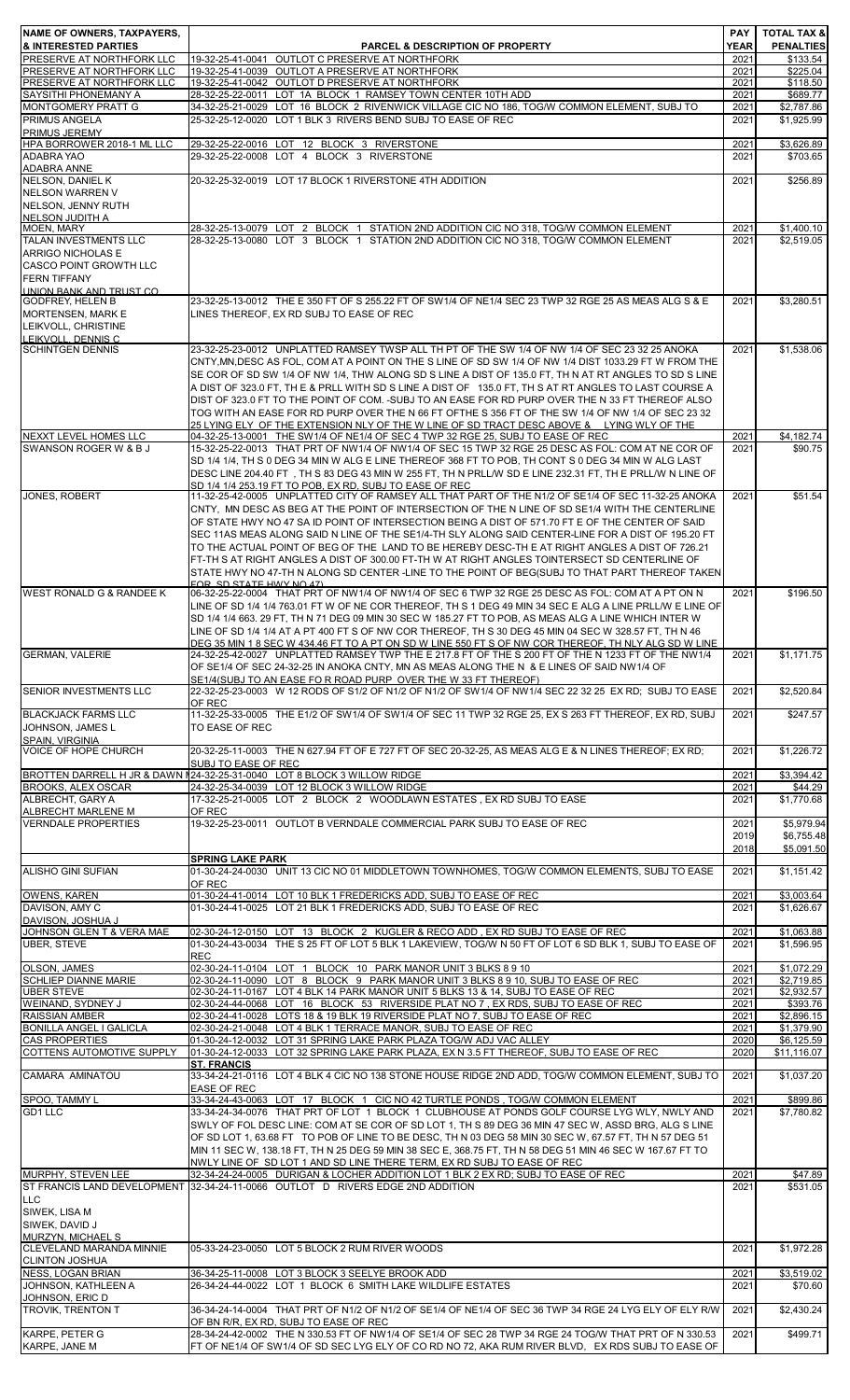| NAME OF OWNERS, TAXPAYERS, & INTERESTED PARTIES | PARCEL & DESCRIPTION OF PROPERTY | PAY YEAR | TOTAL TAX & PENALTIES |
|---|---|---|---|
| PRESERVE AT NORTHFORK LLC | 19-32-25-41-0041 OUTLOT C PRESERVE AT NORTHFORK | 2021 | $133.54 |
| PRESERVE AT NORTHFORK LLC | 19-32-25-41-0039 OUTLOT A PRESERVE AT NORTHFORK | 2021 | $225.04 |
| PRESERVE AT NORTHFORK LLC | 19-32-25-41-0042 OUTLOT D PRESERVE AT NORTHFORK | 2021 | $118.50 |
| SAYSITHI PHONEMANY A | 28-32-25-22-0011 LOT 1A BLOCK 1 RAMSEY TOWN CENTER 10TH ADD | 2021 | $689.77 |
| MONTGOMERY PRATT G | 34-32-25-21-0029 LOT 16 BLOCK 2 RIVENWICK VILLAGE CIC NO 186, TOG/W COMMON ELEMENT, SUBJ TO | 2021 | $2,787.86 |
| PRIMUS ANGELA<br>PRIMUS JEREMY | 25-32-25-12-0020 LOT 1 BLK 3 RIVERS BEND SUBJ TO EASE OF REC | 2021 | $1,925.99 |
| HPA BORROWER 2018-1 ML LLC | 29-32-25-22-0016 LOT 12 BLOCK 3 RIVERSTONE | 2021 | $3,626.89 |
| ADABRA YAO<br>ADABRA ANNE | 29-32-25-22-0008 LOT 4 BLOCK 3 RIVERSTONE | 2021 | $703.65 |
| NELSON, DANIEL K<br>NELSON WARREN V<br>NELSON, JENNY RUTH<br>NELSON JUDITH A | 20-32-25-32-0019 LOT 17 BLOCK 1 RIVERSTONE 4TH ADDITION | 2021 | $256.89 |
| MOEN, MARY | 28-32-25-13-0079 LOT 2 BLOCK 1 STATION 2ND ADDITION CIC NO 318, TOG/W COMMON ELEMENT | 2021 | $1,400.10 |
| TALAN INVESTMENTS LLC<br>ARRIGO NICHOLAS E<br>CASCO POINT GROWTH LLC<br>FERN TIFFANY<br>UNION BANK AND TRUST CO | 28-32-25-13-0080 LOT 3 BLOCK 1 STATION 2ND ADDITION CIC NO 318, TOG/W COMMON ELEMENT | 2021 | $2,519.05 |
| GODFREY, HELEN B<br>MORTENSEN, MARK E<br>LEIKVOLL, CHRISTINE<br>LEIKVOLL, DENNIS C | 23-32-25-13-0012 THE E 350 FT OF S 255.22 FT OF SW1/4 OF NE1/4 SEC 23 TWP 32 RGE 25 AS MEAS ALG S & E LINES THEREOF, EX RD SUBJ TO EASE OF REC | 2021 | $3,280.51 |
| SCHINTGEN DENNIS | 23-32-25-23-0012 UNPLATTED RAMSEY TWSP ALL TH PT OF THE SW 1/4 OF NW 1/4 OF SEC 23 32 25 ANOKA CNTY,MN,DESC AS FOL, COM AT A POINT ON THE S LINE OF SD SW 1/4 OF NW 1/4 DIST 1033.29 FT W FROM THE SE COR OF SD SW 1/4 OF NW 1/4, THW ALONG SD S LINE A DIST OF 135.0 FT, TH N AT RT ANGLES TO SD S LINE A DIST OF 323.0 FT, TH E & PRLL WITH SD S LINE A DIST OF 135.0 FT, TH S AT RT ANGLES TO LAST COURSE A DIST OF 323.0 FT TO THE POINT OF COM. -SUBJ TO AN EASE FOR RD PURP OVER THE N 33 FT THEREOF ALSO TOG WITH AN EASE FOR RD PURP OVER THE N 66 FT OFTHE S 356 FT OF THE SW 1/4 OF NW 1/4 OF SEC 23 32 25 LYING ELY OF THE EXTENSION NLY OF THE W LINE OF SD TRACT DESC ABOVE & LYING WLY OF THE | 2021 | $1,538.06 |
| NEXXT LEVEL HOMES LLC | 04-32-25-13-0001 THE SW1/4 OF NE1/4 OF SEC 4 TWP 32 RGE 25, SUBJ TO EASE OF REC | 2021 | $4,182.74 |
| SWANSON ROGER W & B J | 15-32-25-22-0013 THAT PRT OF NW1/4 OF NW1/4 OF SEC 15 TWP 32 RGE 25 DESC AS FOL: COM AT NE COR OF SD 1/4 1/4, TH S 0 DEG 34 MIN W ALG E LINE THEREOF 368 FT TO POB, TH CONT S 0 DEG 34 MIN W ALG LAST DESC LINE 204.40 FT , TH S 83 DEG 43 MIN W 255 FT, TH N PRLL/W SD E LINE 232.31 FT, TH E PRLL/W N LINE OF SD 1/4 1/4 253.19 FT TO POB, EX RD, SUBJ TO EASE OF REC | 2021 | $90.75 |
| JONES, ROBERT | 11-32-25-42-0005 UNPLATTED CITY OF RAMSEY ALL THAT PART OF THE N1/2 OF SE1/4 OF SEC 11-32-25 ANOKA CNTY, MN DESC AS BEG AT THE POINT OF INTERSECTION OF THE N LINE OF SD SE1/4 WITH THE CENTERLINE OF STATE HWY NO 47 SA ID POINT OF INTERSECTION BEING A DIST OF 571.70 FT E OF THE CENTER OF SAID SEC 11AS MEAS ALONG SAID N LINE OF THE SE1/4-TH SLY ALONG SAID CENTER-LINE FOR A DIST OF 195.20 FT TO THE ACTUAL POINT OF BEG OF THE LAND TO BE HEREBY DESC-TH E AT RIGHT ANGLES A DIST OF 726.21 FT-TH S AT RIGHT ANGLES A DIST OF 300.00 FT-TH W AT RIGHT ANGLES TOINTERSECT SD CENTERLINE OF STATE HWY NO 47-TH N ALONG SD CENTER -LINE TO THE POINT OF BEG(SUBJ TO THAT PART THEREOF TAKEN FOR SD STATE HWY NO 47) | 2021 | $51.54 |
| WEST RONALD G & RANDEE K | 06-32-25-22-0004 THAT PRT OF NW1/4 OF NW1/4 OF SEC 6 TWP 32 RGE 25 DESC AS FOL: COM AT A PT ON N LINE OF SD 1/4 1/4 763.01 FT W OF NE COR THEREOF, TH S 1 DEG 49 MIN 34 SEC E ALG A LINE PRLL/W E LINE OF SD 1/4 1/4 663. 29 FT, TH N 71 DEG 09 MIN 30 SEC W 185.27 FT TO POB, AS MEAS ALG A LINE WHICH INTER W LINE OF SD 1/4 1/4 AT A PT 400 FT S OF NW COR THEREOF, TH S 30 DEG 45 MIN 04 SEC W 328.57 FT, TH N 46 DEG 35 MIN 1 8 SEC W 434.46 FT TO A PT ON SD W LINE 550 FT S OF NW COR THEREOF, TH NLY ALG SD W LINE | 2021 | $196.50 |
| GERMAN, VALERIE | 24-32-25-42-0027 UNPLATTED RAMSEY TWP THE E 217.8 FT OF THE S 200 FT OF THE N 1233 FT OF THE NW1/4 OF SE1/4 OF SEC 24-32-25 IN ANOKA CNTY, MN AS MEAS ALONG THE N & E LINES OF SAID NW1/4 OF SE1/4(SUBJ TO AN EASE FO R ROAD PURP OVER THE W 33 FT THEREOF) | 2021 | $1,171.75 |
| SENIOR INVESTMENTS LLC | 22-32-25-23-0003 W 12 RODS OF S1/2 OF N1/2 OF N1/2 OF SW1/4 OF NW1/4 SEC 22 32 25 EX RD; SUBJ TO EASE OF REC | 2021 | $2,520.84 |
| BLACKJACK FARMS LLC<br>JOHNSON, JAMES L<br>SPAIN, VIRGINIA | 11-32-25-33-0005 THE E1/2 OF SW1/4 OF SW1/4 OF SEC 11 TWP 32 RGE 25, EX S 263 FT THEREOF, EX RD, SUBJ TO EASE OF REC | 2021 | $247.57 |
| VOICE OF HOPE CHURCH | 20-32-25-11-0003 THE N 627.94 FT OF E 727 FT OF SEC 20-32-25, AS MEAS ALG E & N LINES THEREOF; EX RD; SUBJ TO EASE OF REC | 2021 | $1,226.72 |
| BROTTEN DARRELL H JR & DAWN M | 24-32-25-31-0040 LOT 8 BLOCK 3 WILLOW RIDGE | 2021 | $3,394.42 |
| BROOKS, ALEX OSCAR | 24-32-25-34-0039 LOT 12 BLOCK 3 WILLOW RIDGE | 2021 | $44.29 |
| ALBRECHT, GARY A<br>ALBRECHT MARLENE M | 17-32-25-21-0005 LOT 2 BLOCK 2 WOODLAWN ESTATES , EX RD SUBJ TO EASE OF REC | 2021 | $1,770.68 |
| VERNDALE PROPERTIES | 19-32-25-23-0011 OUTLOT B VERNDALE COMMERCIAL PARK SUBJ TO EASE OF REC | 2021<br>2019<br>2018 | $5,979.94<br>$6,755.48<br>$5,091.50 |
| | **SPRING LAKE PARK** | | |
| ALISHO GINI SUFIAN | 01-30-24-24-0030 UNIT 13 CIC NO 01 MIDDLETOWN TOWNHOMES, TOG/W COMMON ELEMENTS, SUBJ TO EASE OF REC | 2021 | $1,151.42 |
| OWENS, KAREN | 01-30-24-41-0014 LOT 10 BLK 1 FREDERICKS ADD, SUBJ TO EASE OF REC | 2021 | $3,003.64 |
| DAVISON, AMY C<br>DAVISON, JOSHUA J | 01-30-24-41-0025 LOT 21 BLK 1 FREDERICKS ADD, SUBJ TO EASE OF REC | 2021 | $1,626.67 |
| JOHNSON GLENN T & VERA MAE | 02-30-24-12-0150 LOT 13 BLOCK 2 KUGLER & RECO ADD , EX RD SUBJ TO EASE OF REC | 2021 | $1,063.88 |
| UBER, STEVE | 01-30-24-43-0034 THE S 25 FT OF LOT 5 BLK 1 LAKEVIEW, TOG/W N 50 FT OF LOT 6 SD BLK 1, SUBJ TO EASE OF REC | 2021 | $1,596.95 |
| OLSON, JAMES | 02-30-24-11-0104 LOT 1 BLOCK 10 PARK MANOR UNIT 3 BLKS 8 9 10 | 2021 | $1,072.29 |
| SCHLIEP DIANNE MARIE | 02-30-24-11-0090 LOT 8 BLOCK 9 PARK MANOR UNIT 3 BLKS 8 9 10, SUBJ TO EASE OF REC | 2021 | $2,719.85 |
| UBER STEVE | 02-30-24-11-0167 LOT 4 BLK 14 PARK MANOR UNIT 5 BLKS 13 & 14, SUBJ TO EASE OF REC | 2021 | $2,932.57 |
| WEINAND, SYDNEY J | 02-30-24-44-0068 LOT 16 BLOCK 53 RIVERSIDE PLAT NO 7 , EX RDS, SUBJ TO EASE OF REC | 2021 | $393.76 |
| RAISSIAN AMBER | 02-30-24-41-0028 LOTS 18 & 19 BLK 19 RIVERSIDE PLAT NO 7, SUBJ TO EASE OF REC | 2021 | $2,896.15 |
| BONILLA ANGEL I GALICLA | 02-30-24-21-0048 LOT 4 BLK 1 TERRACE MANOR, SUBJ TO EASE OF REC | 2021 | $1,379.90 |
| CAS PROPERTIES | 01-30-24-12-0032 LOT 31 SPRING LAKE PARK PLAZA TOG/W ADJ VAC ALLEY | 2020 | $6,125.59 |
| COTTENS AUTOMOTIVE SUPPLY | 01-30-24-12-0033 LOT 32 SPRING LAKE PARK PLAZA, EX N 3.5 FT THEREOF, SUBJ TO EASE OF REC | 2020 | $11,116.07 |
| | **ST. FRANCIS** | | |
| CAMARA AMINATOU | 33-34-24-21-0116 LOT 4 BLK 4 CIC NO 138 STONE HOUSE RIDGE 2ND ADD, TOG/W COMMON ELEMENT, SUBJ TO EASE OF REC | 2021 | $1,037.20 |
| SPOO, TAMMY L | 33-34-24-43-0063 LOT 17 BLOCK 1 CIC NO 42 TURTLE PONDS , TOG/W COMMON ELEMENT | 2021 | $899.86 |
| GD1 LLC | 33-34-24-34-0076 THAT PRT OF LOT 1 BLOCK 1 CLUBHOUSE AT PONDS GOLF COURSE LYG WLY, NWLY AND SWLY OF FOL DESC LINE: COM AT SE COR OF SD LOT 1, TH S 89 DEG 36 MIN 47 SEC W, ASSD BRG, ALG S LINE OF SD LOT 1, 63.68 FT TO POB OF LINE TO BE DESC, TH N 03 DEG 58 MIN 30 SEC W, 67.57 FT, TH N 57 DEG 51 MIN 11 SEC W, 138.18 FT, TH N 25 DEG 59 MIN 38 SEC E, 368.75 FT, TH N 58 DEG 51 MIN 46 SEC W 167.67 FT TO NWLY LINE OF SD LOT 1 AND SD LINE THERE TERM, EX RD SUBJ TO EASE OF REC | 2021 | $7,780.82 |
| MURPHY, STEVEN LEE | 32-34-24-24-0005 DURIGAN & LOCHER ADDITION LOT 1 BLK 2 EX RD; SUBJ TO EASE OF REC | 2021 | $47.89 |
| ST FRANCIS LAND DEVELOPMENT LLC<br>SIWEK, LISA M<br>SIWEK, DAVID J<br>MURZYN, MICHAEL S | 32-34-24-11-0066 OUTLOT D RIVERS EDGE 2ND ADDITION | 2021 | $531.05 |
| CLEVELAND MARANDA MINNIE<br>CLINTON JOSHUA | 05-33-24-23-0050 LOT 5 BLOCK 2 RUM RIVER WOODS | 2021 | $1,972.28 |
| NESS, LOGAN BRIAN | 36-34-25-11-0008 LOT 3 BLOCK 3 SEELYE BROOK ADD | 2021 | $3,519.02 |
| JOHNSON, KATHLEEN A<br>JOHNSON, ERIC D | 26-34-24-44-0022 LOT 1 BLOCK 6 SMITH LAKE WILDLIFE ESTATES | 2021 | $70.60 |
| TROVIK, TRENTON T | 36-34-24-14-0004 THAT PRT OF N1/2 OF N1/2 OF SE1/4 OF NE1/4 OF SEC 36 TWP 34 RGE 24 LYG ELY OF ELY R/W OF BN R/R, EX RD, SUBJ TO EASE OF REC | 2021 | $2,430.24 |
| KARPE, PETER G<br>KARPE, JANE M | 28-34-24-42-0002 THE N 330.53 FT OF NW1/4 OF SE1/4 OF SEC 28 TWP 34 RGE 24 TOG/W THAT PRT OF N 330.53 FT OF NE1/4 OF SW1/4 OF SD SEC LYG ELY OF CO RD NO 72, AKA RUM RIVER BLVD, EX RDS SUBJ TO EASE OF | 2021 | $499.71 |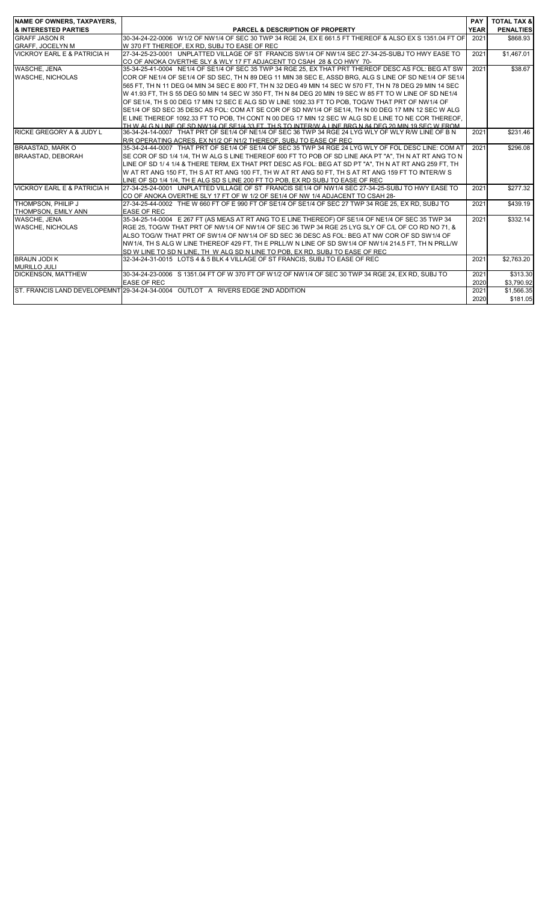| NAME OF OWNERS, TAXPAYERS, & INTERESTED PARTIES | PARCEL & DESCRIPTION OF PROPERTY | PAY YEAR | TOTAL TAX & PENALTIES |
|---|---|---|---|
| GRAFF JASON R<br>GRAFF, JOCELYN M | 30-34-24-22-0006 W1/2 OF NW1/4 OF SEC 30 TWP 34 RGE 24, EX E 661.5 FT THEREOF & ALSO EX S 1351.04 FT OF W 370 FT THEREOF, EX RD, SUBJ TO EASE OF REC | 2021 | $868.93 |
| VICKROY EARL E & PATRICIA H | 27-34-25-23-0001 UNPLATTED VILLAGE OF ST FRANCIS SW1/4 OF NW1/4 SEC 27-34-25-SUBJ TO HWY EASE TO CO OF ANOKA OVERTHE SLY & WLY 17 FT ADJACENT TO CSAH 28 & CO HWY 70- | 2021 | $1,467.01 |
| WASCHE, JENA<br>WASCHE, NICHOLAS | 35-34-25-41-0004 NE1/4 OF SE1/4 OF SEC 35 TWP 34 RGE 25, EX THAT PRT THEREOF DESC AS FOL: BEG AT SW COR OF NE1/4 OF SE1/4 OF SD SEC, TH N 89 DEG 11 MIN 38 SEC E, ASSD BRG, ALG S LINE OF SD NE1/4 OF SE1/4 565 FT, TH N 11 DEG 04 MIN 34 SEC E 800 FT, TH N 32 DEG 49 MIN 14 SEC W 570 FT, TH N 78 DEG 29 MIN 14 SEC W 41.93 FT, TH S 55 DEG 50 MIN 14 SEC W 350 FT, TH N 84 DEG 20 MIN 19 SEC W 85 FT TO W LINE OF SD NE1/4 OF SE1/4, TH S 00 DEG 17 MIN 12 SEC E ALG SD W LINE 1092.33 FT TO POB, TOG/W THAT PRT OF NW1/4 OF SE1/4 OF SD SEC 35 DESC AS FOL: COM AT SE COR OF SD NW1/4 OF SE1/4, TH N 00 DEG 17 MIN 12 SEC W ALG E LINE THEREOF 1092.33 FT TO POB, TH CONT N 00 DEG 17 MIN 12 SEC W ALG SD E LINE TO NE COR THEREOF, TH W ALG N LINE OF SD NW1/4 OF SE1/4 33 FT, TH S TO INTER/W A LINE BRG N 84 DEG 20 MIN 19 SEC W FROM | 2021 | $38.67 |
| RICKE GREGORY A & JUDY L | 36-34-24-14-0007 THAT PRT OF SE1/4 OF NE1/4 OF SEC 36 TWP 34 RGE 24 LYG WLY OF WLY R/W LINE OF B N R/R OPERATING ACRES, EX N1/2 OF N1/2 THEREOF, SUBJ TO EASE OF REC | 2021 | $231.46 |
| BRAASTAD, MARK O<br>BRAASTAD, DEBORAH | 35-34-24-44-0007 THAT PRT OF SE1/4 OF SE1/4 OF SEC 35 TWP 34 RGE 24 LYG WLY OF FOL DESC LINE: COM AT SE COR OF SD 1/4 1/4, TH W ALG S LINE THEREOF 600 FT TO POB OF SD LINE AKA PT "A", TH N AT RT ANG TO N LINE OF SD 1/ 4 1/4 & THERE TERM, EX THAT PRT DESC AS FOL: BEG AT SD PT "A", TH N AT RT ANG 259 FT, TH W AT RT ANG 150 FT, TH S AT RT ANG 100 FT, TH W AT RT ANG 50 FT, TH S AT RT ANG 159 FT TO INTER/W S LINE OF SD 1/4 1/4, TH E ALG SD S LINE 200 FT TO POB, EX RD SUBJ TO EASE OF REC | 2021 | $296.08 |
| VICKROY EARL E & PATRICIA H | 27-34-25-24-0001 UNPLATTED VILLAGE OF ST FRANCIS SE1/4 OF NW1/4 SEC 27-34-25-SUBJ TO HWY EASE TO CO OF ANOKA OVERTHE SLY 17 FT OF W 1/2 OF SE1/4 OF NW 1/4 ADJACENT TO CSAH 28- | 2021 | $277.32 |
| THOMPSON, PHILIP J<br>THOMPSON, EMILY ANN | 27-34-25-44-0002 THE W 660 FT OF E 990 FT OF SE1/4 OF SE1/4 OF SEC 27 TWP 34 RGE 25, EX RD, SUBJ TO EASE OF REC | 2021 | $439.19 |
| WASCHE, JENA<br>WASCHE, NICHOLAS | 35-34-25-14-0004 E 267 FT (AS MEAS AT RT ANG TO E LINE THEREOF) OF SE1/4 OF NE1/4 OF SEC 35 TWP 34 RGE 25, TOG/W THAT PRT OF NW1/4 OF NW1/4 OF SEC 36 TWP 34 RGE 25 LYG SLY OF C/L OF CO RD NO 71, & ALSO TOG/W THAT PRT OF SW1/4 OF NW1/4 OF SD SEC 36 DESC AS FOL: BEG AT NW COR OF SD SW1/4 OF NW1/4, TH S ALG W LINE THEREOF 429 FT, TH E PRLL/W N LINE OF SD SW1/4 OF NW1/4 214.5 FT, TH N PRLL/W SD W LINE TO SD N LINE, TH W ALG SD N LINE TO POB, EX RD, SUBJ TO EASE OF REC | 2021 | $332.14 |
| BRAUN JODI K<br>MURILLO JULI | 32-34-24-31-0015 LOTS 4 & 5 BLK 4 VILLAGE OF ST FRANCIS, SUBJ TO EASE OF REC | 2021 | $2,763.20 |
| DICKENSON, MATTHEW | 30-34-24-23-0006 S 1351.04 FT OF W 370 FT OF W1/2 OF NW1/4 OF SEC 30 TWP 34 RGE 24, EX RD, SUBJ TO EASE OF REC | 2021<br>2020 | $313.30<br>$3,790.92 |
| ST. FRANCIS LAND DEVELOPEMNT | 29-34-24-34-0004 OUTLOT A RIVERS EDGE 2ND ADDITION | 2021<br>2020 | $1,566.35<br>$181.05 |